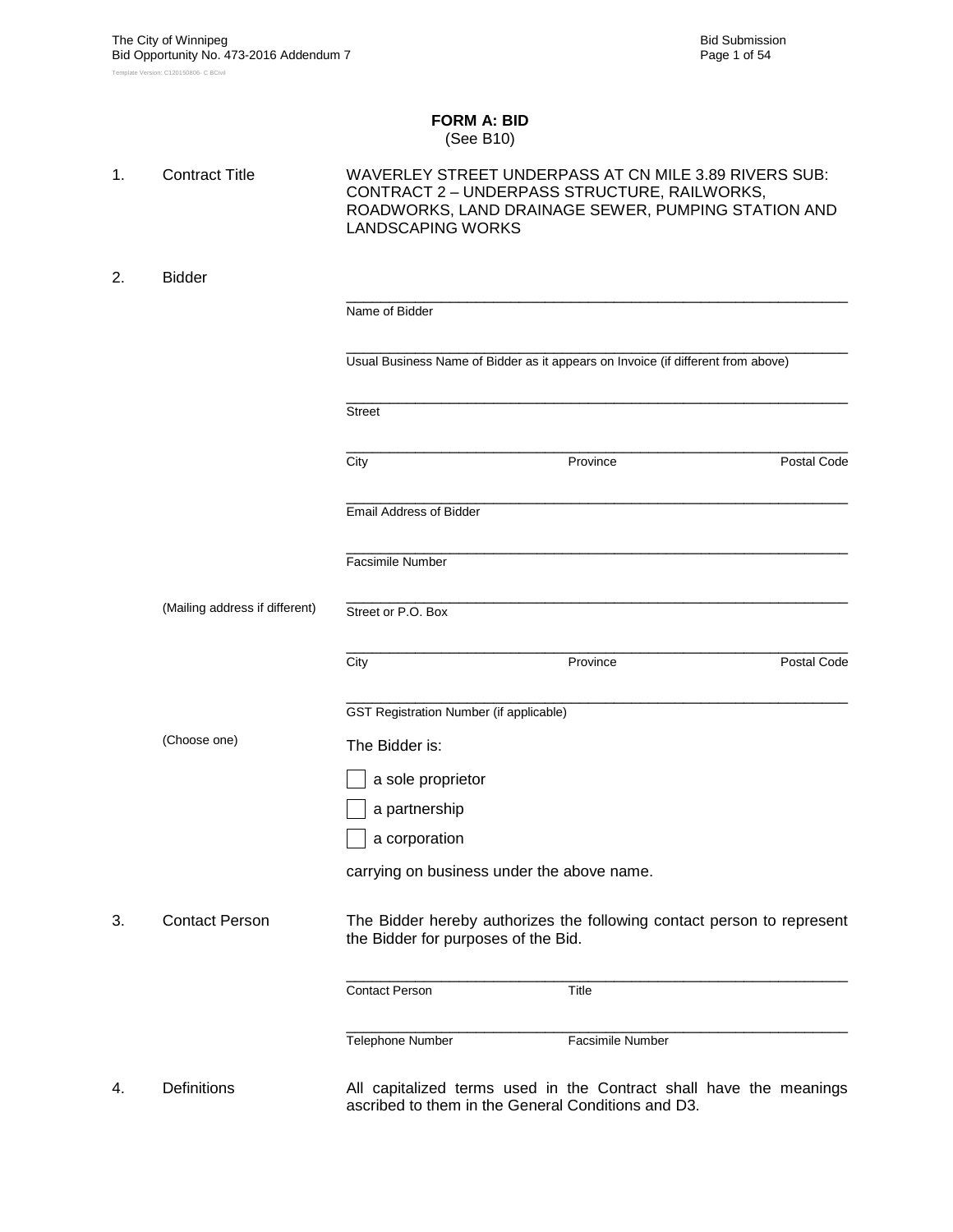# FORM A: BID
(See B10)

1. Contract Title

WAVERLEY STREET UNDERPASS AT CN MILE 3.89 RIVERS SUB: CONTRACT 2 – UNDERPASS STRUCTURE, RAILWORKS, ROADWORKS, LAND DRAINAGE SEWER, PUMPING STATION AND LANDSCAPING WORKS

2. Bidder

_______________________________________________
Name of Bidder

_______________________________________________
Usual Business Name of Bidder as it appears on Invoice (if different from above)

_______________________________________________
Street

_______________________________________________
City    Province    Postal Code

_______________________________________________
Email Address of Bidder

_______________________________________________
Facsimile Number

(Mailing address if different)

_______________________________________________
Street or P.O. Box

_______________________________________________
City    Province    Postal Code

_______________________________________________
GST Registration Number (if applicable)

(Choose one)

The Bidder is:

- ☐ a sole proprietor
- ☐ a partnership
- ☐ a corporation

carrying on business under the above name.

3. Contact Person

The Bidder hereby authorizes the following contact person to represent the Bidder for purposes of the Bid.

_______________________________________________
Contact Person    Title

_______________________________________________
Telephone Number    Facsimile Number

4. Definitions

All capitalized terms used in the Contract shall have the meanings ascribed to them in the General Conditions and D3.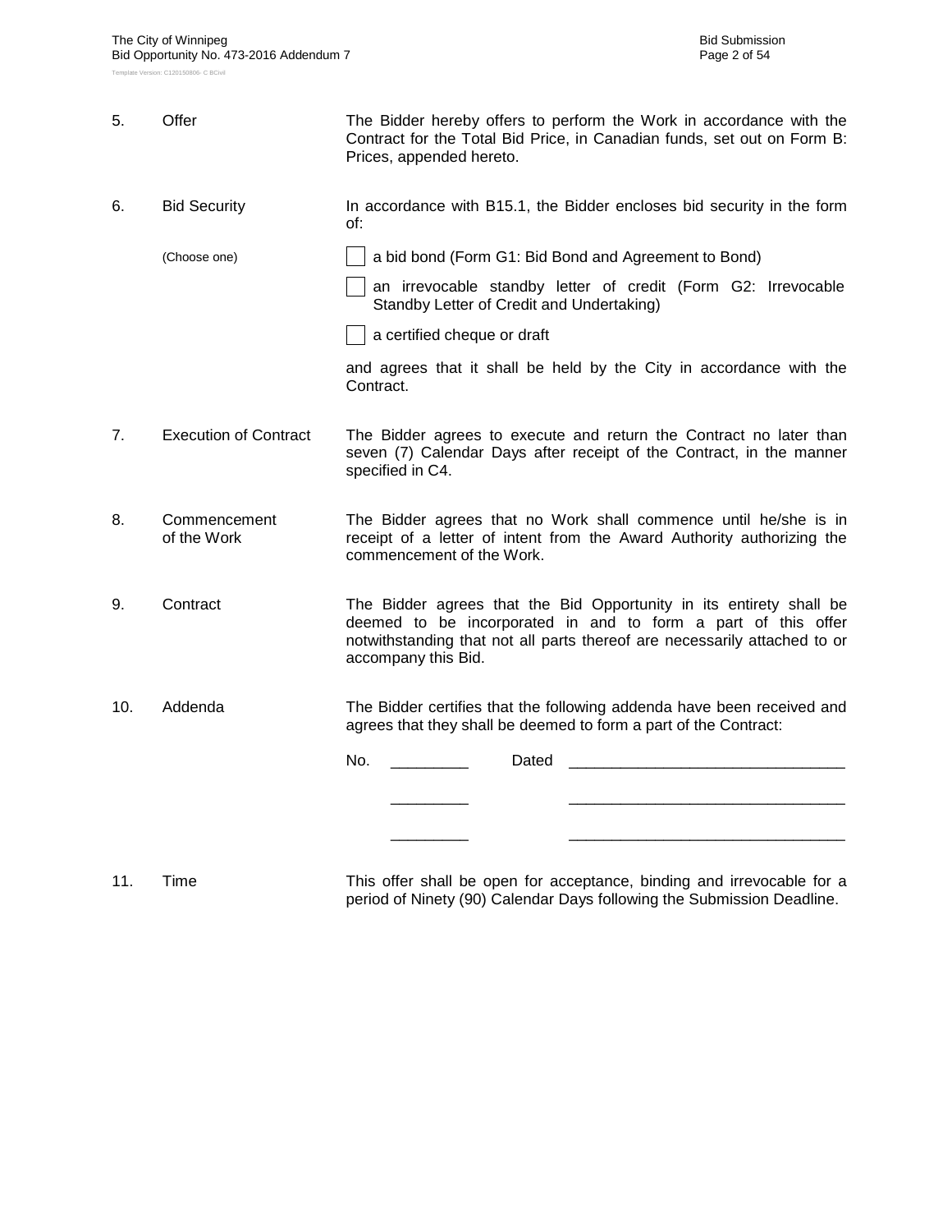5. **Offer**

The Bidder hereby offers to perform the Work in accordance with the Contract for the Total Bid Price, in Canadian funds, set out on Form B: Prices, appended hereto.

6. **Bid Security**

In accordance with B15.1, the Bidder encloses bid security in the form of:

(Choose one)

- [ ] a bid bond (Form G1: Bid Bond and Agreement to Bond)
- [ ] an irrevocable standby letter of credit (Form G2: Irrevocable Standby Letter of Credit and Undertaking)
- [ ] a certified cheque or draft

and agrees that it shall be held by the City in accordance with the Contract.

7. **Execution of Contract**

The Bidder agrees to execute and return the Contract no later than seven (7) Calendar Days after receipt of the Contract, in the manner specified in C4.

8. **Commencement of the Work**

The Bidder agrees that no Work shall commence until he/she is in receipt of a letter of intent from the Award Authority authorizing the commencement of the Work.

9. **Contract**

The Bidder agrees that the Bid Opportunity in its entirety shall be deemed to be incorporated in and to form a part of this offer notwithstanding that not all parts thereof are necessarily attached to or accompany this Bid.

10. **Addenda**

The Bidder certifies that the following addenda have been received and agrees that they shall be deemed to form a part of the Contract:

No. _________ Dated ________________________________

_________ ________________________________

_________ ________________________________

11. **Time**

This offer shall be open for acceptance, binding and irrevocable for a period of Ninety (90) Calendar Days following the Submission Deadline.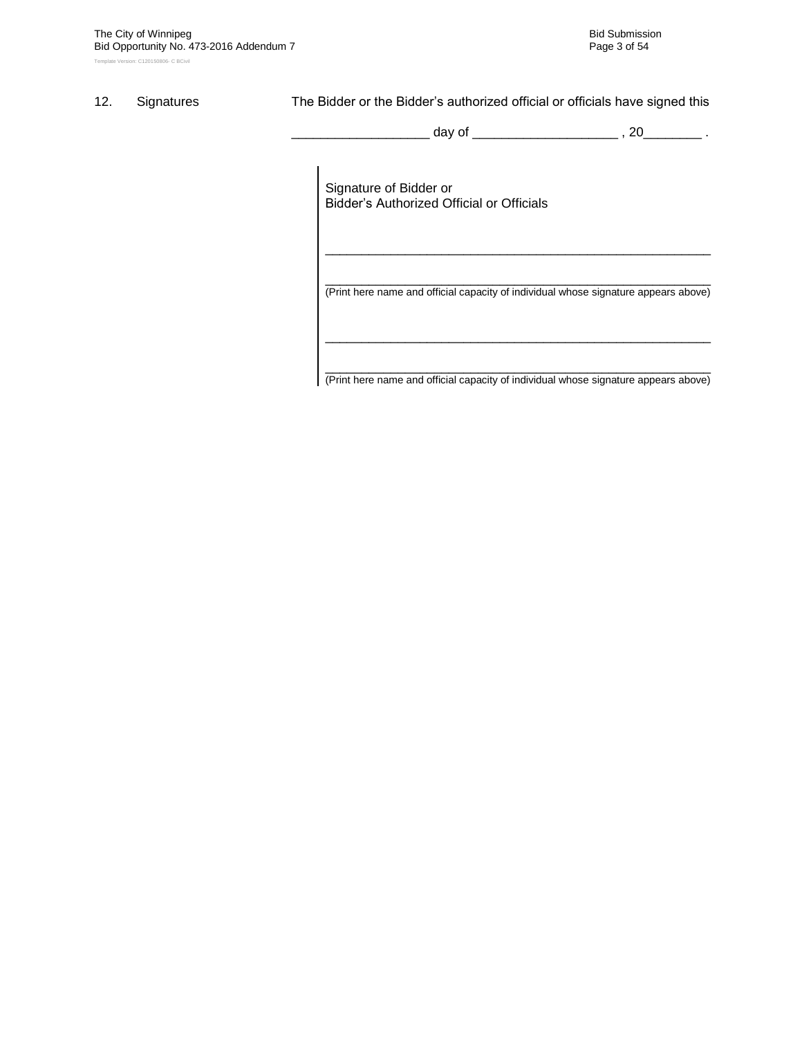12. Signatures

The Bidder or the Bidder's authorized official or officials have signed this

___________________ day of ____________________ , 20________ .

Signature of Bidder or
Bidder's Authorized Official or Officials

___________________________________________________________

___________________________________________________________
(Print here name and official capacity of individual whose signature appears above)

___________________________________________________________

___________________________________________________________
(Print here name and official capacity of individual whose signature appears above)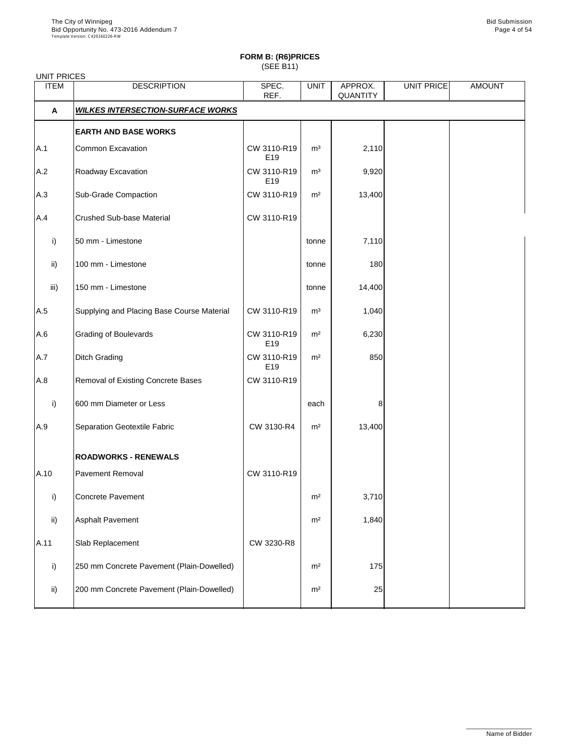## FORM B: (R6)PRICES
(SEE B11)

UNIT PRICES

| ITEM | DESCRIPTION | SPEC. REF. | UNIT | APPROX. QUANTITY | UNIT PRICE | AMOUNT |
|---|---|---|---|---|---|---|
| **A** | ***WILKES INTERSECTION-SURFACE WORKS*** | | | | | |
| | **EARTH AND BASE WORKS** | | | | | |
| A.1 | Common Excavation | CW 3110-R19 E19 | m³ | 2,110 | | |
| A.2 | Roadway Excavation | CW 3110-R19 E19 | m³ | 9,920 | | |
| A.3 | Sub-Grade Compaction | CW 3110-R19 | m² | 13,400 | | |
| A.4 | Crushed Sub-base Material | CW 3110-R19 | | | | |
| i) | 50 mm - Limestone | | tonne | 7,110 | | |
| ii) | 100 mm - Limestone | | tonne | 180 | | |
| iii) | 150 mm - Limestone | | tonne | 14,400 | | |
| A.5 | Supplying and Placing Base Course Material | CW 3110-R19 | m³ | 1,040 | | |
| A.6 | Grading of Boulevards | CW 3110-R19 E19 | m² | 6,230 | | |
| A.7 | Ditch Grading | CW 3110-R19 E19 | m² | 850 | | |
| A.8 | Removal of Existing Concrete Bases | CW 3110-R19 | | | | |
| i) | 600 mm Diameter or Less | | each | 8 | | |
| A.9 | Separation Geotextile Fabric | CW 3130-R4 | m² | 13,400 | | |
| | **ROADWORKS - RENEWALS** | | | | | |
| A.10 | Pavement Removal | CW 3110-R19 | | | | |
| i) | Concrete Pavement | | m² | 3,710 | | |
| ii) | Asphalt Pavement | | m² | 1,840 | | |
| A.11 | Slab Replacement | CW 3230-R8 | | | | |
| i) | 250 mm Concrete Pavement (Plain-Dowelled) | | m² | 175 | | |
| ii) | 200 mm Concrete Pavement (Plain-Dowelled) | | m² | 25 | | |

Name of Bidder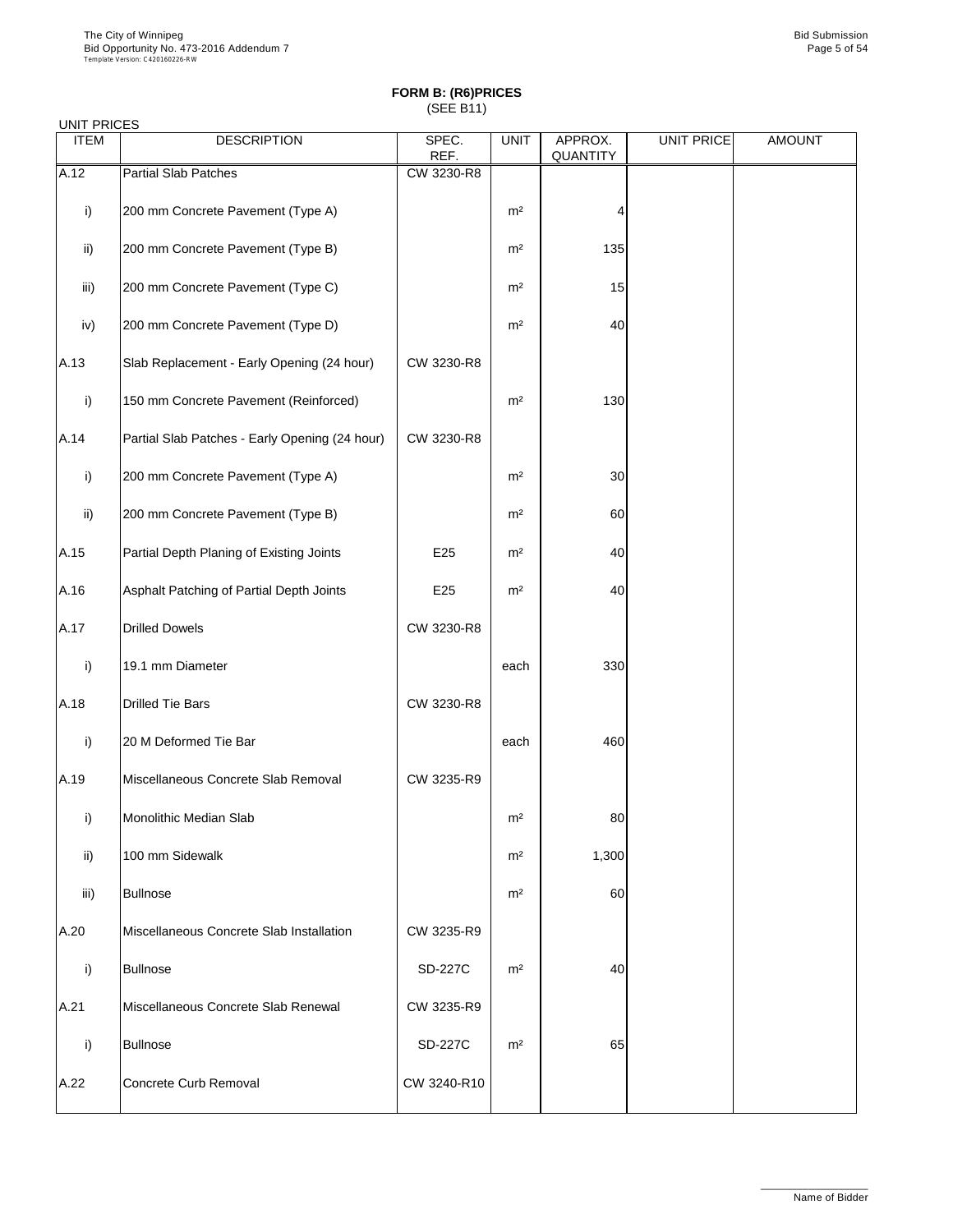# FORM B: (R6)PRICES

(SEE B11)

UNIT PRICES

| ITEM | DESCRIPTION | SPEC. REF. | UNIT | APPROX. QUANTITY | UNIT PRICE | AMOUNT |
|---|---|---|---|---|---|---|
| A.12 | Partial Slab Patches | CW 3230-R8 | | | | |
| i) | 200 mm Concrete Pavement (Type A) | | m² | 4 | | |
| ii) | 200 mm Concrete Pavement (Type B) | | m² | 135 | | |
| iii) | 200 mm Concrete Pavement (Type C) | | m² | 15 | | |
| iv) | 200 mm Concrete Pavement (Type D) | | m² | 40 | | |
| A.13 | Slab Replacement - Early Opening (24 hour) | CW 3230-R8 | | | | |
| i) | 150 mm Concrete Pavement (Reinforced) | | m² | 130 | | |
| A.14 | Partial Slab Patches - Early Opening (24 hour) | CW 3230-R8 | | | | |
| i) | 200 mm Concrete Pavement (Type A) | | m² | 30 | | |
| ii) | 200 mm Concrete Pavement (Type B) | | m² | 60 | | |
| A.15 | Partial Depth Planing of Existing Joints | E25 | m² | 40 | | |
| A.16 | Asphalt Patching of Partial Depth Joints | E25 | m² | 40 | | |
| A.17 | Drilled Dowels | CW 3230-R8 | | | | |
| i) | 19.1 mm Diameter | | each | 330 | | |
| A.18 | Drilled Tie Bars | CW 3230-R8 | | | | |
| i) | 20 M Deformed Tie Bar | | each | 460 | | |
| A.19 | Miscellaneous Concrete Slab Removal | CW 3235-R9 | | | | |
| i) | Monolithic Median Slab | | m² | 80 | | |
| ii) | 100 mm Sidewalk | | m² | 1,300 | | |
| iii) | Bullnose | | m² | 60 | | |
| A.20 | Miscellaneous Concrete Slab Installation | CW 3235-R9 | | | | |
| i) | Bullnose | SD-227C | m² | 40 | | |
| A.21 | Miscellaneous Concrete Slab Renewal | CW 3235-R9 | | | | |
| i) | Bullnose | SD-227C | m² | 65 | | |
| A.22 | Concrete Curb Removal | CW 3240-R10 | | | | |

Name of Bidder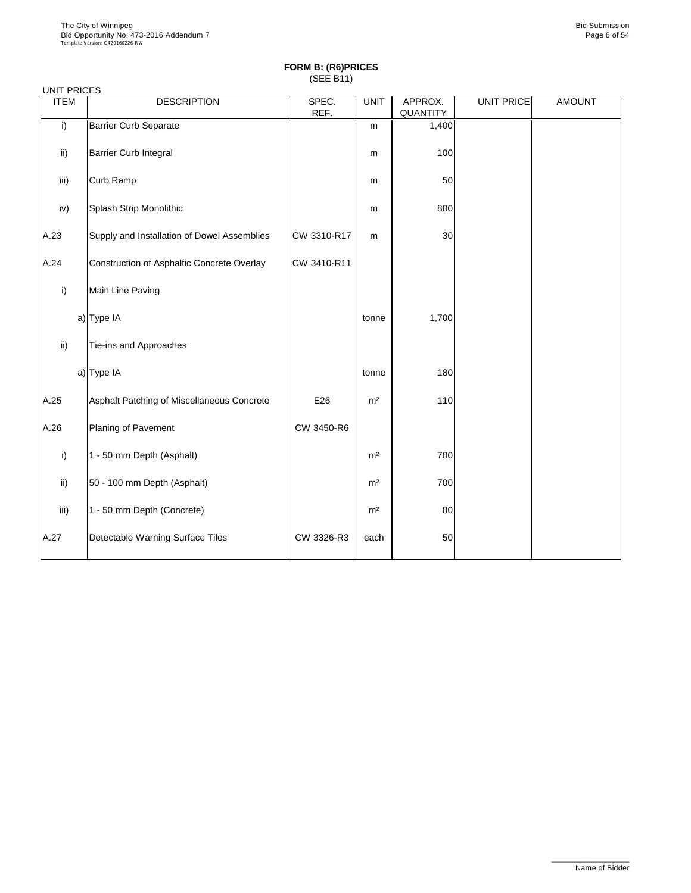**FORM B: (R6)PRICES**
(SEE B11)

UNIT PRICES

| ITEM | DESCRIPTION | SPEC. REF. | UNIT | APPROX. QUANTITY | UNIT PRICE | AMOUNT |
|---|---|---|---|---|---|---|
| i) | Barrier Curb Separate | | m | 1,400 | | |
| ii) | Barrier Curb Integral | | m | 100 | | |
| iii) | Curb Ramp | | m | 50 | | |
| iv) | Splash Strip Monolithic | | m | 800 | | |
| A.23 | Supply and Installation of Dowel Assemblies | CW 3310-R17 | m | 30 | | |
| A.24 | Construction of Asphaltic Concrete Overlay | CW 3410-R11 | | | | |
| i) | Main Line Paving | | | | | |
| a) | Type IA | | tonne | 1,700 | | |
| ii) | Tie-ins and Approaches | | | | | |
| a) | Type IA | | tonne | 180 | | |
| A.25 | Asphalt Patching of Miscellaneous Concrete | E26 | m² | 110 | | |
| A.26 | Planing of Pavement | CW 3450-R6 | | | | |
| i) | 1 - 50 mm Depth (Asphalt) | | m² | 700 | | |
| ii) | 50 - 100 mm Depth (Asphalt) | | m² | 700 | | |
| iii) | 1 - 50 mm Depth (Concrete) | | m² | 80 | | |
| A.27 | Detectable Warning Surface Tiles | CW 3326-R3 | each | 50 | | |

Name of Bidder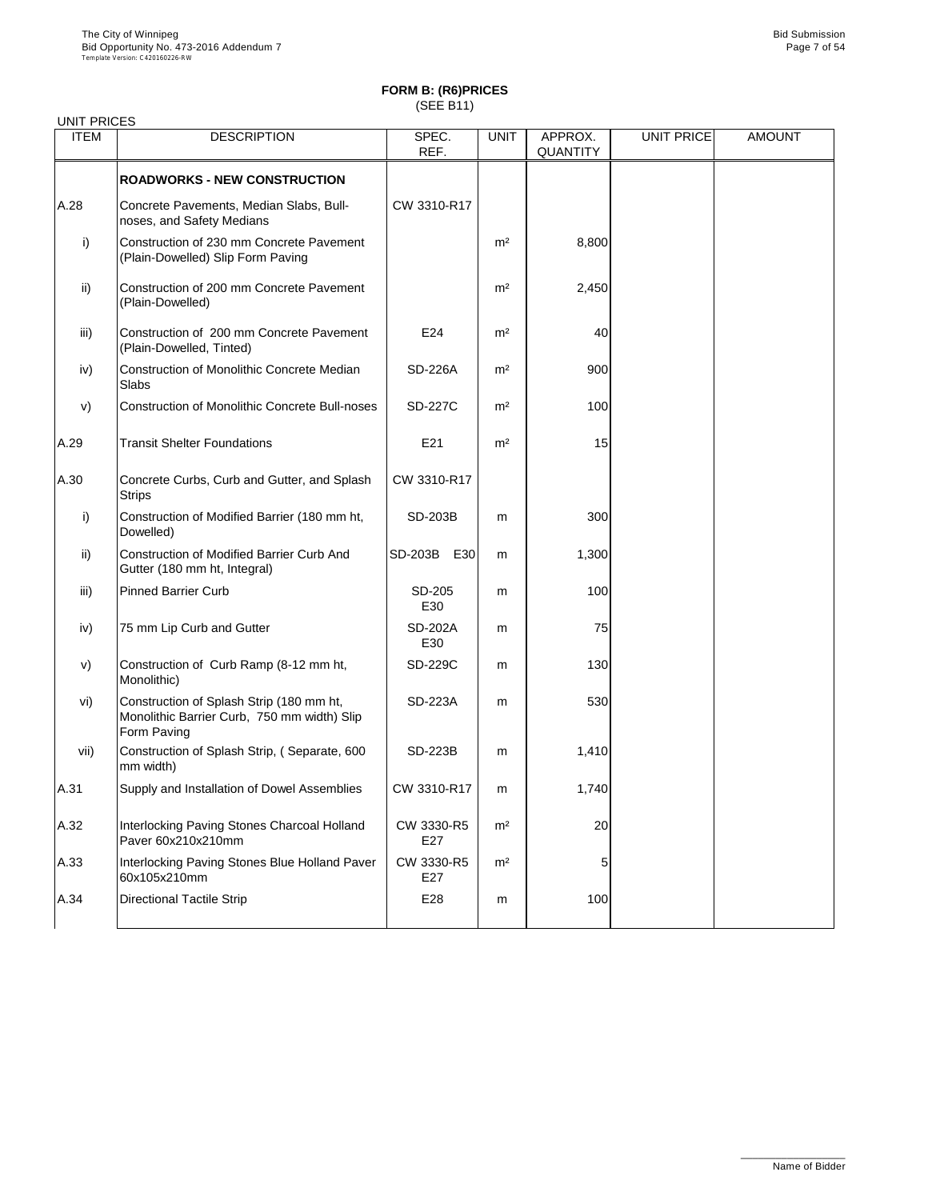## FORM B: (R6)PRICES

(SEE B11)

UNIT PRICES

| ITEM | DESCRIPTION | SPEC. REF. | UNIT | APPROX. QUANTITY | UNIT PRICE | AMOUNT |
|---|---|---|---|---|---|---|
| | **ROADWORKS - NEW CONSTRUCTION** | | | | | |
| A.28 | Concrete Pavements, Median Slabs, Bull-noses, and Safety Medians | CW 3310-R17 | | | | |
| i) | Construction of 230 mm Concrete Pavement (Plain-Dowelled) Slip Form Paving | | m² | 8,800 | | |
| ii) | Construction of 200 mm Concrete Pavement (Plain-Dowelled) | | m² | 2,450 | | |
| iii) | Construction of 200 mm Concrete Pavement (Plain-Dowelled, Tinted) | E24 | m² | 40 | | |
| iv) | Construction of Monolithic Concrete Median Slabs | SD-226A | m² | 900 | | |
| v) | Construction of Monolithic Concrete Bull-noses | SD-227C | m² | 100 | | |
| A.29 | Transit Shelter Foundations | E21 | m² | 15 | | |
| A.30 | Concrete Curbs, Curb and Gutter, and Splash Strips | CW 3310-R17 | | | | |
| i) | Construction of Modified Barrier (180 mm ht, Dowelled) | SD-203B | m | 300 | | |
| ii) | Construction of Modified Barrier Curb And Gutter (180 mm ht, Integral) | SD-203B E30 | m | 1,300 | | |
| iii) | Pinned Barrier Curb | SD-205 E30 | m | 100 | | |
| iv) | 75 mm Lip Curb and Gutter | SD-202A E30 | m | 75 | | |
| v) | Construction of Curb Ramp (8-12 mm ht, Monolithic) | SD-229C | m | 130 | | |
| vi) | Construction of Splash Strip (180 mm ht, Monolithic Barrier Curb, 750 mm width) Slip Form Paving | SD-223A | m | 530 | | |
| vii) | Construction of Splash Strip, ( Separate, 600 mm width) | SD-223B | m | 1,410 | | |
| A.31 | Supply and Installation of Dowel Assemblies | CW 3310-R17 | m | 1,740 | | |
| A.32 | Interlocking Paving Stones Charcoal Holland Paver 60x210x210mm | CW 3330-R5 E27 | m² | 20 | | |
| A.33 | Interlocking Paving Stones Blue Holland Paver 60x105x210mm | CW 3330-R5 E27 | m² | 5 | | |
| A.34 | Directional Tactile Strip | E28 | m | 100 | | |

Name of Bidder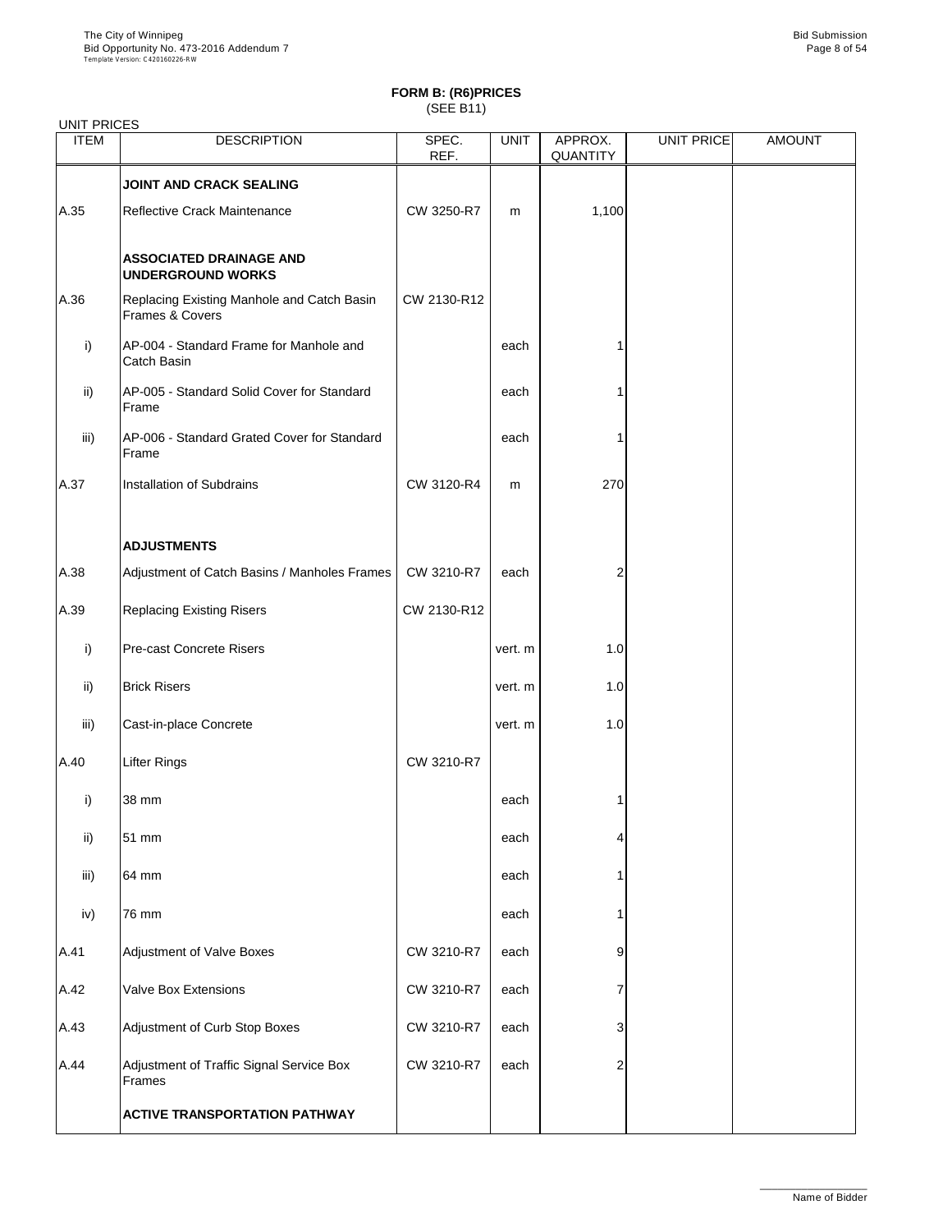**FORM B: (R6)PRICES**
(SEE B11)

UNIT PRICES

| ITEM | DESCRIPTION | SPEC. REF. | UNIT | APPROX. QUANTITY | UNIT PRICE | AMOUNT |
|---|---|---|---|---|---|---|
| | **JOINT AND CRACK SEALING** | | | | | |
| A.35 | Reflective Crack Maintenance | CW 3250-R7 | m | 1,100 | | |
| | **ASSOCIATED DRAINAGE AND UNDERGROUND WORKS** | | | | | |
| A.36 | Replacing Existing Manhole and Catch Basin Frames & Covers | CW 2130-R12 | | | | |
| i) | AP-004 - Standard Frame for Manhole and Catch Basin | | each | 1 | | |
| ii) | AP-005 - Standard Solid Cover for Standard Frame | | each | 1 | | |
| iii) | AP-006 - Standard Grated Cover for Standard Frame | | each | 1 | | |
| A.37 | Installation of Subdrains | CW 3120-R4 | m | 270 | | |
| | **ADJUSTMENTS** | | | | | |
| A.38 | Adjustment of Catch Basins / Manholes Frames | CW 3210-R7 | each | 2 | | |
| A.39 | Replacing Existing Risers | CW 2130-R12 | | | | |
| i) | Pre-cast Concrete Risers | | vert. m | 1.0 | | |
| ii) | Brick Risers | | vert. m | 1.0 | | |
| iii) | Cast-in-place Concrete | | vert. m | 1.0 | | |
| A.40 | Lifter Rings | CW 3210-R7 | | | | |
| i) | 38 mm | | each | 1 | | |
| ii) | 51 mm | | each | 4 | | |
| iii) | 64 mm | | each | 1 | | |
| iv) | 76 mm | | each | 1 | | |
| A.41 | Adjustment of Valve Boxes | CW 3210-R7 | each | 9 | | |
| A.42 | Valve Box Extensions | CW 3210-R7 | each | 7 | | |
| A.43 | Adjustment of Curb Stop Boxes | CW 3210-R7 | each | 3 | | |
| A.44 | Adjustment of Traffic Signal Service Box Frames | CW 3210-R7 | each | 2 | | |
| | **ACTIVE TRANSPORTATION PATHWAY** | | | | | |

Name of Bidder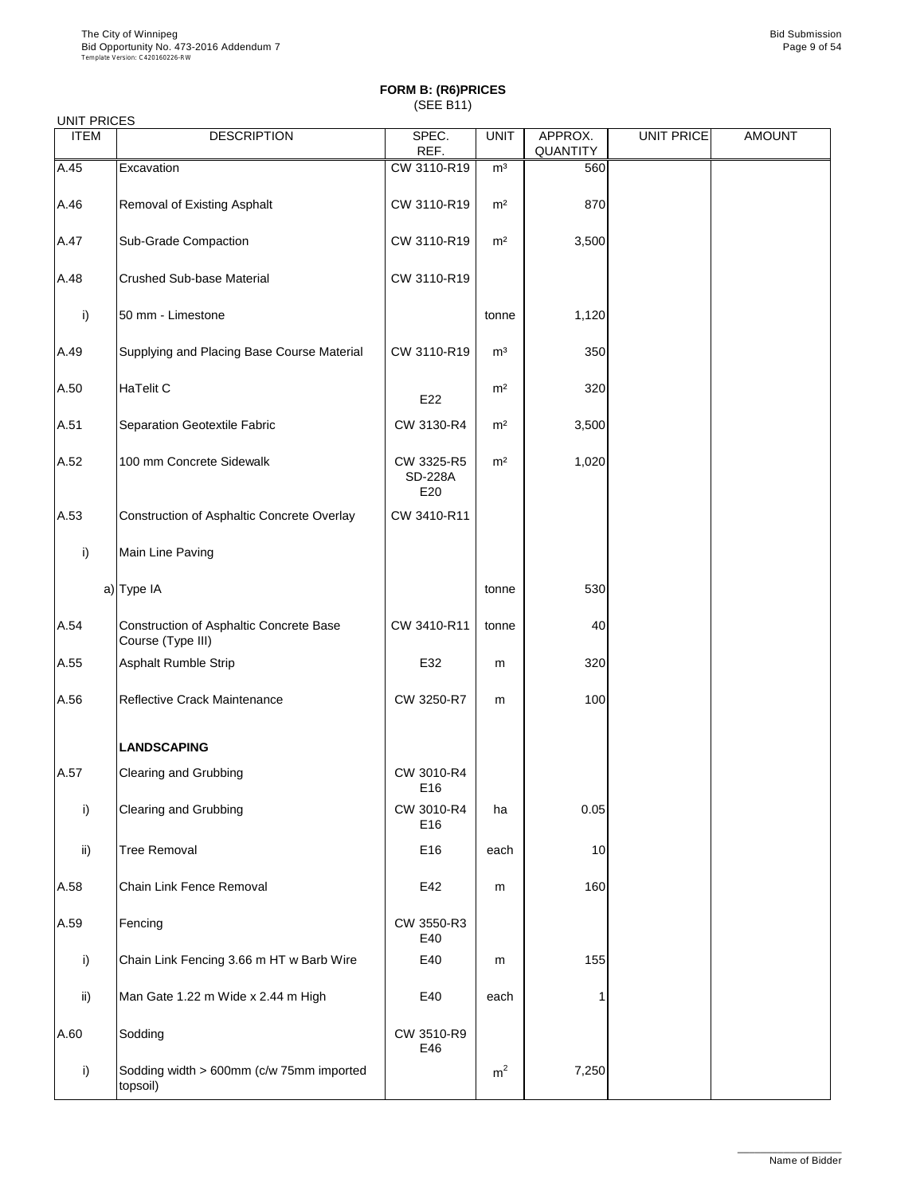**FORM B: (R6)PRICES**
(SEE B11)

UNIT PRICES

| ITEM | DESCRIPTION | SPEC. REF. | UNIT | APPROX. QUANTITY | UNIT PRICE | AMOUNT |
|---|---|---|---|---|---|---|
| A.45 | Excavation | CW 3110-R19 | $m^3$ | 560 | | |
| A.46 | Removal of Existing Asphalt | CW 3110-R19 | $m^2$ | 870 | | |
| A.47 | Sub-Grade Compaction | CW 3110-R19 | $m^2$ | 3,500 | | |
| A.48 | Crushed Sub-base Material | CW 3110-R19 | | | | |
| i) | 50 mm - Limestone | | tonne | 1,120 | | |
| A.49 | Supplying and Placing Base Course Material | CW 3110-R19 | $m^3$ | 350 | | |
| A.50 | HaTelit C | E22 | $m^2$ | 320 | | |
| A.51 | Separation Geotextile Fabric | CW 3130-R4 | $m^2$ | 3,500 | | |
| A.52 | 100 mm Concrete Sidewalk | CW 3325-R5 SD-228A E20 | $m^2$ | 1,020 | | |
| A.53 | Construction of Asphaltic Concrete Overlay | CW 3410-R11 | | | | |
| i) | Main Line Paving | | | | | |
| a) | Type IA | | tonne | 530 | | |
| A.54 | Construction of Asphaltic Concrete Base Course (Type III) | CW 3410-R11 | tonne | 40 | | |
| A.55 | Asphalt Rumble Strip | E32 | m | 320 | | |
| A.56 | Reflective Crack Maintenance | CW 3250-R7 | m | 100 | | |
| | **LANDSCAPING** | | | | | |
| A.57 | Clearing and Grubbing | CW 3010-R4 E16 | | | | |
| i) | Clearing and Grubbing | CW 3010-R4 E16 | ha | 0.05 | | |
| ii) | Tree Removal | E16 | each | 10 | | |
| A.58 | Chain Link Fence Removal | E42 | m | 160 | | |
| A.59 | Fencing | CW 3550-R3 E40 | | | | |
| i) | Chain Link Fencing 3.66 m HT w Barb Wire | E40 | m | 155 | | |
| ii) | Man Gate 1.22 m Wide x 2.44 m High | E40 | each | 1 | | |
| A.60 | Sodding | CW 3510-R9 E46 | | | | |
| i) | Sodding width > 600mm (c/w 75mm imported topsoil) | | $m^2$ | 7,250 | | |

Name of Bidder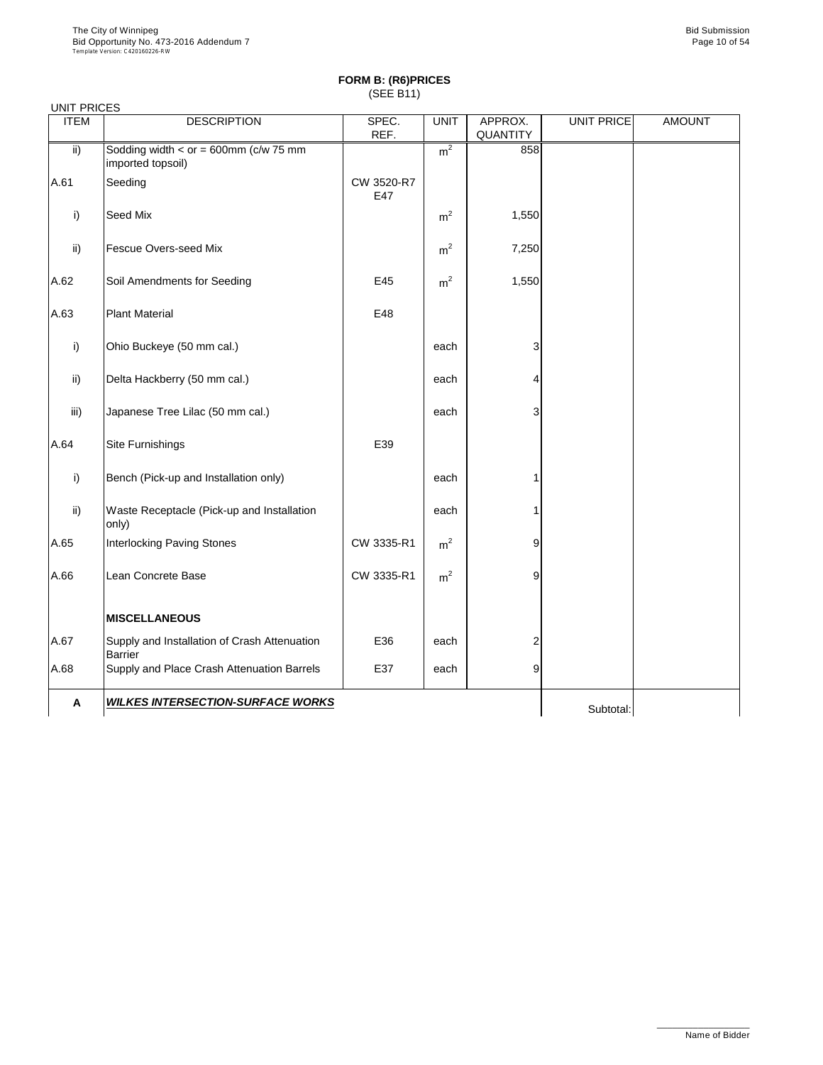## FORM B: (R6)PRICES

(SEE B11)

UNIT PRICES

| ITEM | DESCRIPTION | SPEC. REF. | UNIT | APPROX. QUANTITY | UNIT PRICE | AMOUNT |
|---|---|---|---|---|---|---|
| ii) | Sodding width < or = 600mm (c/w 75 mm imported topsoil) | | $m^2$ | 858 | | |
| A.61 | Seeding | CW 3520-R7 E47 | | | | |
| i) | Seed Mix | | $m^2$ | 1,550 | | |
| ii) | Fescue Overs-seed Mix | | $m^2$ | 7,250 | | |
| A.62 | Soil Amendments for Seeding | E45 | $m^2$ | 1,550 | | |
| A.63 | Plant Material | E48 | | | | |
| i) | Ohio Buckeye (50 mm cal.) | | each | 3 | | |
| ii) | Delta Hackberry (50 mm cal.) | | each | 4 | | |
| iii) | Japanese Tree Lilac (50 mm cal.) | | each | 3 | | |
| A.64 | Site Furnishings | E39 | | | | |
| i) | Bench (Pick-up and Installation only) | | each | 1 | | |
| ii) | Waste Receptacle (Pick-up and Installation only) | | each | 1 | | |
| A.65 | Interlocking Paving Stones | CW 3335-R1 | $m^2$ | 9 | | |
| A.66 | Lean Concrete Base | CW 3335-R1 | $m^2$ | 9 | | |
| | **MISCELLANEOUS** | | | | | |
| A.67 | Supply and Installation of Crash Attenuation Barrier | E36 | each | 2 | | |
| A.68 | Supply and Place Crash Attenuation Barrels | E37 | each | 9 | | |
| **A** | ***WILKES INTERSECTION-SURFACE WORKS*** | | | | Subtotal: | |

Name of Bidder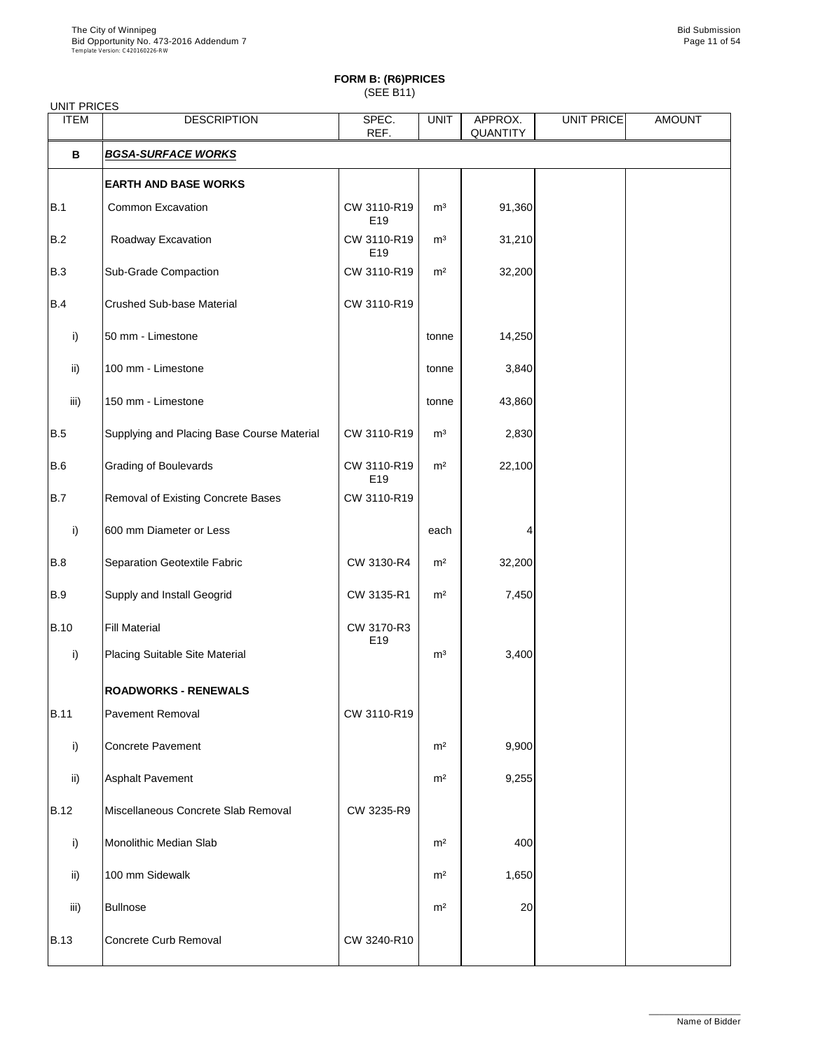## FORM B: (R6)PRICES

(SEE B11)

UNIT PRICES

| ITEM | DESCRIPTION | SPEC. REF. | UNIT | APPROX. QUANTITY | UNIT PRICE | AMOUNT |
|---|---|---|---|---|---|---|
| **B** | ***BGSA-SURFACE WORKS*** | | | | | |
| | **EARTH AND BASE WORKS** | | | | | |
| B.1 | Common Excavation | CW 3110-R19 E19 | m³ | 91,360 | | |
| B.2 | Roadway Excavation | CW 3110-R19 E19 | m³ | 31,210 | | |
| B.3 | Sub-Grade Compaction | CW 3110-R19 | m² | 32,200 | | |
| B.4 | Crushed Sub-base Material | CW 3110-R19 | | | | |
| i) | 50 mm - Limestone | | tonne | 14,250 | | |
| ii) | 100 mm - Limestone | | tonne | 3,840 | | |
| iii) | 150 mm - Limestone | | tonne | 43,860 | | |
| B.5 | Supplying and Placing Base Course Material | CW 3110-R19 | m³ | 2,830 | | |
| B.6 | Grading of Boulevards | CW 3110-R19 E19 | m² | 22,100 | | |
| B.7 | Removal of Existing Concrete Bases | CW 3110-R19 | | | | |
| i) | 600 mm Diameter or Less | | each | 4 | | |
| B.8 | Separation Geotextile Fabric | CW 3130-R4 | m² | 32,200 | | |
| B.9 | Supply and Install Geogrid | CW 3135-R1 | m² | 7,450 | | |
| B.10 | Fill Material | CW 3170-R3 E19 | | | | |
| i) | Placing Suitable Site Material | | m³ | 3,400 | | |
| | **ROADWORKS - RENEWALS** | | | | | |
| B.11 | Pavement Removal | CW 3110-R19 | | | | |
| i) | Concrete Pavement | | m² | 9,900 | | |
| ii) | Asphalt Pavement | | m² | 9,255 | | |
| B.12 | Miscellaneous Concrete Slab Removal | CW 3235-R9 | | | | |
| i) | Monolithic Median Slab | | m² | 400 | | |
| ii) | 100 mm Sidewalk | | m² | 1,650 | | |
| iii) | Bullnose | | m² | 20 | | |
| B.13 | Concrete Curb Removal | CW 3240-R10 | | | | |

Name of Bidder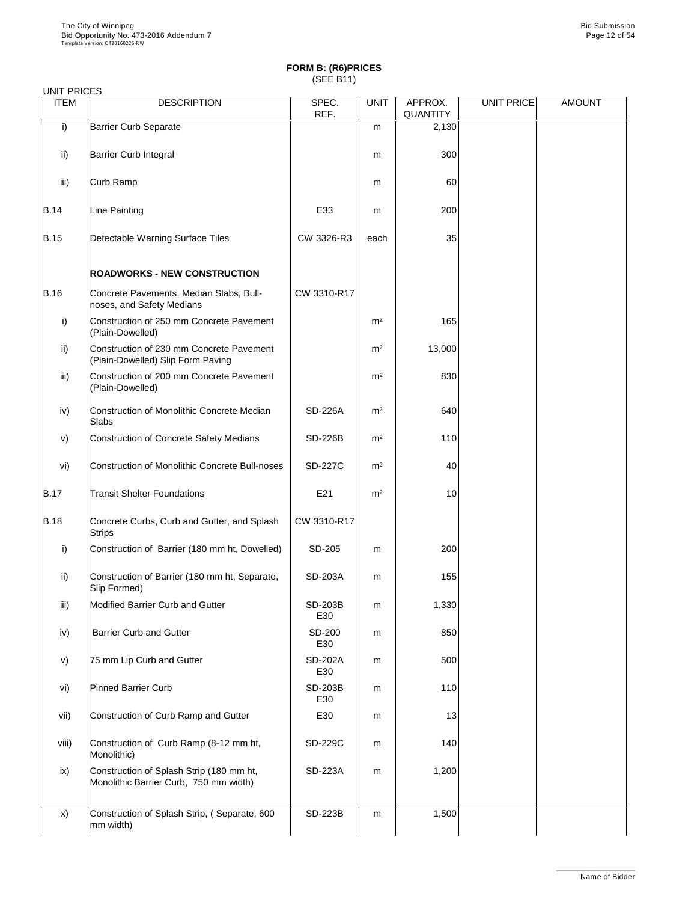## FORM B: (R6)PRICES
(SEE B11)

UNIT PRICES

| ITEM | DESCRIPTION | SPEC. REF. | UNIT | APPROX. QUANTITY | UNIT PRICE | AMOUNT |
|---|---|---|---|---|---|---|
| i) | Barrier Curb Separate | | m | 2,130 | | |
| ii) | Barrier Curb Integral | | m | 300 | | |
| iii) | Curb Ramp | | m | 60 | | |
| B.14 | Line Painting | E33 | m | 200 | | |
| B.15 | Detectable Warning Surface Tiles | CW 3326-R3 | each | 35 | | |
| | **ROADWORKS - NEW CONSTRUCTION** | | | | | |
| B.16 | Concrete Pavements, Median Slabs, Bull-noses, and Safety Medians | CW 3310-R17 | | | | |
| i) | Construction of 250 mm Concrete Pavement (Plain-Dowelled) | | m² | 165 | | |
| ii) | Construction of 230 mm Concrete Pavement (Plain-Dowelled) Slip Form Paving | | m² | 13,000 | | |
| iii) | Construction of 200 mm Concrete Pavement (Plain-Dowelled) | | m² | 830 | | |
| iv) | Construction of Monolithic Concrete Median Slabs | SD-226A | m² | 640 | | |
| v) | Construction of Concrete Safety Medians | SD-226B | m² | 110 | | |
| vi) | Construction of Monolithic Concrete Bull-noses | SD-227C | m² | 40 | | |
| B.17 | Transit Shelter Foundations | E21 | m² | 10 | | |
| B.18 | Concrete Curbs, Curb and Gutter, and Splash Strips | CW 3310-R17 | | | | |
| i) | Construction of Barrier (180 mm ht, Dowelled) | SD-205 | m | 200 | | |
| ii) | Construction of Barrier (180 mm ht, Separate, Slip Formed) | SD-203A | m | 155 | | |
| iii) | Modified Barrier Curb and Gutter | SD-203B E30 | m | 1,330 | | |
| iv) | Barrier Curb and Gutter | SD-200 E30 | m | 850 | | |
| v) | 75 mm Lip Curb and Gutter | SD-202A E30 | m | 500 | | |
| vi) | Pinned Barrier Curb | SD-203B E30 | m | 110 | | |
| vii) | Construction of Curb Ramp and Gutter | E30 | m | 13 | | |
| viii) | Construction of Curb Ramp (8-12 mm ht, Monolithic) | SD-229C | m | 140 | | |
| ix) | Construction of Splash Strip (180 mm ht, Monolithic Barrier Curb, 750 mm width) | SD-223A | m | 1,200 | | |
| x) | Construction of Splash Strip, ( Separate, 600 mm width) | SD-223B | m | 1,500 | | |

Name of Bidder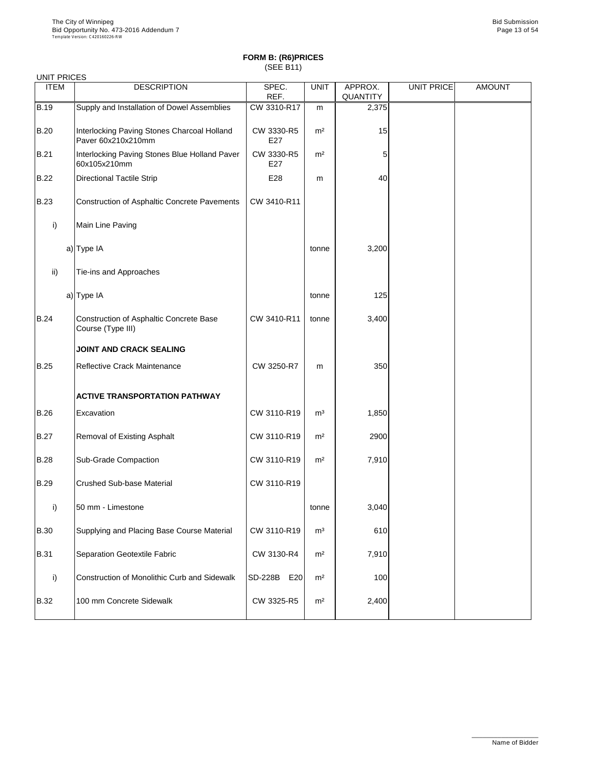# FORM B: (R6)PRICES

(SEE B11)

UNIT PRICES

| ITEM | DESCRIPTION | SPEC. REF. | UNIT | APPROX. QUANTITY | UNIT PRICE | AMOUNT |
|---|---|---|---|---|---|---|
| B.19 | Supply and Installation of Dowel Assemblies | CW 3310-R17 | m | 2,375 | | |
| B.20 | Interlocking Paving Stones Charcoal Holland Paver 60x210x210mm | CW 3330-R5 E27 | m² | 15 | | |
| B.21 | Interlocking Paving Stones Blue Holland Paver 60x105x210mm | CW 3330-R5 E27 | m² | 5 | | |
| B.22 | Directional Tactile Strip | E28 | m | 40 | | |
| B.23 | Construction of Asphaltic Concrete Pavements | CW 3410-R11 | | | | |
| i) | Main Line Paving | | | | | |
| a) | Type IA | | tonne | 3,200 | | |
| ii) | Tie-ins and Approaches | | | | | |
| a) | Type IA | | tonne | 125 | | |
| B.24 | Construction of Asphaltic Concrete Base Course (Type III) | CW 3410-R11 | tonne | 3,400 | | |
| | **JOINT AND CRACK SEALING** | | | | | |
| B.25 | Reflective Crack Maintenance | CW 3250-R7 | m | 350 | | |
| | **ACTIVE TRANSPORTATION PATHWAY** | | | | | |
| B.26 | Excavation | CW 3110-R19 | m³ | 1,850 | | |
| B.27 | Removal of Existing Asphalt | CW 3110-R19 | m² | 2900 | | |
| B.28 | Sub-Grade Compaction | CW 3110-R19 | m² | 7,910 | | |
| B.29 | Crushed Sub-base Material | CW 3110-R19 | | | | |
| i) | 50 mm - Limestone | | tonne | 3,040 | | |
| B.30 | Supplying and Placing Base Course Material | CW 3110-R19 | m³ | 610 | | |
| B.31 | Separation Geotextile Fabric | CW 3130-R4 | m² | 7,910 | | |
| i) | Construction of Monolithic Curb and Sidewalk | SD-228B E20 | m² | 100 | | |
| B.32 | 100 mm Concrete Sidewalk | CW 3325-R5 | m² | 2,400 | | |

Name of Bidder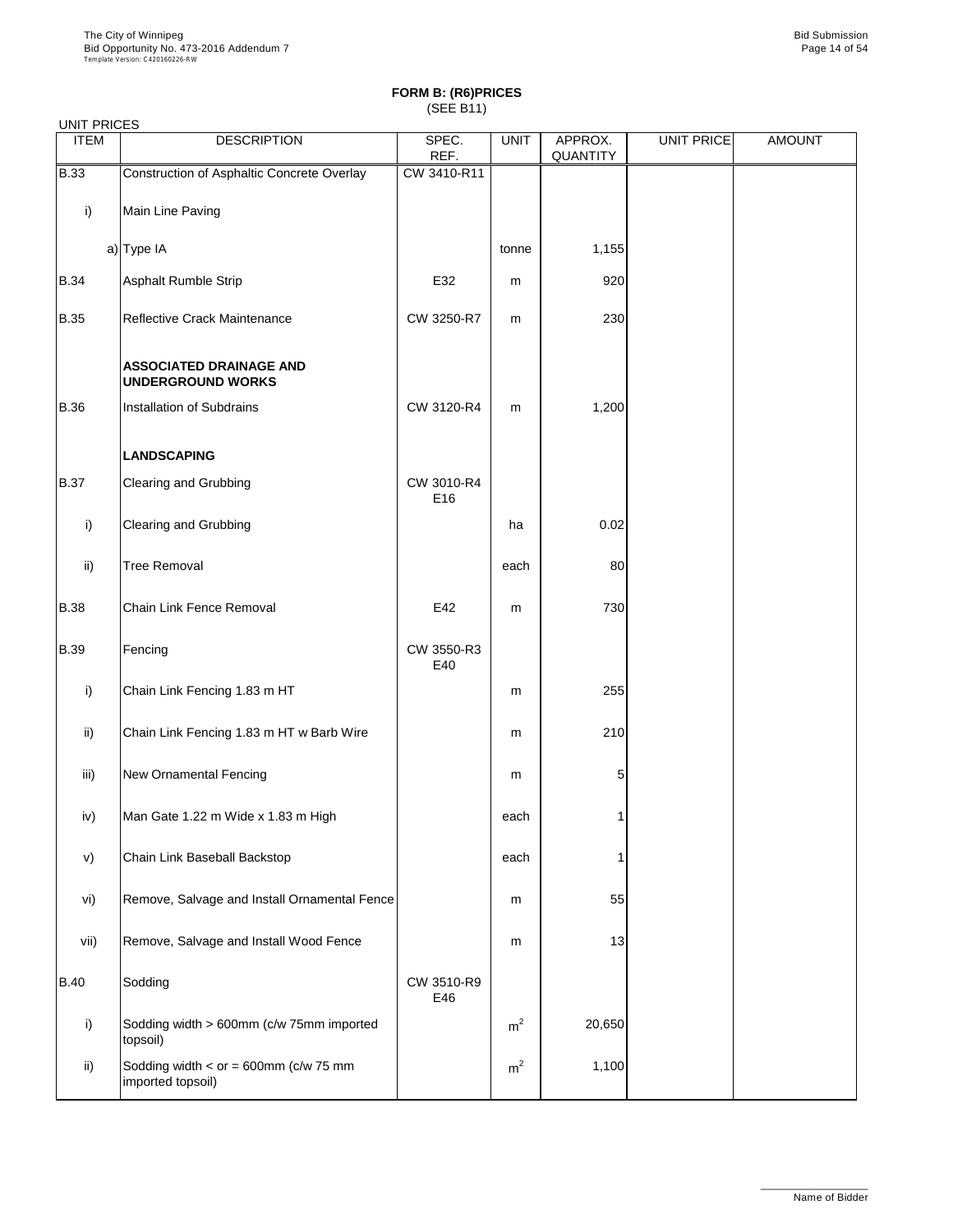**FORM B: (R6)PRICES**
(SEE B11)

UNIT PRICES

| ITEM | DESCRIPTION | SPEC. REF. | UNIT | APPROX. QUANTITY | UNIT PRICE | AMOUNT |
|---|---|---|---|---|---|---|
| B.33 | Construction of Asphaltic Concrete Overlay | CW 3410-R11 | | | | |
| i) | Main Line Paving | | | | | |
| a) | Type IA | | tonne | 1,155 | | |
| B.34 | Asphalt Rumble Strip | E32 | m | 920 | | |
| B.35 | Reflective Crack Maintenance | CW 3250-R7 | m | 230 | | |
| | **ASSOCIATED DRAINAGE AND UNDERGROUND WORKS** | | | | | |
| B.36 | Installation of Subdrains | CW 3120-R4 | m | 1,200 | | |
| | **LANDSCAPING** | | | | | |
| B.37 | Clearing and Grubbing | CW 3010-R4 E16 | | | | |
| i) | Clearing and Grubbing | | ha | 0.02 | | |
| ii) | Tree Removal | | each | 80 | | |
| B.38 | Chain Link Fence Removal | E42 | m | 730 | | |
| B.39 | Fencing | CW 3550-R3 E40 | | | | |
| i) | Chain Link Fencing 1.83 m HT | | m | 255 | | |
| ii) | Chain Link Fencing 1.83 m HT w Barb Wire | | m | 210 | | |
| iii) | New Ornamental Fencing | | m | 5 | | |
| iv) | Man Gate 1.22 m Wide x 1.83 m High | | each | 1 | | |
| v) | Chain Link Baseball Backstop | | each | 1 | | |
| vi) | Remove, Salvage and Install Ornamental Fence | | m | 55 | | |
| vii) | Remove, Salvage and Install Wood Fence | | m | 13 | | |
| B.40 | Sodding | CW 3510-R9 E46 | | | | |
| i) | Sodding width > 600mm (c/w 75mm imported topsoil) | | $m^2$ | 20,650 | | |
| ii) | Sodding width < or = 600mm (c/w 75 mm imported topsoil) | | $m^2$ | 1,100 | | |

Name of Bidder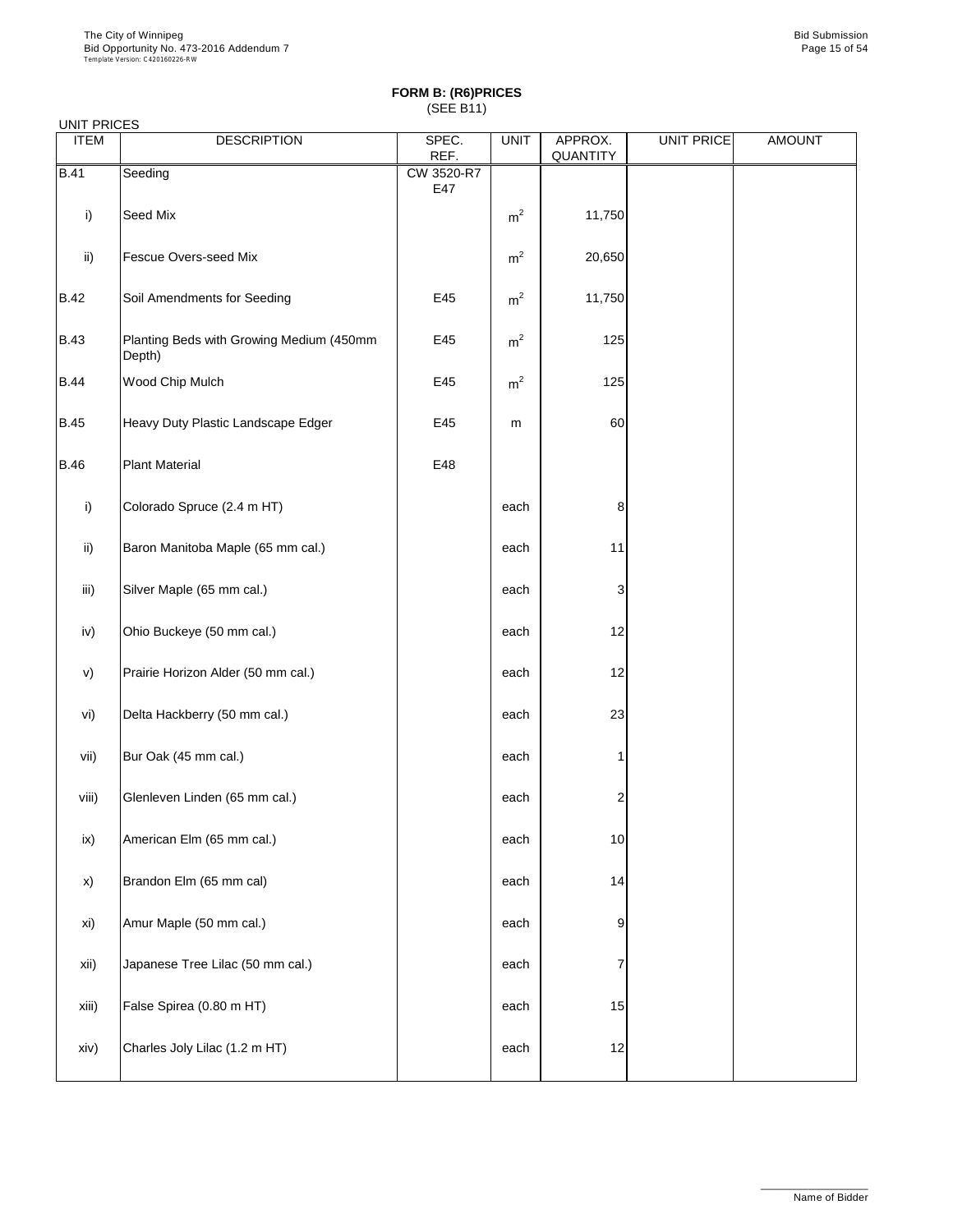**FORM B: (R6)PRICES**
(SEE B11)

UNIT PRICES

| ITEM | DESCRIPTION | SPEC. REF. | UNIT | APPROX. QUANTITY | UNIT PRICE | AMOUNT |
|---|---|---|---|---|---|---|
| B.41 | Seeding | CW 3520-R7 E47 | | | | |
| i) | Seed Mix | | $m^2$ | 11,750 | | |
| ii) | Fescue Overs-seed Mix | | $m^2$ | 20,650 | | |
| B.42 | Soil Amendments for Seeding | E45 | $m^2$ | 11,750 | | |
| B.43 | Planting Beds with Growing Medium (450mm Depth) | E45 | $m^2$ | 125 | | |
| B.44 | Wood Chip Mulch | E45 | $m^2$ | 125 | | |
| B.45 | Heavy Duty Plastic Landscape Edger | E45 | m | 60 | | |
| B.46 | Plant Material | E48 | | | | |
| i) | Colorado Spruce (2.4 m HT) | | each | 8 | | |
| ii) | Baron Manitoba Maple (65 mm cal.) | | each | 11 | | |
| iii) | Silver Maple (65 mm cal.) | | each | 3 | | |
| iv) | Ohio Buckeye (50 mm cal.) | | each | 12 | | |
| v) | Prairie Horizon Alder (50 mm cal.) | | each | 12 | | |
| vi) | Delta Hackberry (50 mm cal.) | | each | 23 | | |
| vii) | Bur Oak (45 mm cal.) | | each | 1 | | |
| viii) | Glenleven Linden (65 mm cal.) | | each | 2 | | |
| ix) | American Elm (65 mm cal.) | | each | 10 | | |
| x) | Brandon Elm (65 mm cal) | | each | 14 | | |
| xi) | Amur Maple (50 mm cal.) | | each | 9 | | |
| xii) | Japanese Tree Lilac (50 mm cal.) | | each | 7 | | |
| xiii) | False Spirea (0.80 m HT) | | each | 15 | | |
| xiv) | Charles Joly Lilac (1.2 m HT) | | each | 12 | | |

Name of Bidder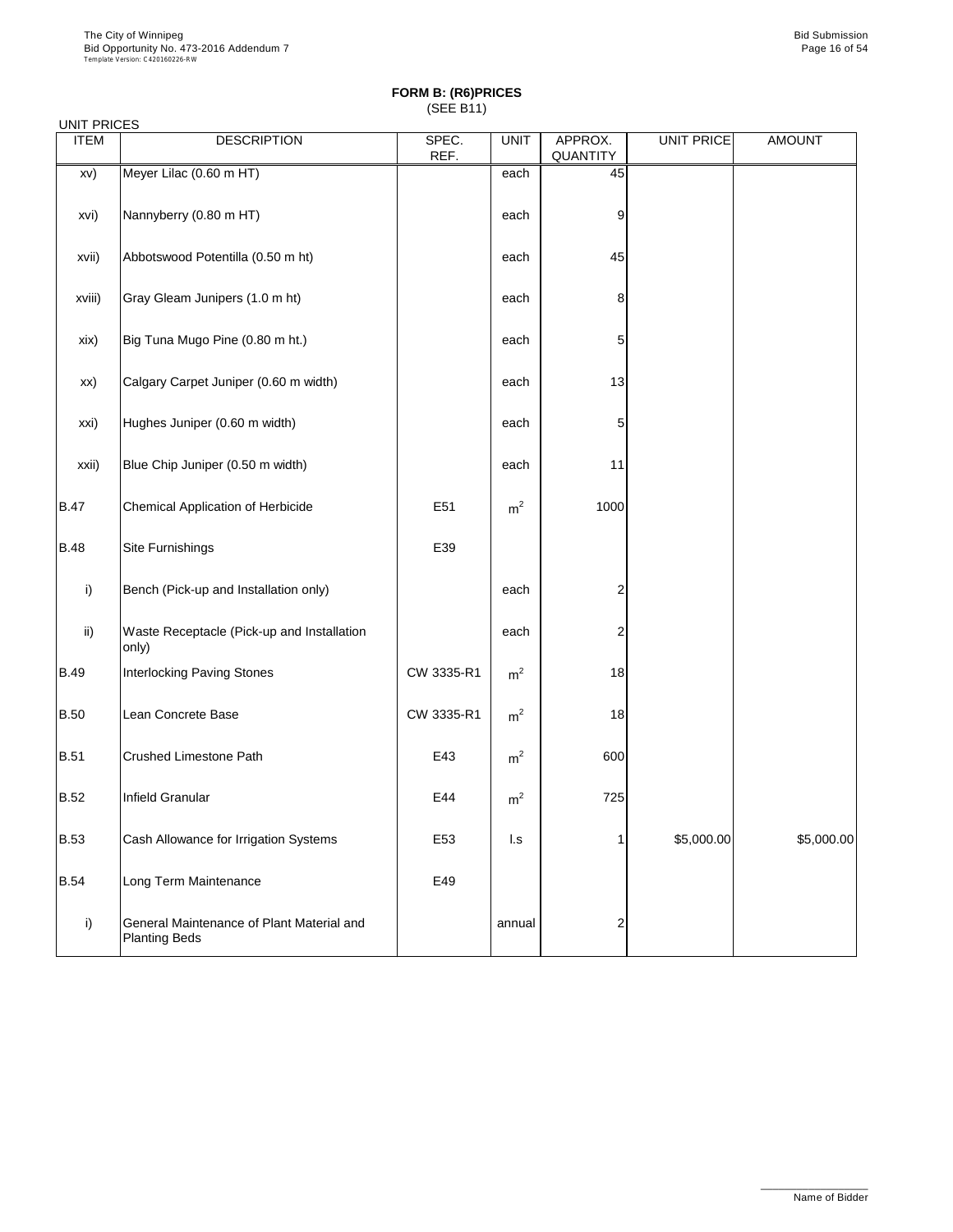**FORM B: (R6)PRICES**
(SEE B11)

UNIT PRICES

| ITEM | DESCRIPTION | SPEC. REF. | UNIT | APPROX. QUANTITY | UNIT PRICE | AMOUNT |
|---|---|---|---|---|---|---|
| xv) | Meyer Lilac (0.60 m HT) | | each | 45 | | |
| xvi) | Nannyberry (0.80 m HT) | | each | 9 | | |
| xvii) | Abbotswood Potentilla (0.50 m ht) | | each | 45 | | |
| xviii) | Gray Gleam Junipers (1.0 m ht) | | each | 8 | | |
| xix) | Big Tuna Mugo Pine (0.80 m ht.) | | each | 5 | | |
| xx) | Calgary Carpet Juniper (0.60 m width) | | each | 13 | | |
| xxi) | Hughes Juniper (0.60 m width) | | each | 5 | | |
| xxii) | Blue Chip Juniper (0.50 m width) | | each | 11 | | |
| B.47 | Chemical Application of Herbicide | E51 | $m^2$ | 1000 | | |
| B.48 | Site Furnishings | E39 | | | | |
| i) | Bench (Pick-up and Installation only) | | each | 2 | | |
| ii) | Waste Receptacle (Pick-up and Installation only) | | each | 2 | | |
| B.49 | Interlocking Paving Stones | CW 3335-R1 | $m^2$ | 18 | | |
| B.50 | Lean Concrete Base | CW 3335-R1 | $m^2$ | 18 | | |
| B.51 | Crushed Limestone Path | E43 | $m^2$ | 600 | | |
| B.52 | Infield Granular | E44 | $m^2$ | 725 | | |
| B.53 | Cash Allowance for Irrigation Systems | E53 | l.s | 1 | $5,000.00 | $5,000.00 |
| B.54 | Long Term Maintenance | E49 | | | | |
| i) | General Maintenance of Plant Material and Planting Beds | | annual | 2 | | |

Name of Bidder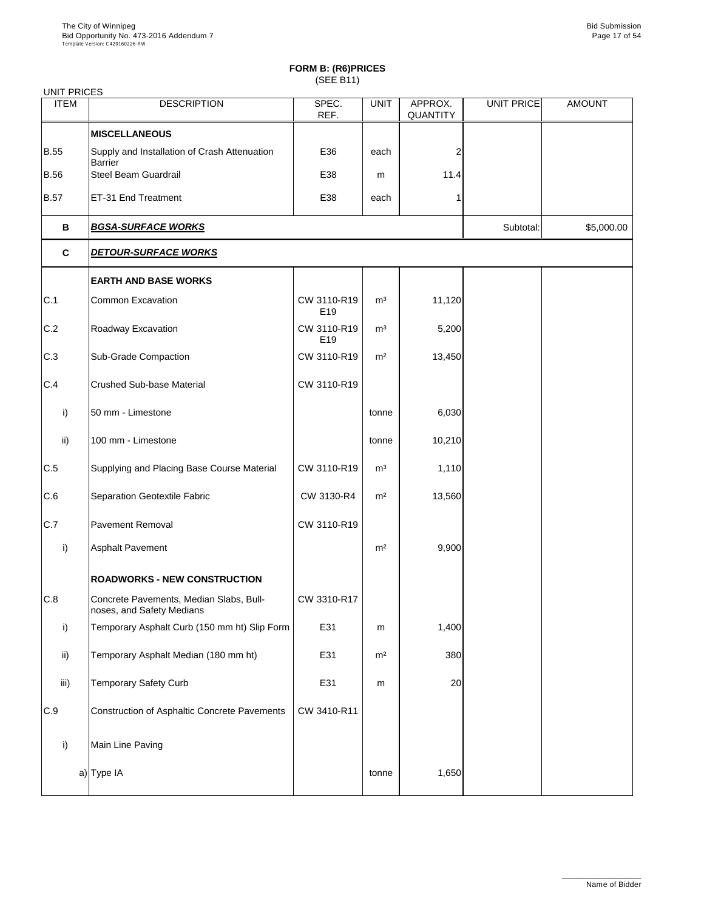**FORM B: (R6)PRICES**
(SEE B11)

UNIT PRICES

| ITEM | DESCRIPTION | SPEC. REF. | UNIT | APPROX. QUANTITY | UNIT PRICE | AMOUNT |
|---|---|---|---|---|---|---|
| | **MISCELLANEOUS** | | | | | |
| B.55 | Supply and Installation of Crash Attenuation Barrier | E36 | each | 2 | | |
| B.56 | Steel Beam Guardrail | E38 | m | 11.4 | | |
| B.57 | ET-31 End Treatment | E38 | each | 1 | | |
| **B** | ***BGSA-SURFACE WORKS*** | | | | Subtotal: | $5,000.00 |
| **C** | ***DETOUR-SURFACE WORKS*** | | | | | |
| | **EARTH AND BASE WORKS** | | | | | |
| C.1 | Common Excavation | CW 3110-R19 E19 | m³ | 11,120 | | |
| C.2 | Roadway Excavation | CW 3110-R19 E19 | m³ | 5,200 | | |
| C.3 | Sub-Grade Compaction | CW 3110-R19 | m² | 13,450 | | |
| C.4 | Crushed Sub-base Material | CW 3110-R19 | | | | |
| i) | 50 mm - Limestone | | tonne | 6,030 | | |
| ii) | 100 mm - Limestone | | tonne | 10,210 | | |
| C.5 | Supplying and Placing Base Course Material | CW 3110-R19 | m³ | 1,110 | | |
| C.6 | Separation Geotextile Fabric | CW 3130-R4 | m² | 13,560 | | |
| C.7 | Pavement Removal | CW 3110-R19 | | | | |
| i) | Asphalt Pavement | | m² | 9,900 | | |
| | **ROADWORKS - NEW CONSTRUCTION** | | | | | |
| C.8 | Concrete Pavements, Median Slabs, Bull-noses, and Safety Medians | CW 3310-R17 | | | | |
| i) | Temporary Asphalt Curb (150 mm ht) Slip Form | E31 | m | 1,400 | | |
| ii) | Temporary Asphalt Median (180 mm ht) | E31 | m² | 380 | | |
| iii) | Temporary Safety Curb | E31 | m | 20 | | |
| C.9 | Construction of Asphaltic Concrete Pavements | CW 3410-R11 | | | | |
| i) | Main Line Paving | | | | | |
| a) | Type IA | | tonne | 1,650 | | |

Name of Bidder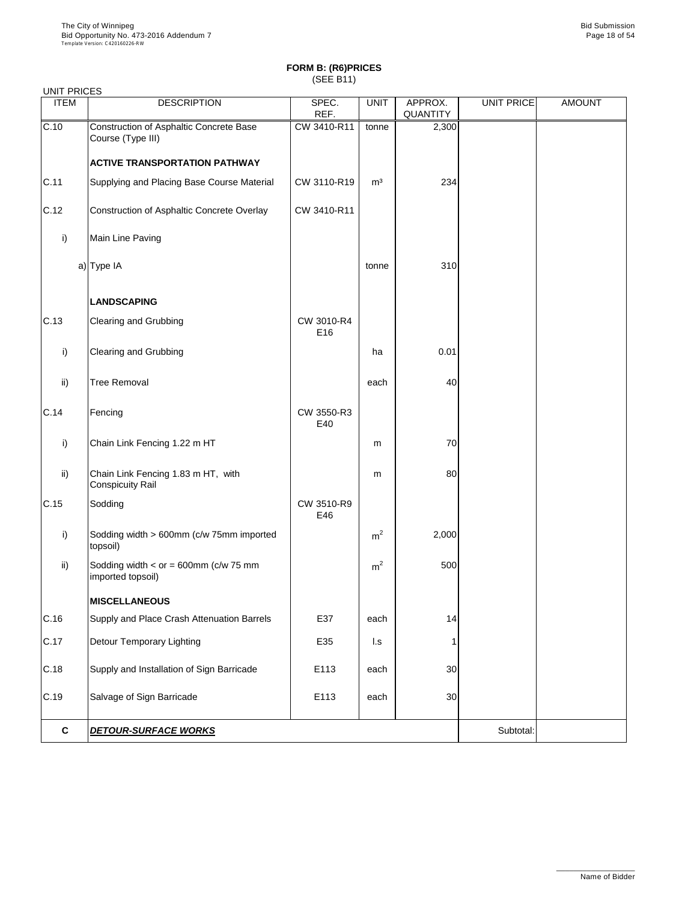## FORM B: (R6)PRICES
(SEE B11)

UNIT PRICES

| ITEM | DESCRIPTION | SPEC. REF. | UNIT | APPROX. QUANTITY | UNIT PRICE | AMOUNT |
|---|---|---|---|---|---|---|
| C.10 | Construction of Asphaltic Concrete Base Course (Type III) | CW 3410-R11 | tonne | 2,300 | | |
| | **ACTIVE TRANSPORTATION PATHWAY** | | | | | |
| C.11 | Supplying and Placing Base Course Material | CW 3110-R19 | m³ | 234 | | |
| C.12 | Construction of Asphaltic Concrete Overlay | CW 3410-R11 | | | | |
| i) | Main Line Paving | | | | | |
| a) | Type IA | | tonne | 310 | | |
| | **LANDSCAPING** | | | | | |
| C.13 | Clearing and Grubbing | CW 3010-R4 E16 | | | | |
| i) | Clearing and Grubbing | | ha | 0.01 | | |
| ii) | Tree Removal | | each | 40 | | |
| C.14 | Fencing | CW 3550-R3 E40 | | | | |
| i) | Chain Link Fencing 1.22 m HT | | m | 70 | | |
| ii) | Chain Link Fencing 1.83 m HT, with Conspicuity Rail | | m | 80 | | |
| C.15 | Sodding | CW 3510-R9 E46 | | | | |
| i) | Sodding width > 600mm (c/w 75mm imported topsoil) | | $m^2$ | 2,000 | | |
| ii) | Sodding width < or = 600mm (c/w 75 mm imported topsoil) | | $m^2$ | 500 | | |
| | **MISCELLANEOUS** | | | | | |
| C.16 | Supply and Place Crash Attenuation Barrels | E37 | each | 14 | | |
| C.17 | Detour Temporary Lighting | E35 | l.s | 1 | | |
| C.18 | Supply and Installation of Sign Barricade | E113 | each | 30 | | |
| C.19 | Salvage of Sign Barricade | E113 | each | 30 | | |
| **C** | ***DETOUR-SURFACE WORKS*** | | | | Subtotal: | |

Name of Bidder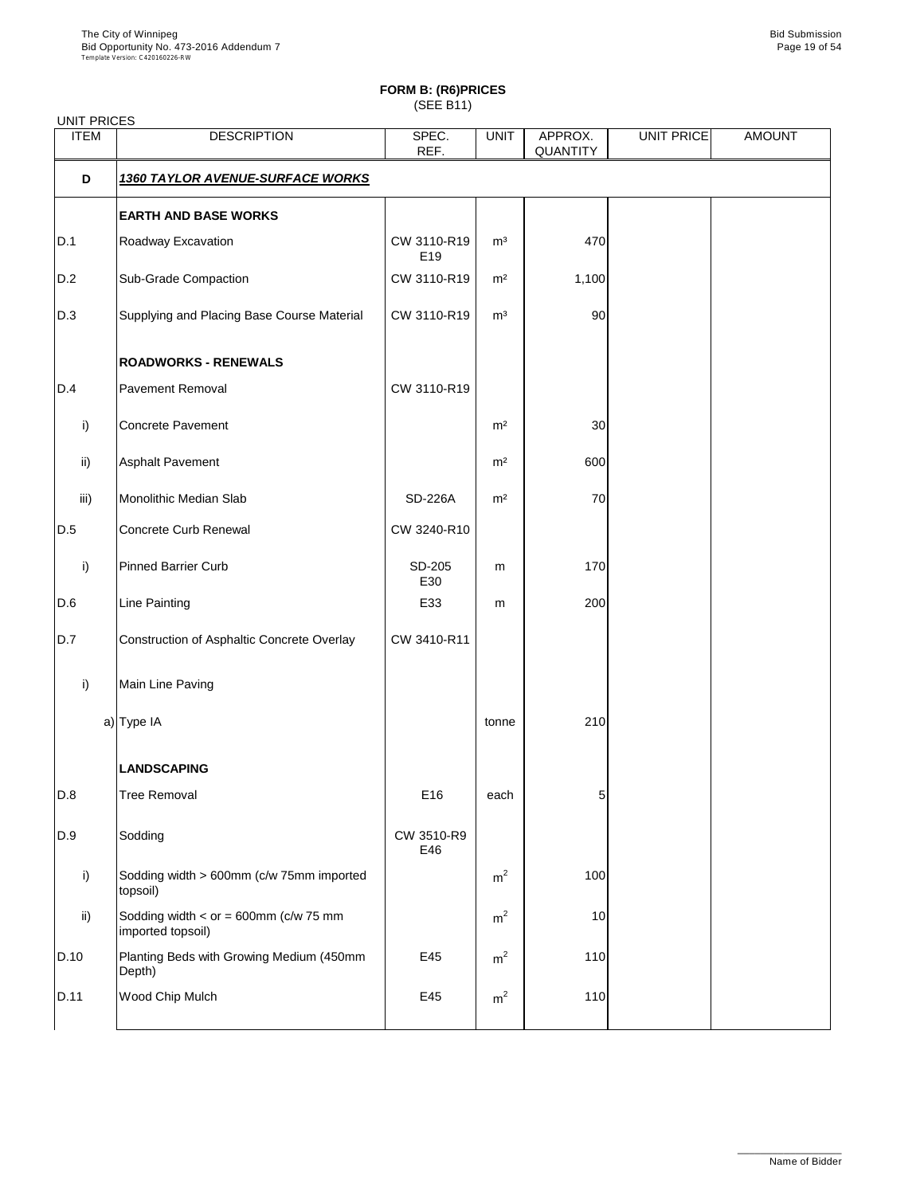# FORM B: (R6)PRICES

(SEE B11)

UNIT PRICES

| ITEM | DESCRIPTION | SPEC. REF. | UNIT | APPROX. QUANTITY | UNIT PRICE | AMOUNT |
|---|---|---|---|---|---|---|
| **D** | ***1360 TAYLOR AVENUE-SURFACE WORKS*** | | | | | |
| | **EARTH AND BASE WORKS** | | | | | |
| D.1 | Roadway Excavation | CW 3110-R19 E19 | m³ | 470 | | |
| D.2 | Sub-Grade Compaction | CW 3110-R19 | m² | 1,100 | | |
| D.3 | Supplying and Placing Base Course Material | CW 3110-R19 | m³ | 90 | | |
| | **ROADWORKS - RENEWALS** | | | | | |
| D.4 | Pavement Removal | CW 3110-R19 | | | | |
| i) | Concrete Pavement | | m² | 30 | | |
| ii) | Asphalt Pavement | | m² | 600 | | |
| iii) | Monolithic Median Slab | SD-226A | m² | 70 | | |
| D.5 | Concrete Curb Renewal | CW 3240-R10 | | | | |
| i) | Pinned Barrier Curb | SD-205 E30 | m | 170 | | |
| D.6 | Line Painting | E33 | m | 200 | | |
| D.7 | Construction of Asphaltic Concrete Overlay | CW 3410-R11 | | | | |
| i) | Main Line Paving | | | | | |
| | a) Type IA | | tonne | 210 | | |
| | **LANDSCAPING** | | | | | |
| D.8 | Tree Removal | E16 | each | 5 | | |
| D.9 | Sodding | CW 3510-R9 E46 | | | | |
| i) | Sodding width > 600mm (c/w 75mm imported topsoil) | | $m^2$ | 100 | | |
| ii) | Sodding width < or = 600mm (c/w 75 mm imported topsoil) | | $m^2$ | 10 | | |
| D.10 | Planting Beds with Growing Medium (450mm Depth) | E45 | $m^2$ | 110 | | |
| D.11 | Wood Chip Mulch | E45 | $m^2$ | 110 | | |

Name of Bidder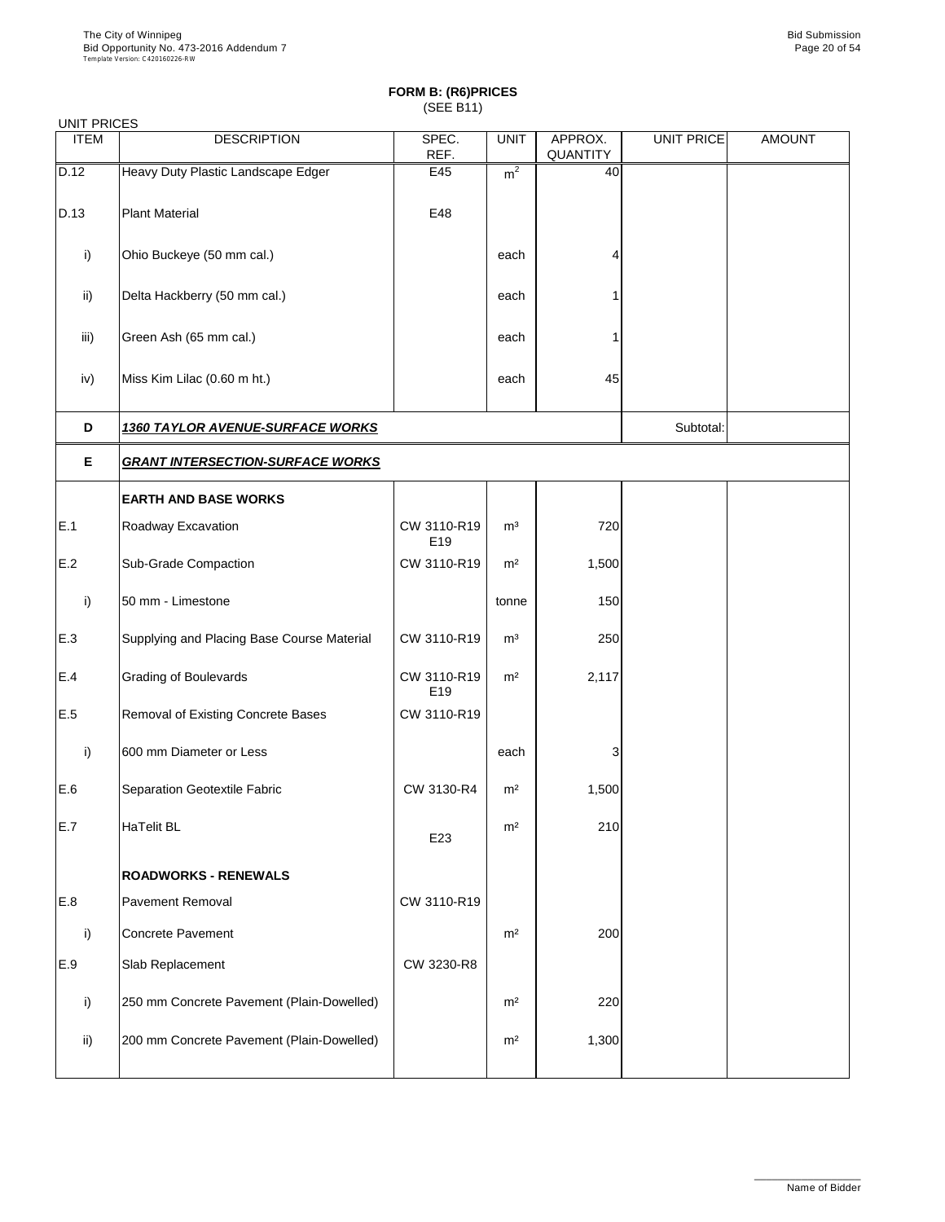## FORM B: (R6)PRICES

(SEE B11)

UNIT PRICES

| ITEM | DESCRIPTION | SPEC. REF. | UNIT | APPROX. QUANTITY | UNIT PRICE | AMOUNT |
|---|---|---|---|---|---|---|
| D.12 | Heavy Duty Plastic Landscape Edger | E45 | $m^2$ | 40 | | |
| D.13 | Plant Material | E48 | | | | |
| i) | Ohio Buckeye (50 mm cal.) | | each | 4 | | |
| ii) | Delta Hackberry (50 mm cal.) | | each | 1 | | |
| iii) | Green Ash (65 mm cal.) | | each | 1 | | |
| iv) | Miss Kim Lilac (0.60 m ht.) | | each | 45 | | |
| **D** | ***1360 TAYLOR AVENUE-SURFACE WORKS*** | | | | Subtotal: | |
| **E** | ***GRANT INTERSECTION-SURFACE WORKS*** | | | | | |
| | **EARTH AND BASE WORKS** | | | | | |
| E.1 | Roadway Excavation | CW 3110-R19 E19 | $m^3$ | 720 | | |
| E.2 | Sub-Grade Compaction | CW 3110-R19 | $m^2$ | 1,500 | | |
| i) | 50 mm - Limestone | | tonne | 150 | | |
| E.3 | Supplying and Placing Base Course Material | CW 3110-R19 | $m^3$ | 250 | | |
| E.4 | Grading of Boulevards | CW 3110-R19 E19 | $m^2$ | 2,117 | | |
| E.5 | Removal of Existing Concrete Bases | CW 3110-R19 | | | | |
| i) | 600 mm Diameter or Less | | each | 3 | | |
| E.6 | Separation Geotextile Fabric | CW 3130-R4 | $m^2$ | 1,500 | | |
| E.7 | HaTelit BL | E23 | $m^2$ | 210 | | |
| | **ROADWORKS - RENEWALS** | | | | | |
| E.8 | Pavement Removal | CW 3110-R19 | | | | |
| i) | Concrete Pavement | | $m^2$ | 200 | | |
| E.9 | Slab Replacement | CW 3230-R8 | | | | |
| i) | 250 mm Concrete Pavement (Plain-Dowelled) | | $m^2$ | 220 | | |
| ii) | 200 mm Concrete Pavement (Plain-Dowelled) | | $m^2$ | 1,300 | | |

Name of Bidder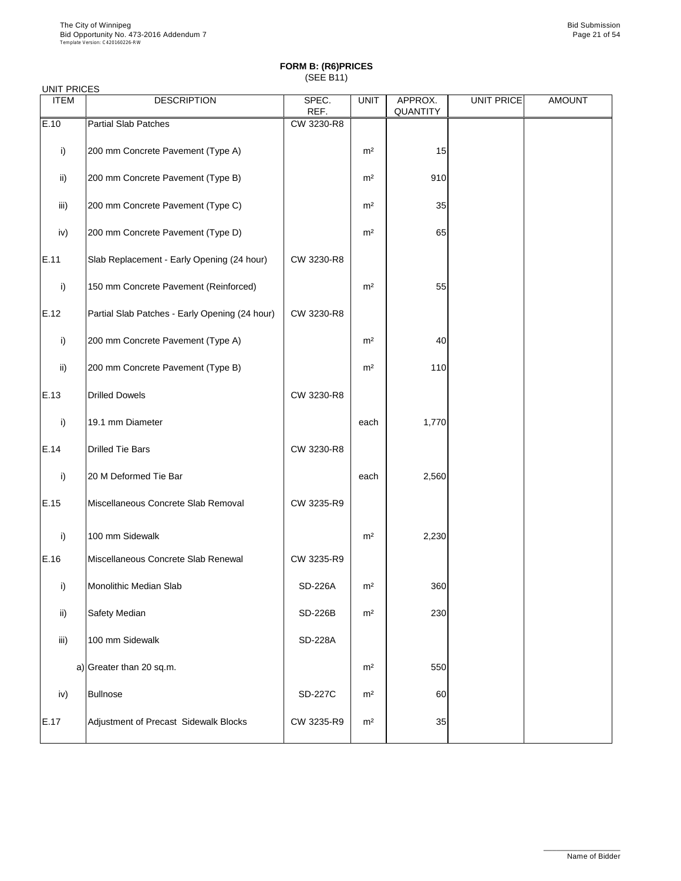**FORM B: (R6)PRICES**
(SEE B11)

UNIT PRICES

| ITEM | DESCRIPTION | SPEC. REF. | UNIT | APPROX. QUANTITY | UNIT PRICE | AMOUNT |
|---|---|---|---|---|---|---|
| E.10 | Partial Slab Patches | CW 3230-R8 | | | | |
| i) | 200 mm Concrete Pavement (Type A) | | m² | 15 | | |
| ii) | 200 mm Concrete Pavement (Type B) | | m² | 910 | | |
| iii) | 200 mm Concrete Pavement (Type C) | | m² | 35 | | |
| iv) | 200 mm Concrete Pavement (Type D) | | m² | 65 | | |
| E.11 | Slab Replacement - Early Opening (24 hour) | CW 3230-R8 | | | | |
| i) | 150 mm Concrete Pavement (Reinforced) | | m² | 55 | | |
| E.12 | Partial Slab Patches - Early Opening (24 hour) | CW 3230-R8 | | | | |
| i) | 200 mm Concrete Pavement (Type A) | | m² | 40 | | |
| ii) | 200 mm Concrete Pavement (Type B) | | m² | 110 | | |
| E.13 | Drilled Dowels | CW 3230-R8 | | | | |
| i) | 19.1 mm Diameter | | each | 1,770 | | |
| E.14 | Drilled Tie Bars | CW 3230-R8 | | | | |
| i) | 20 M Deformed Tie Bar | | each | 2,560 | | |
| E.15 | Miscellaneous Concrete Slab Removal | CW 3235-R9 | | | | |
| i) | 100 mm Sidewalk | | m² | 2,230 | | |
| E.16 | Miscellaneous Concrete Slab Renewal | CW 3235-R9 | | | | |
| i) | Monolithic Median Slab | SD-226A | m² | 360 | | |
| ii) | Safety Median | SD-226B | m² | 230 | | |
| iii) | 100 mm Sidewalk | SD-228A | | | | |
| a) | Greater than 20 sq.m. | | m² | 550 | | |
| iv) | Bullnose | SD-227C | m² | 60 | | |
| E.17 | Adjustment of Precast Sidewalk Blocks | CW 3235-R9 | m² | 35 | | |

Name of Bidder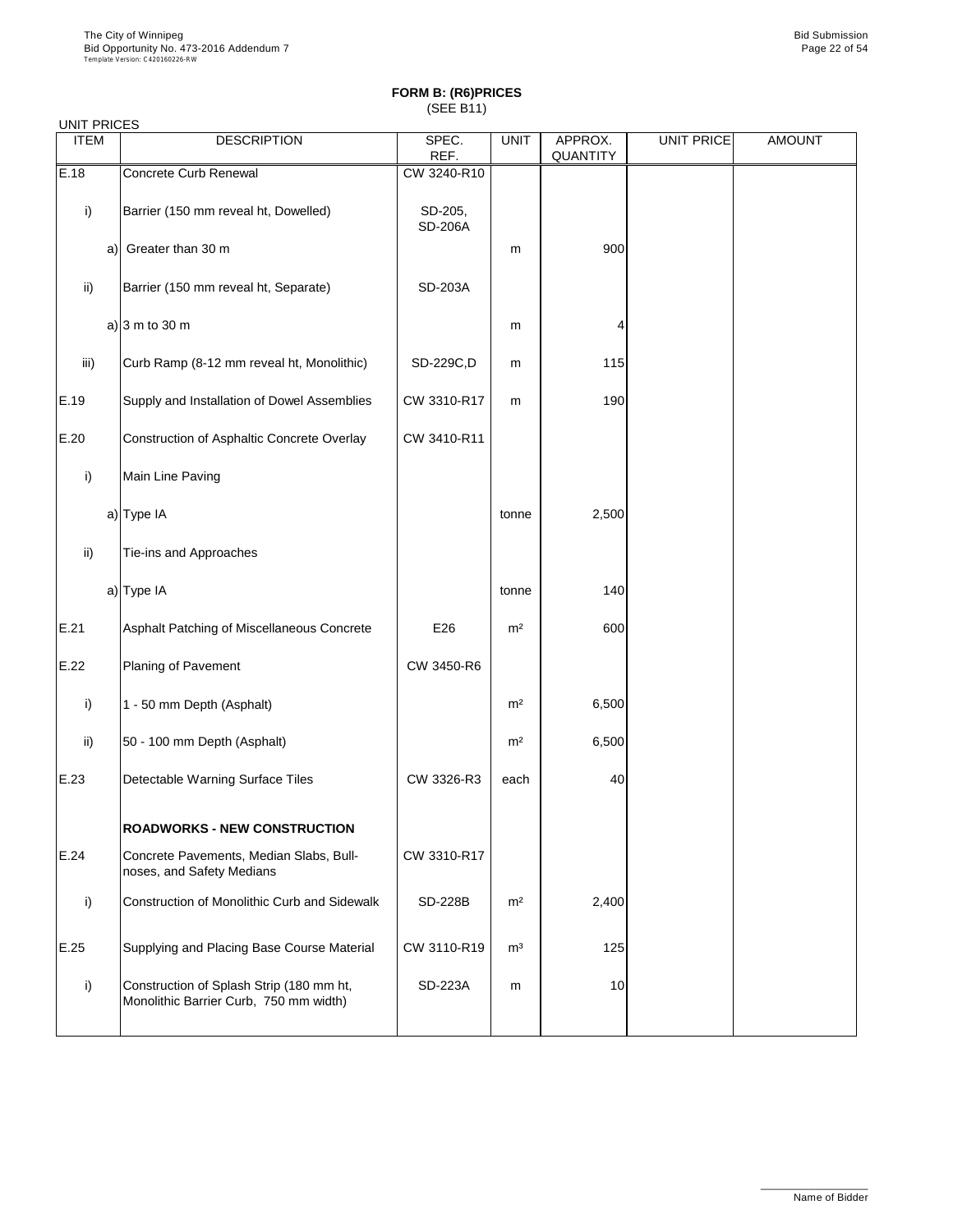**FORM B: (R6)PRICES**
(SEE B11)

UNIT PRICES

| ITEM | | DESCRIPTION | SPEC. REF. | UNIT | APPROX. QUANTITY | UNIT PRICE | AMOUNT |
|---|---|---|---|---|---|---|---|
| E.18 | | Concrete Curb Renewal | CW 3240-R10 | | | | |
| i) | | Barrier (150 mm reveal ht, Dowelled) | SD-205, SD-206A | | | | |
| | a) | Greater than 30 m | | m | 900 | | |
| ii) | | Barrier (150 mm reveal ht, Separate) | SD-203A | | | | |
| | a) | 3 m to 30 m | | m | 4 | | |
| iii) | | Curb Ramp (8-12 mm reveal ht, Monolithic) | SD-229C,D | m | 115 | | |
| E.19 | | Supply and Installation of Dowel Assemblies | CW 3310-R17 | m | 190 | | |
| E.20 | | Construction of Asphaltic Concrete Overlay | CW 3410-R11 | | | | |
| i) | | Main Line Paving | | | | | |
| | a) | Type IA | | tonne | 2,500 | | |
| ii) | | Tie-ins and Approaches | | | | | |
| | a) | Type IA | | tonne | 140 | | |
| E.21 | | Asphalt Patching of Miscellaneous Concrete | E26 | m² | 600 | | |
| E.22 | | Planing of Pavement | CW 3450-R6 | | | | |
| i) | | 1 - 50 mm Depth (Asphalt) | | m² | 6,500 | | |
| ii) | | 50 - 100 mm Depth (Asphalt) | | m² | 6,500 | | |
| E.23 | | Detectable Warning Surface Tiles | CW 3326-R3 | each | 40 | | |
| | | **ROADWORKS - NEW CONSTRUCTION** | | | | | |
| E.24 | | Concrete Pavements, Median Slabs, Bull-noses, and Safety Medians | CW 3310-R17 | | | | |
| i) | | Construction of Monolithic Curb and Sidewalk | SD-228B | m² | 2,400 | | |
| E.25 | | Supplying and Placing Base Course Material | CW 3110-R19 | m³ | 125 | | |
| i) | | Construction of Splash Strip (180 mm ht, Monolithic Barrier Curb, 750 mm width) | SD-223A | m | 10 | | |

Name of Bidder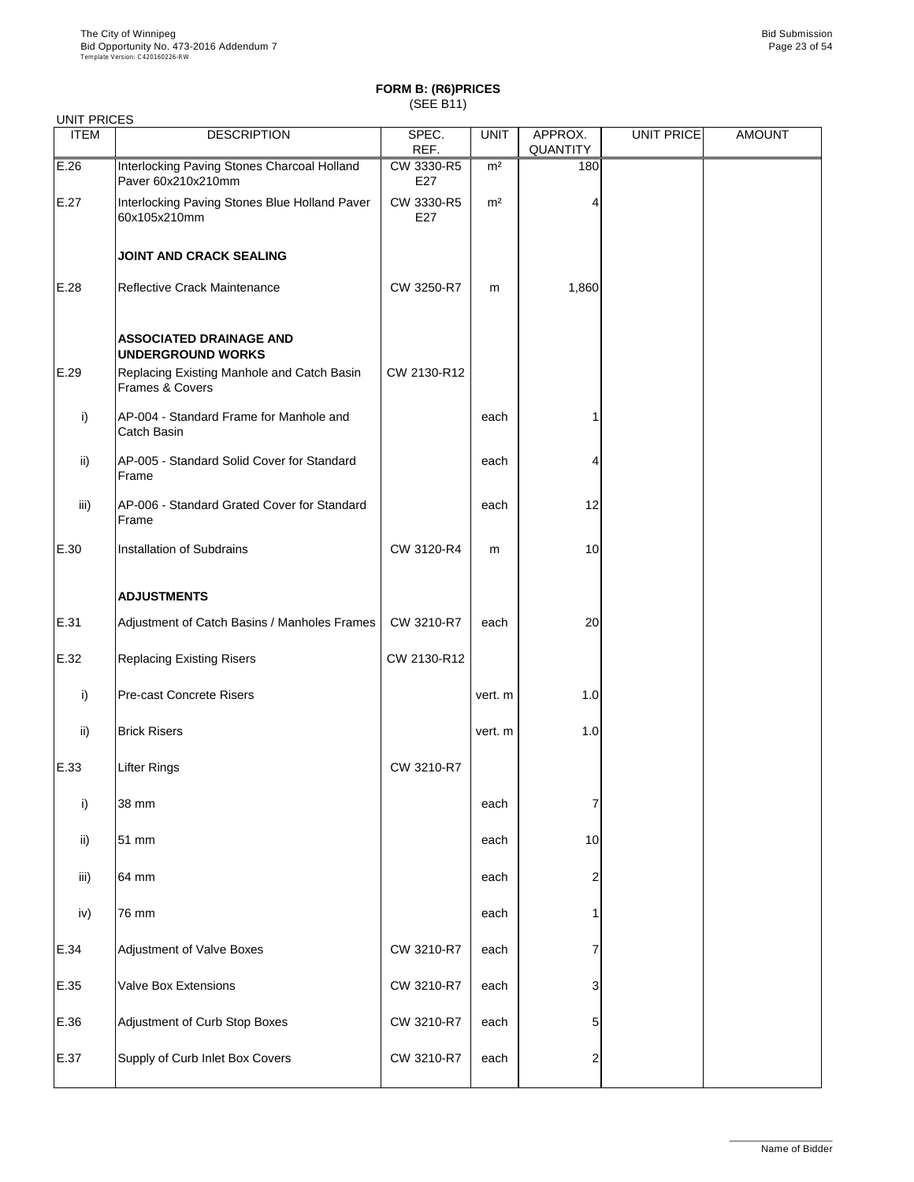# FORM B: (R6)PRICES
(SEE B11)

UNIT PRICES

| ITEM | DESCRIPTION | SPEC. REF. | UNIT | APPROX. QUANTITY | UNIT PRICE | AMOUNT |
|---|---|---|---|---|---|---|
| E.26 | Interlocking Paving Stones Charcoal Holland Paver 60x210x210mm | CW 3330-R5 E27 | m² | 180 | | |
| E.27 | Interlocking Paving Stones Blue Holland Paver 60x105x210mm | CW 3330-R5 E27 | m² | 4 | | |
| | **JOINT AND CRACK SEALING** | | | | | |
| E.28 | Reflective Crack Maintenance | CW 3250-R7 | m | 1,860 | | |
| | **ASSOCIATED DRAINAGE AND UNDERGROUND WORKS** | | | | | |
| E.29 | Replacing Existing Manhole and Catch Basin Frames & Covers | CW 2130-R12 | | | | |
| i) | AP-004 - Standard Frame for Manhole and Catch Basin | | each | 1 | | |
| ii) | AP-005 - Standard Solid Cover for Standard Frame | | each | 4 | | |
| iii) | AP-006 - Standard Grated Cover for Standard Frame | | each | 12 | | |
| E.30 | Installation of Subdrains | CW 3120-R4 | m | 10 | | |
| | **ADJUSTMENTS** | | | | | |
| E.31 | Adjustment of Catch Basins / Manholes Frames | CW 3210-R7 | each | 20 | | |
| E.32 | Replacing Existing Risers | CW 2130-R12 | | | | |
| i) | Pre-cast Concrete Risers | | vert. m | 1.0 | | |
| ii) | Brick Risers | | vert. m | 1.0 | | |
| E.33 | Lifter Rings | CW 3210-R7 | | | | |
| i) | 38 mm | | each | 7 | | |
| ii) | 51 mm | | each | 10 | | |
| iii) | 64 mm | | each | 2 | | |
| iv) | 76 mm | | each | 1 | | |
| E.34 | Adjustment of Valve Boxes | CW 3210-R7 | each | 7 | | |
| E.35 | Valve Box Extensions | CW 3210-R7 | each | 3 | | |
| E.36 | Adjustment of Curb Stop Boxes | CW 3210-R7 | each | 5 | | |
| E.37 | Supply of Curb Inlet Box Covers | CW 3210-R7 | each | 2 | | |

Name of Bidder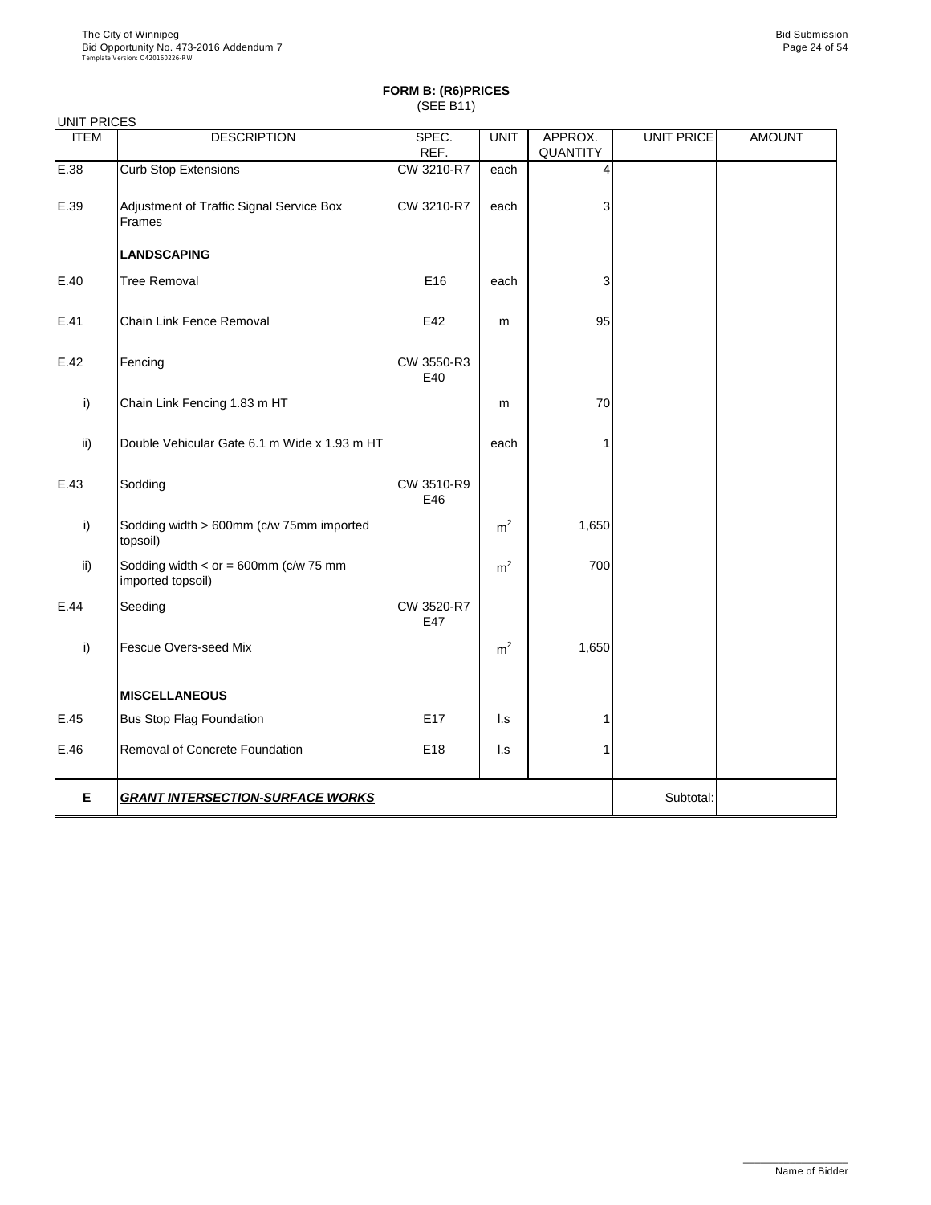**FORM B: (R6)PRICES**
(SEE B11)

UNIT PRICES

| ITEM | DESCRIPTION | SPEC. REF. | UNIT | APPROX. QUANTITY | UNIT PRICE | AMOUNT |
|---|---|---|---|---|---|---|
| E.38 | Curb Stop Extensions | CW 3210-R7 | each | 4 | | |
| E.39 | Adjustment of Traffic Signal Service Box Frames | CW 3210-R7 | each | 3 | | |
| | **LANDSCAPING** | | | | | |
| E.40 | Tree Removal | E16 | each | 3 | | |
| E.41 | Chain Link Fence Removal | E42 | m | 95 | | |
| E.42 | Fencing | CW 3550-R3 E40 | | | | |
| i) | Chain Link Fencing 1.83 m HT | | m | 70 | | |
| ii) | Double Vehicular Gate 6.1 m Wide x 1.93 m HT | | each | 1 | | |
| E.43 | Sodding | CW 3510-R9 E46 | | | | |
| i) | Sodding width > 600mm (c/w 75mm imported topsoil) | | $m^2$ | 1,650 | | |
| ii) | Sodding width < or = 600mm (c/w 75 mm imported topsoil) | | $m^2$ | 700 | | |
| E.44 | Seeding | CW 3520-R7 E47 | | | | |
| i) | Fescue Overs-seed Mix | | $m^2$ | 1,650 | | |
| | **MISCELLANEOUS** | | | | | |
| E.45 | Bus Stop Flag Foundation | E17 | l.s | 1 | | |
| E.46 | Removal of Concrete Foundation | E18 | l.s | 1 | | |
| **E** | ***GRANT INTERSECTION-SURFACE WORKS*** | | | | Subtotal: | |

Name of Bidder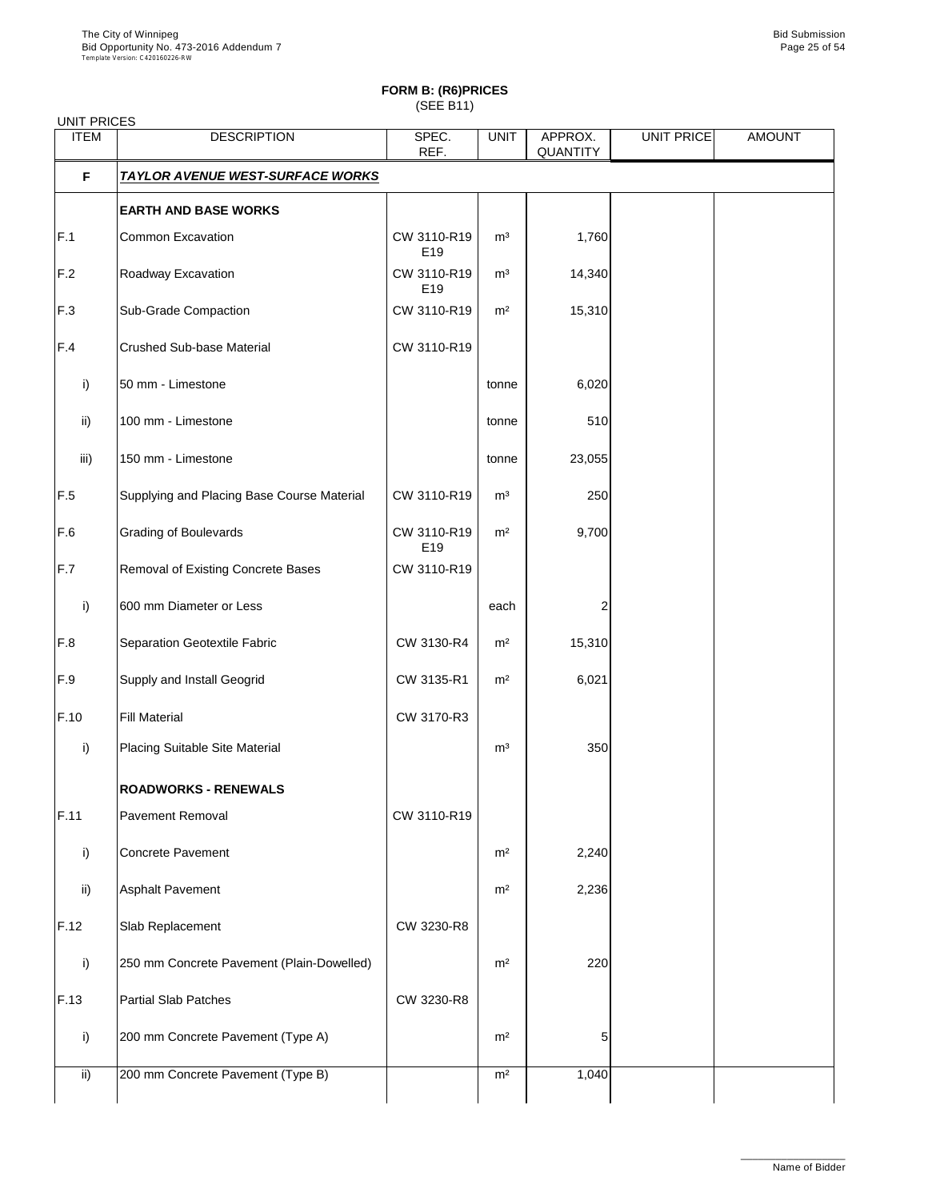## FORM B: (R6)PRICES

(SEE B11)

UNIT PRICES

| ITEM | DESCRIPTION | SPEC. REF. | UNIT | APPROX. QUANTITY | UNIT PRICE | AMOUNT |
|---|---|---|---|---|---|---|
| **F** | ***TAYLOR AVENUE WEST-SURFACE WORKS*** | | | | | |
| | **EARTH AND BASE WORKS** | | | | | |
| F.1 | Common Excavation | CW 3110-R19 E19 | m³ | 1,760 | | |
| F.2 | Roadway Excavation | CW 3110-R19 E19 | m³ | 14,340 | | |
| F.3 | Sub-Grade Compaction | CW 3110-R19 | m² | 15,310 | | |
| F.4 | Crushed Sub-base Material | CW 3110-R19 | | | | |
| i) | 50 mm - Limestone | | tonne | 6,020 | | |
| ii) | 100 mm - Limestone | | tonne | 510 | | |
| iii) | 150 mm - Limestone | | tonne | 23,055 | | |
| F.5 | Supplying and Placing Base Course Material | CW 3110-R19 | m³ | 250 | | |
| F.6 | Grading of Boulevards | CW 3110-R19 E19 | m² | 9,700 | | |
| F.7 | Removal of Existing Concrete Bases | CW 3110-R19 | | | | |
| i) | 600 mm Diameter or Less | | each | 2 | | |
| F.8 | Separation Geotextile Fabric | CW 3130-R4 | m² | 15,310 | | |
| F.9 | Supply and Install Geogrid | CW 3135-R1 | m² | 6,021 | | |
| F.10 | Fill Material | CW 3170-R3 | | | | |
| i) | Placing Suitable Site Material | | m³ | 350 | | |
| | **ROADWORKS - RENEWALS** | | | | | |
| F.11 | Pavement Removal | CW 3110-R19 | | | | |
| i) | Concrete Pavement | | m² | 2,240 | | |
| ii) | Asphalt Pavement | | m² | 2,236 | | |
| F.12 | Slab Replacement | CW 3230-R8 | | | | |
| i) | 250 mm Concrete Pavement (Plain-Dowelled) | | m² | 220 | | |
| F.13 | Partial Slab Patches | CW 3230-R8 | | | | |
| i) | 200 mm Concrete Pavement (Type A) | | m² | 5 | | |
| ii) | 200 mm Concrete Pavement (Type B) | | m² | 1,040 | | |

Name of Bidder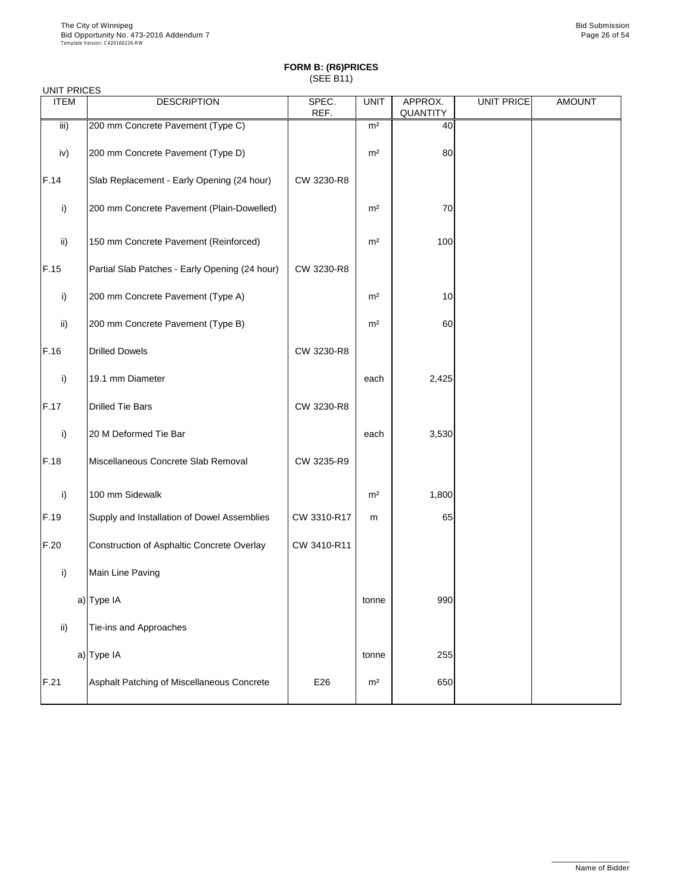**FORM B: (R6)PRICES**
(SEE B11)

UNIT PRICES

| ITEM | DESCRIPTION | SPEC. REF. | UNIT | APPROX. QUANTITY | UNIT PRICE | AMOUNT |
|---|---|---|---|---|---|---|
| iii) | 200 mm Concrete Pavement (Type C) | | m² | 40 | | |
| iv) | 200 mm Concrete Pavement (Type D) | | m² | 80 | | |
| F.14 | Slab Replacement - Early Opening (24 hour) | CW 3230-R8 | | | | |
| i) | 200 mm Concrete Pavement (Plain-Dowelled) | | m² | 70 | | |
| ii) | 150 mm Concrete Pavement (Reinforced) | | m² | 100 | | |
| F.15 | Partial Slab Patches - Early Opening (24 hour) | CW 3230-R8 | | | | |
| i) | 200 mm Concrete Pavement (Type A) | | m² | 10 | | |
| ii) | 200 mm Concrete Pavement (Type B) | | m² | 60 | | |
| F.16 | Drilled Dowels | CW 3230-R8 | | | | |
| i) | 19.1 mm Diameter | | each | 2,425 | | |
| F.17 | Drilled Tie Bars | CW 3230-R8 | | | | |
| i) | 20 M Deformed Tie Bar | | each | 3,530 | | |
| F.18 | Miscellaneous Concrete Slab Removal | CW 3235-R9 | | | | |
| i) | 100 mm Sidewalk | | m² | 1,800 | | |
| F.19 | Supply and Installation of Dowel Assemblies | CW 3310-R17 | m | 65 | | |
| F.20 | Construction of Asphaltic Concrete Overlay | CW 3410-R11 | | | | |
| i) | Main Line Paving | | | | | |
| | a) Type IA | | tonne | 990 | | |
| ii) | Tie-ins and Approaches | | | | | |
| | a) Type IA | | tonne | 255 | | |
| F.21 | Asphalt Patching of Miscellaneous Concrete | E26 | m² | 650 | | |

Name of Bidder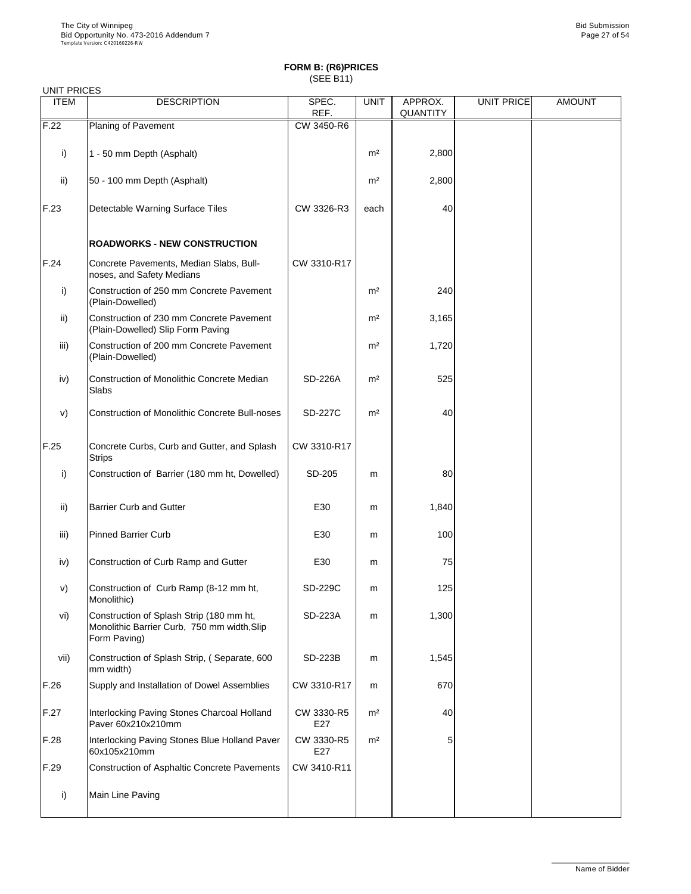# FORM B: (R6)PRICES

(SEE B11)

UNIT PRICES

| ITEM | DESCRIPTION | SPEC. REF. | UNIT | APPROX. QUANTITY | UNIT PRICE | AMOUNT |
|---|---|---|---|---|---|---|
| F.22 | Planing of Pavement | CW 3450-R6 | | | | |
| i) | 1 - 50 mm Depth (Asphalt) | | m² | 2,800 | | |
| ii) | 50 - 100 mm Depth (Asphalt) | | m² | 2,800 | | |
| F.23 | Detectable Warning Surface Tiles | CW 3326-R3 | each | 40 | | |
| | **ROADWORKS - NEW CONSTRUCTION** | | | | | |
| F.24 | Concrete Pavements, Median Slabs, Bull-noses, and Safety Medians | CW 3310-R17 | | | | |
| i) | Construction of 250 mm Concrete Pavement (Plain-Dowelled) | | m² | 240 | | |
| ii) | Construction of 230 mm Concrete Pavement (Plain-Dowelled) Slip Form Paving | | m² | 3,165 | | |
| iii) | Construction of 200 mm Concrete Pavement (Plain-Dowelled) | | m² | 1,720 | | |
| iv) | Construction of Monolithic Concrete Median Slabs | SD-226A | m² | 525 | | |
| v) | Construction of Monolithic Concrete Bull-noses | SD-227C | m² | 40 | | |
| F.25 | Concrete Curbs, Curb and Gutter, and Splash Strips | CW 3310-R17 | | | | |
| i) | Construction of Barrier (180 mm ht, Dowelled) | SD-205 | m | 80 | | |
| ii) | Barrier Curb and Gutter | E30 | m | 1,840 | | |
| iii) | Pinned Barrier Curb | E30 | m | 100 | | |
| iv) | Construction of Curb Ramp and Gutter | E30 | m | 75 | | |
| v) | Construction of Curb Ramp (8-12 mm ht, Monolithic) | SD-229C | m | 125 | | |
| vi) | Construction of Splash Strip (180 mm ht, Monolithic Barrier Curb, 750 mm width,Slip Form Paving) | SD-223A | m | 1,300 | | |
| vii) | Construction of Splash Strip, ( Separate, 600 mm width) | SD-223B | m | 1,545 | | |
| F.26 | Supply and Installation of Dowel Assemblies | CW 3310-R17 | m | 670 | | |
| F.27 | Interlocking Paving Stones Charcoal Holland Paver 60x210x210mm | CW 3330-R5 E27 | m² | 40 | | |
| F.28 | Interlocking Paving Stones Blue Holland Paver 60x105x210mm | CW 3330-R5 E27 | m² | 5 | | |
| F.29 | Construction of Asphaltic Concrete Pavements | CW 3410-R11 | | | | |
| i) | Main Line Paving | | | | | |

Name of Bidder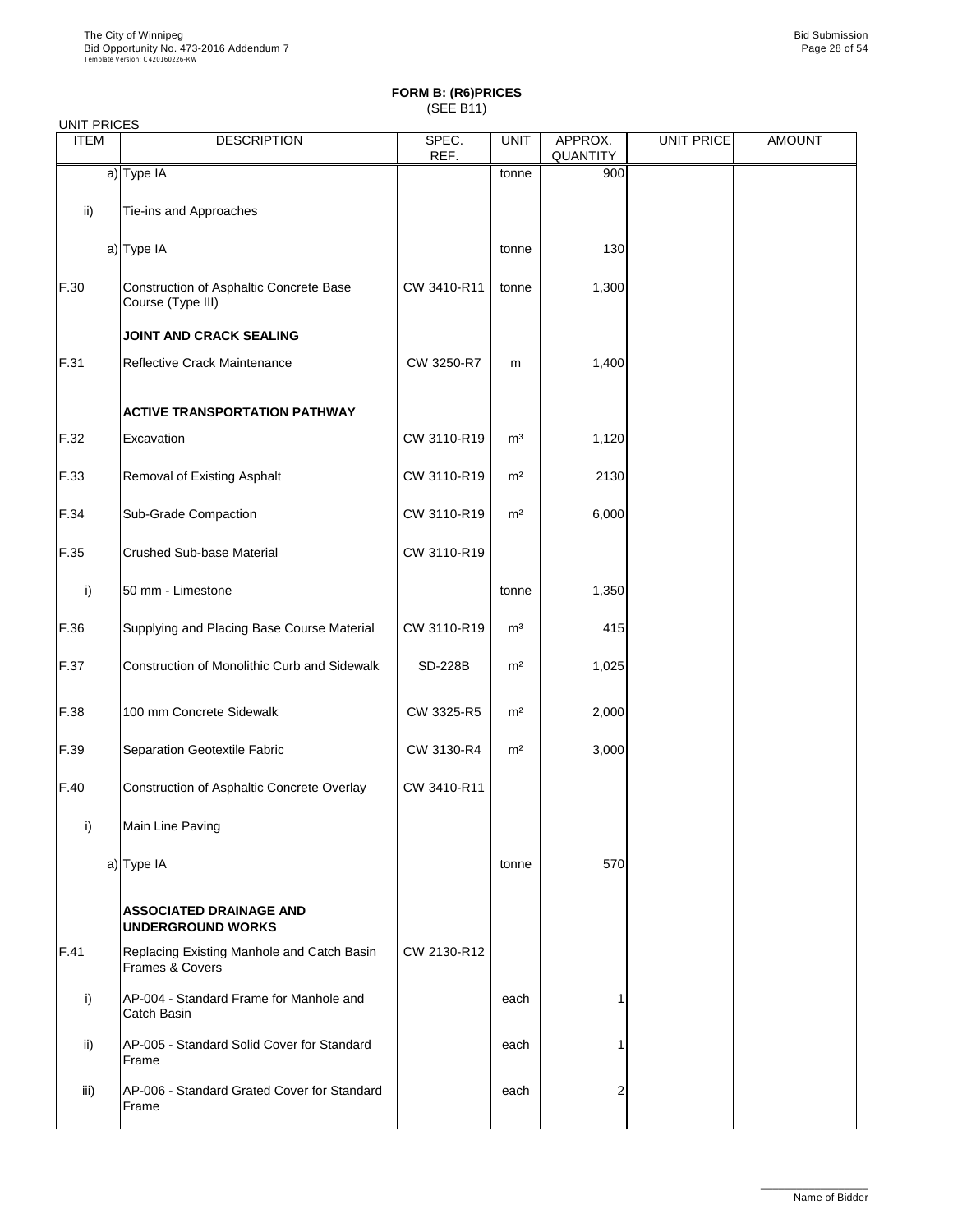# FORM B: (R6)PRICES

(SEE B11)

UNIT PRICES

| ITEM | DESCRIPTION | SPEC. REF. | UNIT | APPROX. QUANTITY | UNIT PRICE | AMOUNT |
|---|---|---|---|---|---|---|
| a) | Type IA | | tonne | 900 | | |
| ii) | Tie-ins and Approaches | | | | | |
| a) | Type IA | | tonne | 130 | | |
| F.30 | Construction of Asphaltic Concrete Base Course (Type III) | CW 3410-R11 | tonne | 1,300 | | |
| | **JOINT AND CRACK SEALING** | | | | | |
| F.31 | Reflective Crack Maintenance | CW 3250-R7 | m | 1,400 | | |
| | **ACTIVE TRANSPORTATION PATHWAY** | | | | | |
| F.32 | Excavation | CW 3110-R19 | m³ | 1,120 | | |
| F.33 | Removal of Existing Asphalt | CW 3110-R19 | m² | 2130 | | |
| F.34 | Sub-Grade Compaction | CW 3110-R19 | m² | 6,000 | | |
| F.35 | Crushed Sub-base Material | CW 3110-R19 | | | | |
| i) | 50 mm - Limestone | | tonne | 1,350 | | |
| F.36 | Supplying and Placing Base Course Material | CW 3110-R19 | m³ | 415 | | |
| F.37 | Construction of Monolithic Curb and Sidewalk | SD-228B | m² | 1,025 | | |
| F.38 | 100 mm Concrete Sidewalk | CW 3325-R5 | m² | 2,000 | | |
| F.39 | Separation Geotextile Fabric | CW 3130-R4 | m² | 3,000 | | |
| F.40 | Construction of Asphaltic Concrete Overlay | CW 3410-R11 | | | | |
| i) | Main Line Paving | | | | | |
| a) | Type IA | | tonne | 570 | | |
| | **ASSOCIATED DRAINAGE AND UNDERGROUND WORKS** | | | | | |
| F.41 | Replacing Existing Manhole and Catch Basin Frames & Covers | CW 2130-R12 | | | | |
| i) | AP-004 - Standard Frame for Manhole and Catch Basin | | each | 1 | | |
| ii) | AP-005 - Standard Solid Cover for Standard Frame | | each | 1 | | |
| iii) | AP-006 - Standard Grated Cover for Standard Frame | | each | 2 | | |

Name of Bidder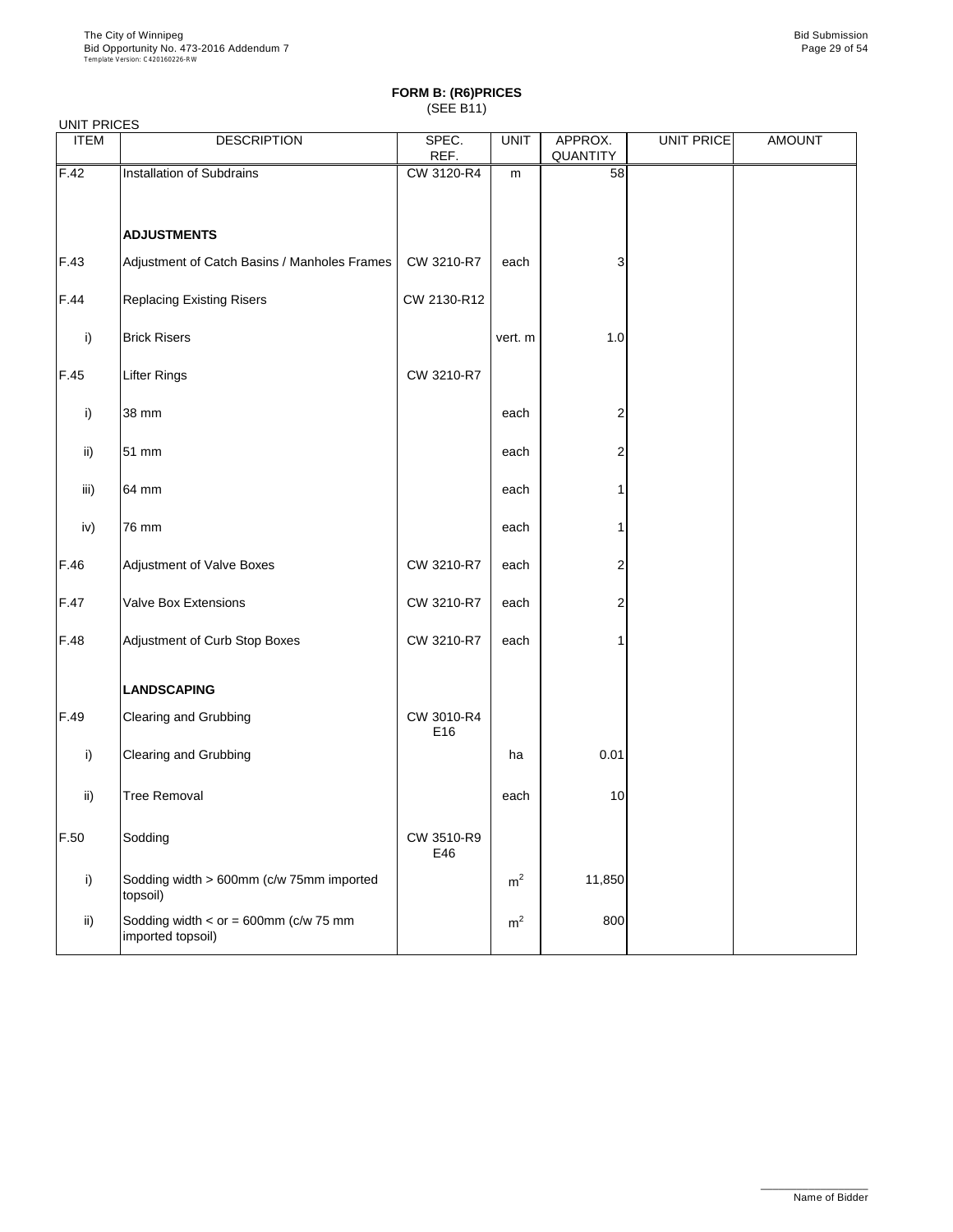**FORM B: (R6)PRICES**
(SEE B11)

UNIT PRICES

| ITEM | DESCRIPTION | SPEC. REF. | UNIT | APPROX. QUANTITY | UNIT PRICE | AMOUNT |
|---|---|---|---|---|---|---|
| F.42 | Installation of Subdrains | CW 3120-R4 | m | 58 | | |
| | **ADJUSTMENTS** | | | | | |
| F.43 | Adjustment of Catch Basins / Manholes Frames | CW 3210-R7 | each | 3 | | |
| F.44 | Replacing Existing Risers | CW 2130-R12 | | | | |
| i) | Brick Risers | | vert. m | 1.0 | | |
| F.45 | Lifter Rings | CW 3210-R7 | | | | |
| i) | 38 mm | | each | 2 | | |
| ii) | 51 mm | | each | 2 | | |
| iii) | 64 mm | | each | 1 | | |
| iv) | 76 mm | | each | 1 | | |
| F.46 | Adjustment of Valve Boxes | CW 3210-R7 | each | 2 | | |
| F.47 | Valve Box Extensions | CW 3210-R7 | each | 2 | | |
| F.48 | Adjustment of Curb Stop Boxes | CW 3210-R7 | each | 1 | | |
| | **LANDSCAPING** | | | | | |
| F.49 | Clearing and Grubbing | CW 3010-R4 E16 | | | | |
| i) | Clearing and Grubbing | | ha | 0.01 | | |
| ii) | Tree Removal | | each | 10 | | |
| F.50 | Sodding | CW 3510-R9 E46 | | | | |
| i) | Sodding width > 600mm (c/w 75mm imported topsoil) | | $m^2$ | 11,850 | | |
| ii) | Sodding width < or = 600mm (c/w 75 mm imported topsoil) | | $m^2$ | 800 | | |

Name of Bidder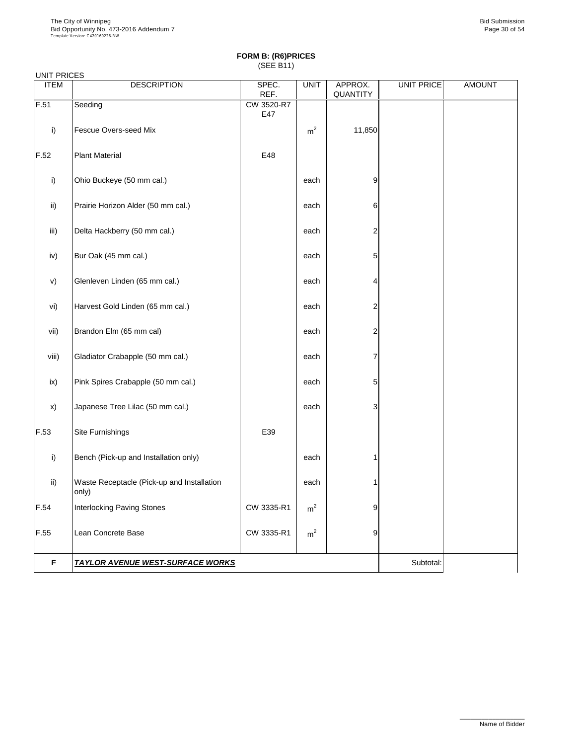**FORM B: (R6)PRICES**
(SEE B11)

UNIT PRICES

| ITEM | DESCRIPTION | SPEC. REF. | UNIT | APPROX. QUANTITY | UNIT PRICE | AMOUNT |
|---|---|---|---|---|---|---|
| F.51 | Seeding | CW 3520-R7 E47 | | | | |
| i) | Fescue Overs-seed Mix | | $m^2$ | 11,850 | | |
| F.52 | Plant Material | E48 | | | | |
| i) | Ohio Buckeye (50 mm cal.) | | each | 9 | | |
| ii) | Prairie Horizon Alder (50 mm cal.) | | each | 6 | | |
| iii) | Delta Hackberry (50 mm cal.) | | each | 2 | | |
| iv) | Bur Oak (45 mm cal.) | | each | 5 | | |
| v) | Glenleven Linden (65 mm cal.) | | each | 4 | | |
| vi) | Harvest Gold Linden (65 mm cal.) | | each | 2 | | |
| vii) | Brandon Elm (65 mm cal) | | each | 2 | | |
| viii) | Gladiator Crabapple (50 mm cal.) | | each | 7 | | |
| ix) | Pink Spires Crabapple (50 mm cal.) | | each | 5 | | |
| x) | Japanese Tree Lilac (50 mm cal.) | | each | 3 | | |
| F.53 | Site Furnishings | E39 | | | | |
| i) | Bench (Pick-up and Installation only) | | each | 1 | | |
| ii) | Waste Receptacle (Pick-up and Installation only) | | each | 1 | | |
| F.54 | Interlocking Paving Stones | CW 3335-R1 | $m^2$ | 9 | | |
| F.55 | Lean Concrete Base | CW 3335-R1 | $m^2$ | 9 | | |
| **F** | ***TAYLOR AVENUE WEST-SURFACE WORKS*** | | | | Subtotal: | |

Name of Bidder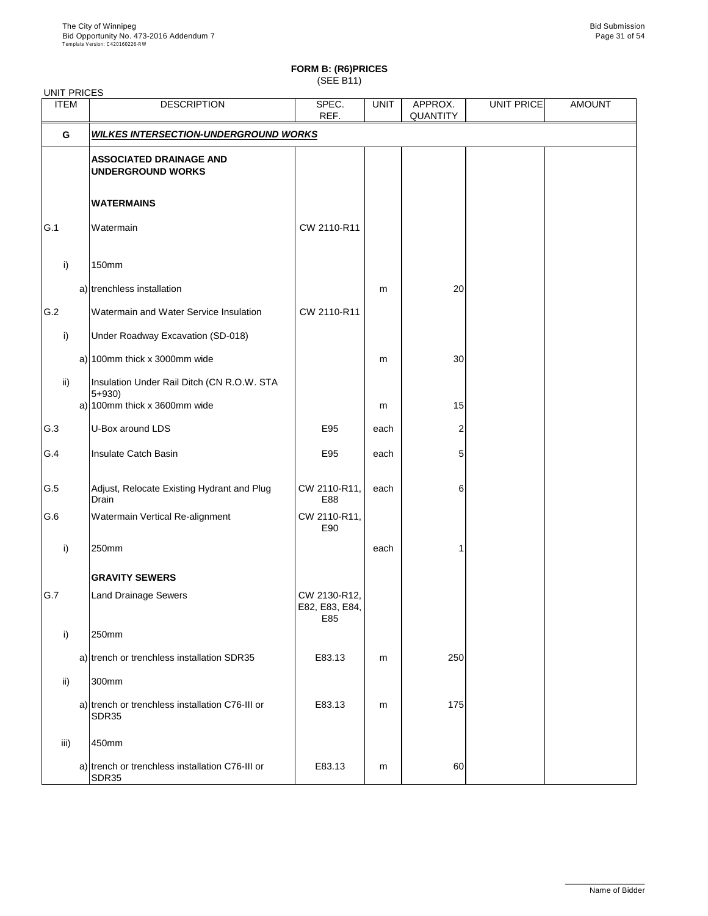## FORM B: (R6)PRICES
(SEE B11)

UNIT PRICES

| ITEM | DESCRIPTION | SPEC. REF. | UNIT | APPROX. QUANTITY | UNIT PRICE | AMOUNT |
|---|---|---|---|---|---|---|
| **G** | ***WILKES INTERSECTION-UNDERGROUND WORKS*** | | | | | |
| | **ASSOCIATED DRAINAGE AND UNDERGROUND WORKS** | | | | | |
| | **WATERMAINS** | | | | | |
| G.1 | Watermain | CW 2110-R11 | | | | |
| i) | 150mm | | | | | |
| | a) trenchless installation | | m | 20 | | |
| G.2 | Watermain and Water Service Insulation | CW 2110-R11 | | | | |
| i) | Under Roadway Excavation (SD-018) | | | | | |
| | a) 100mm thick x 3000mm wide | | m | 30 | | |
| ii) | Insulation Under Rail Ditch (CN R.O.W. STA 5+930) | | | | | |
| | a) 100mm thick x 3600mm wide | | m | 15 | | |
| G.3 | U-Box around LDS | E95 | each | 2 | | |
| G.4 | Insulate Catch Basin | E95 | each | 5 | | |
| G.5 | Adjust, Relocate Existing Hydrant and Plug Drain | CW 2110-R11, E88 | each | 6 | | |
| G.6 | Watermain Vertical Re-alignment | CW 2110-R11, E90 | | | | |
| i) | 250mm | | each | 1 | | |
| | **GRAVITY SEWERS** | | | | | |
| G.7 | Land Drainage Sewers | CW 2130-R12, E82, E83, E84, E85 | | | | |
| i) | 250mm | | | | | |
| | a) trench or trenchless installation SDR35 | E83.13 | m | 250 | | |
| ii) | 300mm | | | | | |
| | a) trench or trenchless installation C76-III or SDR35 | E83.13 | m | 175 | | |
| iii) | 450mm | | | | | |
| | a) trench or trenchless installation C76-III or SDR35 | E83.13 | m | 60 | | |

Name of Bidder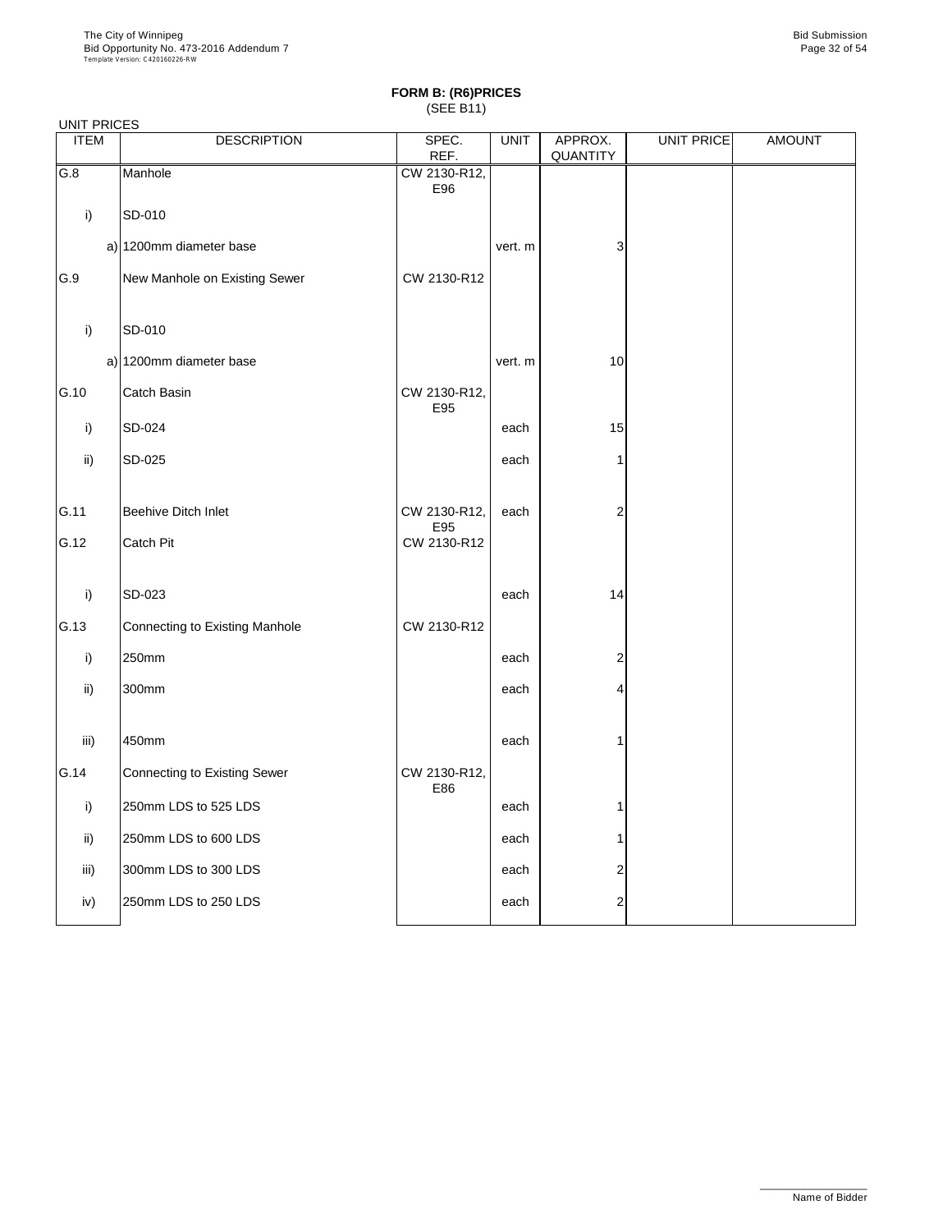**FORM B: (R6)PRICES**
(SEE B11)

UNIT PRICES

| ITEM | DESCRIPTION | SPEC. REF. | UNIT | APPROX. QUANTITY | UNIT PRICE | AMOUNT |
|---|---|---|---|---|---|---|
| G.8 | Manhole | CW 2130-R12, E96 | | | | |
| i) | SD-010 | | | | | |
| a) | 1200mm diameter base | | vert. m | 3 | | |
| G.9 | New Manhole on Existing Sewer | CW 2130-R12 | | | | |
| i) | SD-010 | | | | | |
| a) | 1200mm diameter base | | vert. m | 10 | | |
| G.10 | Catch Basin | CW 2130-R12, E95 | | | | |
| i) | SD-024 | | each | 15 | | |
| ii) | SD-025 | | each | 1 | | |
| G.11 | Beehive Ditch Inlet | CW 2130-R12, E95 | each | 2 | | |
| G.12 | Catch Pit | CW 2130-R12 | | | | |
| i) | SD-023 | | each | 14 | | |
| G.13 | Connecting to Existing Manhole | CW 2130-R12 | | | | |
| i) | 250mm | | each | 2 | | |
| ii) | 300mm | | each | 4 | | |
| iii) | 450mm | | each | 1 | | |
| G.14 | Connecting to Existing Sewer | CW 2130-R12, E86 | | | | |
| i) | 250mm LDS to 525 LDS | | each | 1 | | |
| ii) | 250mm LDS to 600 LDS | | each | 1 | | |
| iii) | 300mm LDS to 300 LDS | | each | 2 | | |
| iv) | 250mm LDS to 250 LDS | | each | 2 | | |

Name of Bidder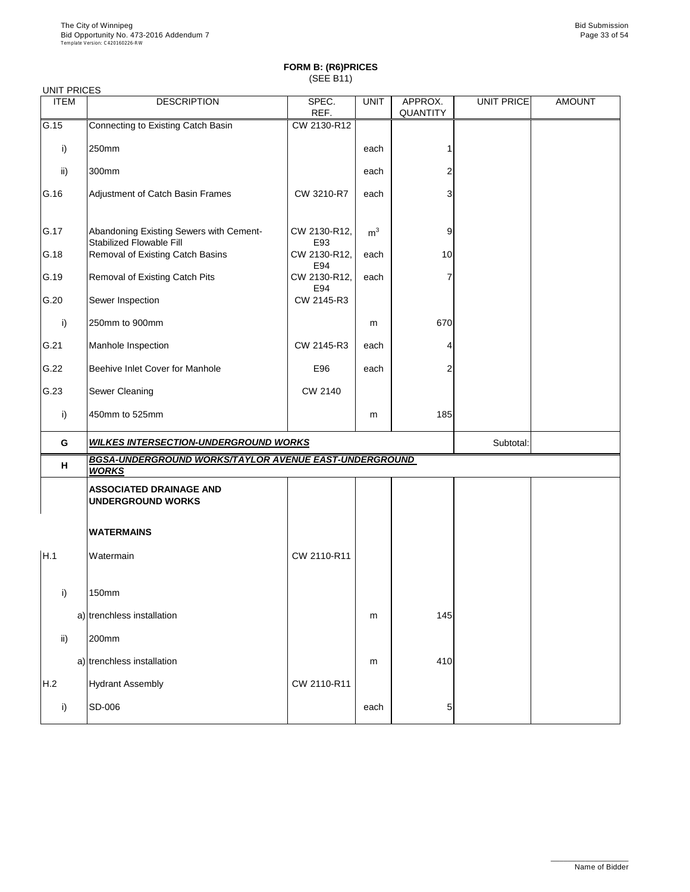**FORM B: (R6)PRICES**
(SEE B11)

UNIT PRICES

| ITEM | DESCRIPTION | SPEC. REF. | UNIT | APPROX. QUANTITY | UNIT PRICE | AMOUNT |
|---|---|---|---|---|---|---|
| G.15 | Connecting to Existing Catch Basin | CW 2130-R12 | | | | |
| i) | 250mm | | each | 1 | | |
| ii) | 300mm | | each | 2 | | |
| G.16 | Adjustment of Catch Basin Frames | CW 3210-R7 | each | 3 | | |
| G.17 | Abandoning Existing Sewers with Cement-Stabilized Flowable Fill | CW 2130-R12, E93 | $m^3$ | 9 | | |
| G.18 | Removal of Existing Catch Basins | CW 2130-R12, E94 | each | 10 | | |
| G.19 | Removal of Existing Catch Pits | CW 2130-R12, E94 | each | 7 | | |
| G.20 | Sewer Inspection | CW 2145-R3 | | | | |
| i) | 250mm to 900mm | | m | 670 | | |
| G.21 | Manhole Inspection | CW 2145-R3 | each | 4 | | |
| G.22 | Beehive Inlet Cover for Manhole | E96 | each | 2 | | |
| G.23 | Sewer Cleaning | CW 2140 | | | | |
| i) | 450mm to 525mm | | m | 185 | | |
| **G** | ***WILKES INTERSECTION-UNDERGROUND WORKS*** | | | | Subtotal: | |
| **H** | ***BGSA-UNDERGROUND WORKS/TAYLOR AVENUE EAST-UNDERGROUND WORKS*** | | | | | |
| | **ASSOCIATED DRAINAGE AND UNDERGROUND WORKS** | | | | | |
| | **WATERMAINS** | | | | | |
| H.1 | Watermain | CW 2110-R11 | | | | |
| i) | 150mm | | | | | |
| | a) trenchless installation | | m | 145 | | |
| ii) | 200mm | | | | | |
| | a) trenchless installation | | m | 410 | | |
| H.2 | Hydrant Assembly | CW 2110-R11 | | | | |
| i) | SD-006 | | each | 5 | | |

Name of Bidder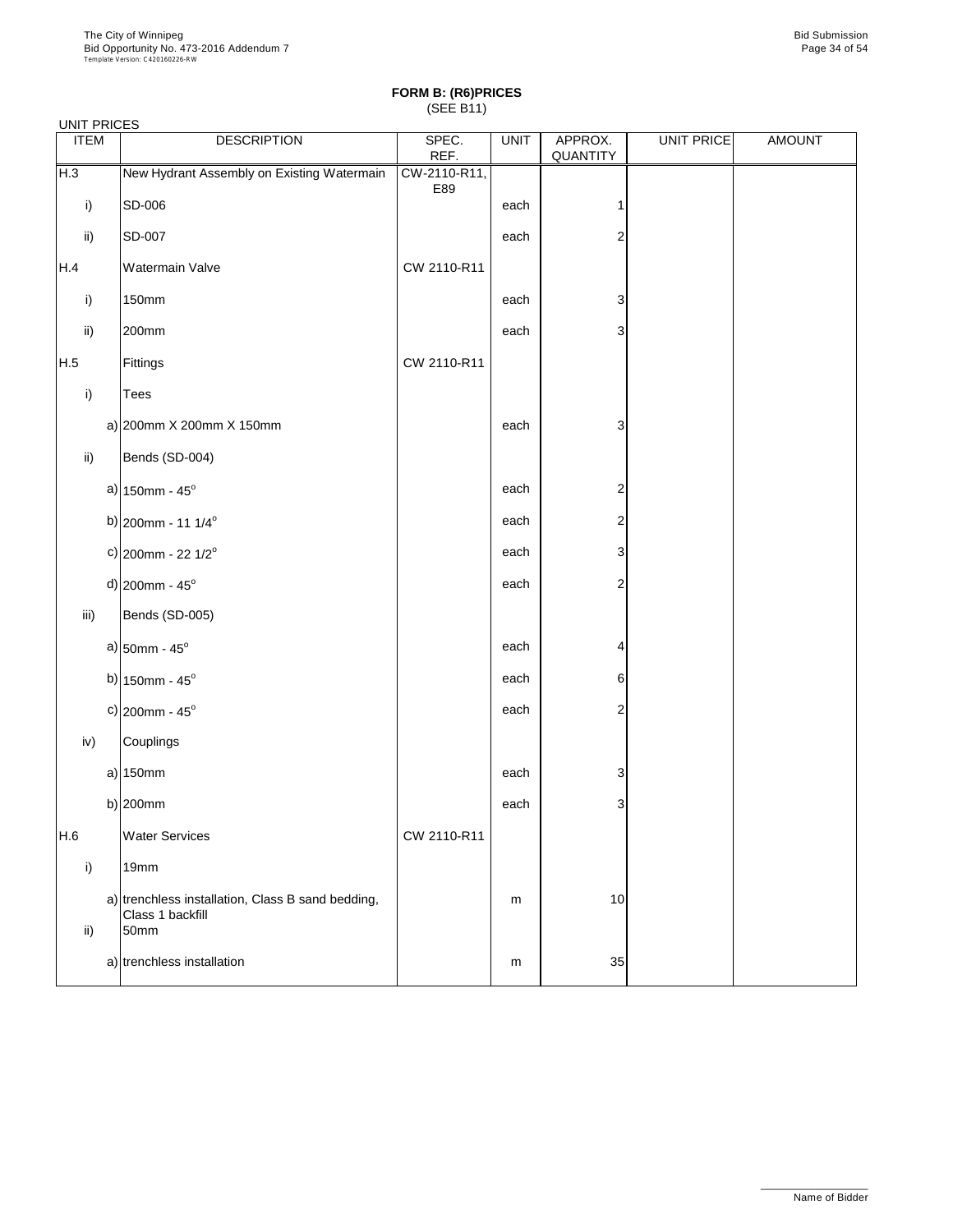**FORM B: (R6)PRICES**
(SEE B11)

UNIT PRICES

| ITEM | | DESCRIPTION | SPEC. REF. | UNIT | APPROX. QUANTITY | UNIT PRICE | AMOUNT |
|---|---|---|---|---|---|---|---|
| H.3 | | New Hydrant Assembly on Existing Watermain | CW-2110-R11, E89 | | | | |
| i) | | SD-006 | | each | 1 | | |
| ii) | | SD-007 | | each | 2 | | |
| H.4 | | Watermain Valve | CW 2110-R11 | | | | |
| i) | | 150mm | | each | 3 | | |
| ii) | | 200mm | | each | 3 | | |
| H.5 | | Fittings | CW 2110-R11 | | | | |
| i) | | Tees | | | | | |
| | a) | 200mm X 200mm X 150mm | | each | 3 | | |
| ii) | | Bends (SD-004) | | | | | |
| | a) | 150mm - 45$^{o}$ | | each | 2 | | |
| | b) | 200mm - 11 1/4$^{o}$ | | each | 2 | | |
| | c) | 200mm - 22 1/2$^{o}$ | | each | 3 | | |
| | d) | 200mm - 45$^{o}$ | | each | 2 | | |
| iii) | | Bends (SD-005) | | | | | |
| | a) | 50mm - 45$^{o}$ | | each | 4 | | |
| | b) | 150mm - 45$^{o}$ | | each | 6 | | |
| | c) | 200mm - 45$^{o}$ | | each | 2 | | |
| iv) | | Couplings | | | | | |
| | a) | 150mm | | each | 3 | | |
| | b) | 200mm | | each | 3 | | |
| H.6 | | Water Services | CW 2110-R11 | | | | |
| i) | | 19mm | | | | | |
| | a) | trenchless installation, Class B sand bedding, Class 1 backfill | | m | 10 | | |
| ii) | | 50mm | | | | | |
| | a) | trenchless installation | | m | 35 | | |

Name of Bidder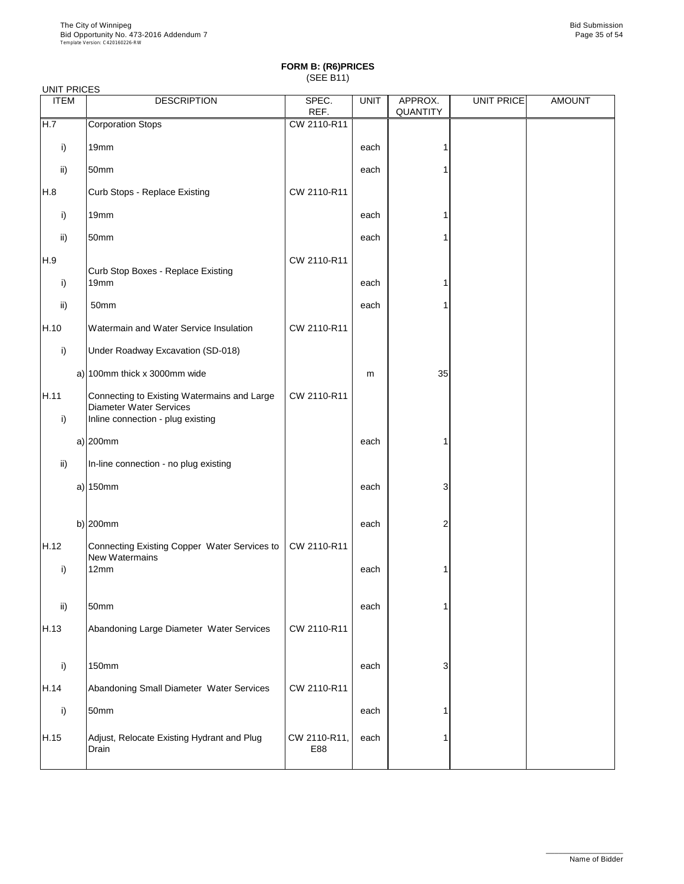**FORM B: (R6)PRICES**
(SEE B11)

UNIT PRICES

| ITEM | | DESCRIPTION | SPEC. REF. | UNIT | APPROX. QUANTITY | UNIT PRICE | AMOUNT |
|---|---|---|---|---|---|---|---|
| H.7 | | Corporation Stops | CW 2110-R11 | | | | |
| i) | | 19mm | | each | 1 | | |
| ii) | | 50mm | | each | 1 | | |
| H.8 | | Curb Stops - Replace Existing | CW 2110-R11 | | | | |
| i) | | 19mm | | each | 1 | | |
| ii) | | 50mm | | each | 1 | | |
| H.9 | | Curb Stop Boxes - Replace Existing | CW 2110-R11 | | | | |
| i) | | 19mm | | each | 1 | | |
| ii) | | 50mm | | each | 1 | | |
| H.10 | | Watermain and Water Service Insulation | CW 2110-R11 | | | | |
| i) | | Under Roadway Excavation (SD-018) | | | | | |
| | a) | 100mm thick x 3000mm wide | | m | 35 | | |
| H.11 | | Connecting to Existing Watermains and Large Diameter Water Services | CW 2110-R11 | | | | |
| i) | | Inline connection - plug existing | | | | | |
| | a) | 200mm | | each | 1 | | |
| ii) | | In-line connection - no plug existing | | | | | |
| | a) | 150mm | | each | 3 | | |
| | b) | 200mm | | each | 2 | | |
| H.12 | | Connecting Existing Copper Water Services to New Watermains | CW 2110-R11 | | | | |
| i) | | 12mm | | each | 1 | | |
| ii) | | 50mm | | each | 1 | | |
| H.13 | | Abandoning Large Diameter Water Services | CW 2110-R11 | | | | |
| i) | | 150mm | | each | 3 | | |
| H.14 | | Abandoning Small Diameter Water Services | CW 2110-R11 | | | | |
| i) | | 50mm | | each | 1 | | |
| H.15 | | Adjust, Relocate Existing Hydrant and Plug Drain | CW 2110-R11, E88 | each | 1 | | |

Name of Bidder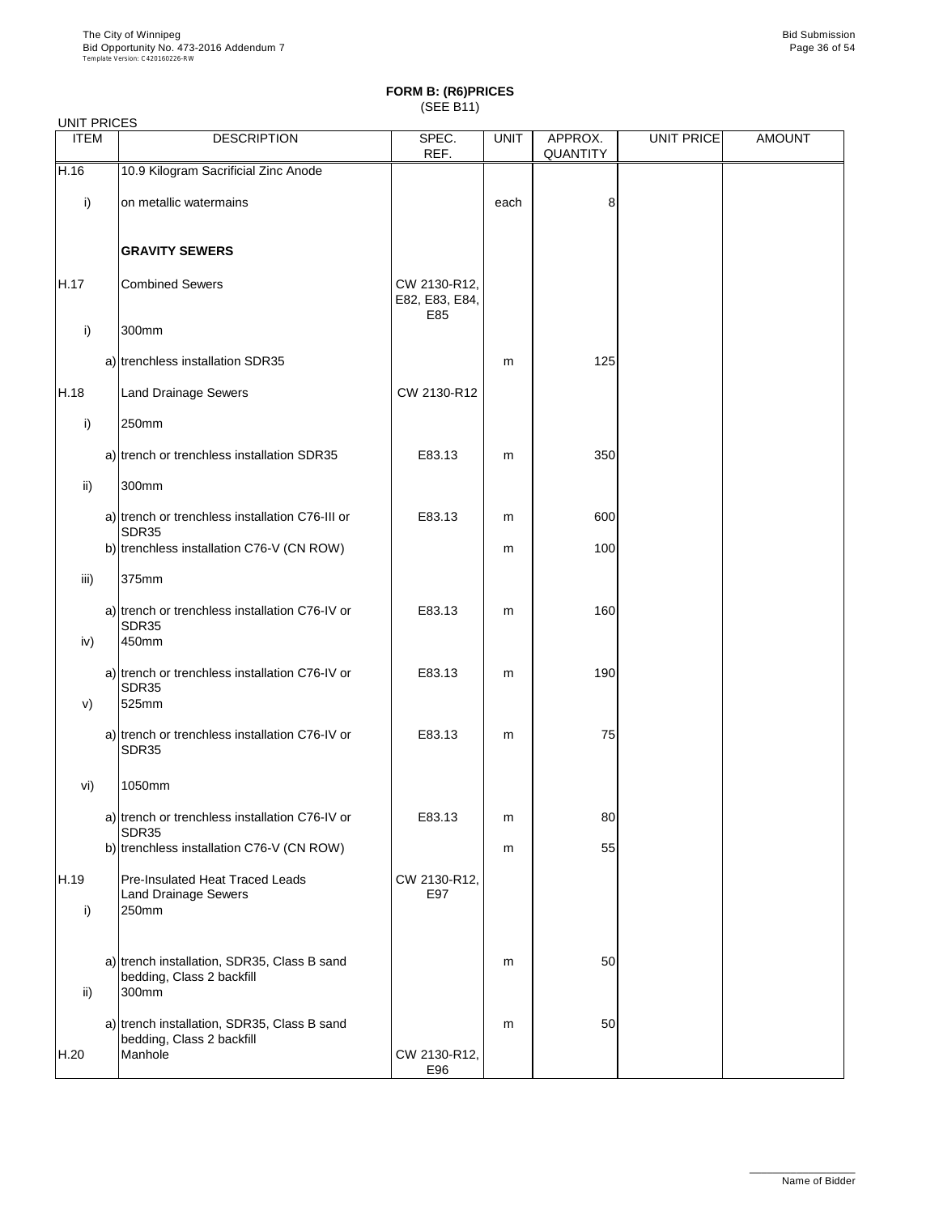# FORM B: (R6)PRICES

(SEE B11)

UNIT PRICES

| ITEM | | DESCRIPTION | SPEC. REF. | UNIT | APPROX. QUANTITY | UNIT PRICE | AMOUNT |
|---|---|---|---|---|---|---|---|
| H.16 | | 10.9 Kilogram Sacrificial Zinc Anode | | | | | |
| i) | | on metallic watermains | | each | 8 | | |
| | | **GRAVITY SEWERS** | | | | | |
| H.17 | | Combined Sewers | CW 2130-R12, E82, E83, E84, E85 | | | | |
| i) | | 300mm | | | | | |
| | a) | trenchless installation SDR35 | | m | 125 | | |
| H.18 | | Land Drainage Sewers | CW 2130-R12 | | | | |
| i) | | 250mm | | | | | |
| | a) | trench or trenchless installation SDR35 | E83.13 | m | 350 | | |
| ii) | | 300mm | | | | | |
| | a) | trench or trenchless installation C76-III or SDR35 | E83.13 | m | 600 | | |
| | b) | trenchless installation C76-V (CN ROW) | | m | 100 | | |
| iii) | | 375mm | | | | | |
| | a) | trench or trenchless installation C76-IV or SDR35 | E83.13 | m | 160 | | |
| iv) | | 450mm | | | | | |
| | a) | trench or trenchless installation C76-IV or SDR35 | E83.13 | m | 190 | | |
| v) | | 525mm | | | | | |
| | a) | trench or trenchless installation C76-IV or SDR35 | E83.13 | m | 75 | | |
| vi) | | 1050mm | | | | | |
| | a) | trench or trenchless installation C76-IV or SDR35 | E83.13 | m | 80 | | |
| | b) | trenchless installation C76-V (CN ROW) | | m | 55 | | |
| H.19 | | Pre-Insulated Heat Traced Leads Land Drainage Sewers | CW 2130-R12, E97 | | | | |
| i) | | 250mm | | | | | |
| | a) | trench installation, SDR35, Class B sand bedding, Class 2 backfill | | m | 50 | | |
| ii) | | 300mm | | | | | |
| | a) | trench installation, SDR35, Class B sand bedding, Class 2 backfill | | m | 50 | | |
| H.20 | | Manhole | CW 2130-R12, E96 | | | | |

Name of Bidder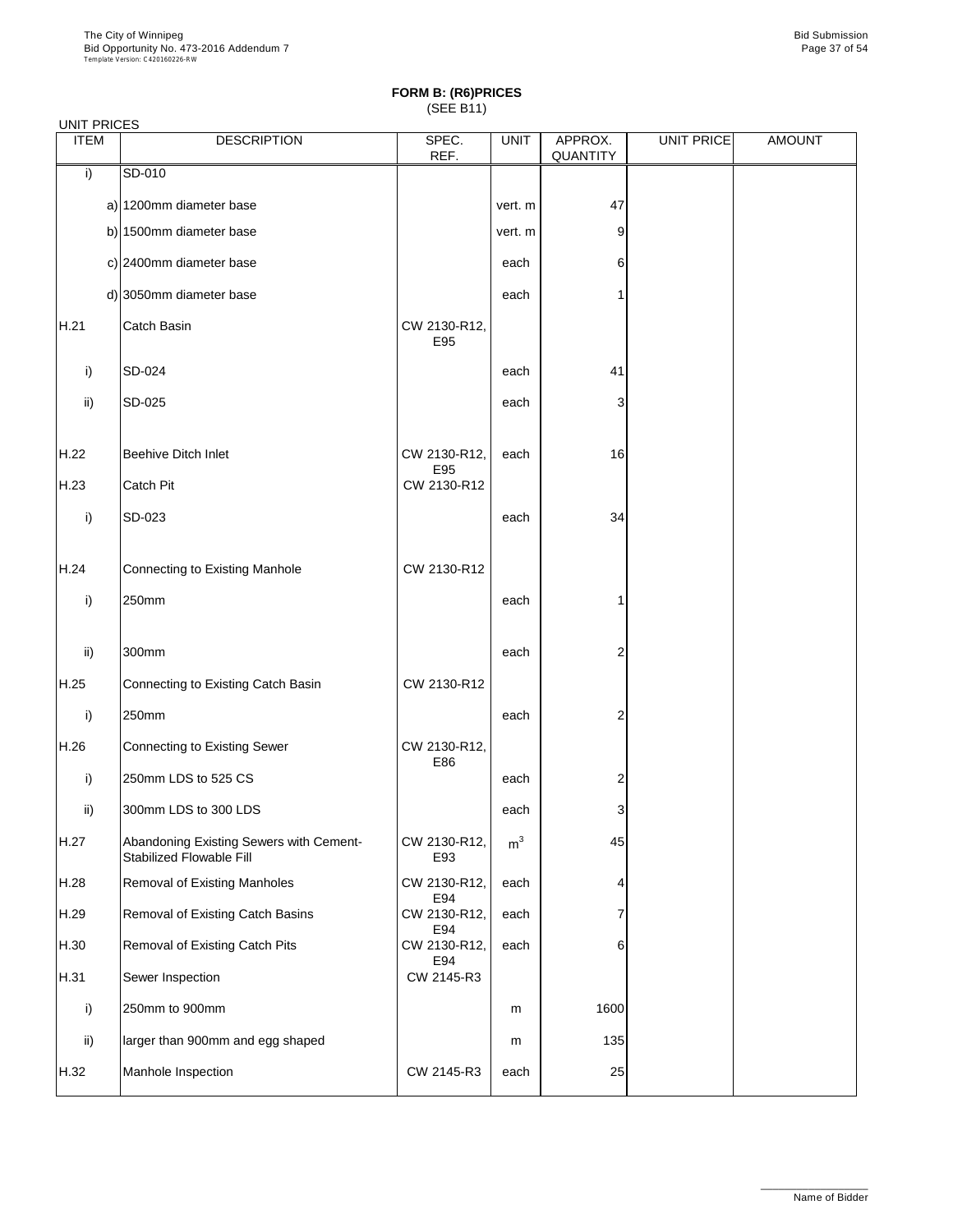**FORM B: (R6)PRICES**
(SEE B11)

UNIT PRICES

| ITEM | DESCRIPTION | SPEC. REF. | UNIT | APPROX. QUANTITY | UNIT PRICE | AMOUNT |
|---|---|---|---|---|---|---|
| i) | SD-010 | | | | | |
| | a) 1200mm diameter base | | vert. m | 47 | | |
| | b) 1500mm diameter base | | vert. m | 9 | | |
| | c) 2400mm diameter base | | each | 6 | | |
| | d) 3050mm diameter base | | each | 1 | | |
| H.21 | Catch Basin | CW 2130-R12, E95 | | | | |
| i) | SD-024 | | each | 41 | | |
| ii) | SD-025 | | each | 3 | | |
| H.22 | Beehive Ditch Inlet | CW 2130-R12, E95 | each | 16 | | |
| H.23 | Catch Pit | CW 2130-R12 | | | | |
| i) | SD-023 | | each | 34 | | |
| H.24 | Connecting to Existing Manhole | CW 2130-R12 | | | | |
| i) | 250mm | | each | 1 | | |
| ii) | 300mm | | each | 2 | | |
| H.25 | Connecting to Existing Catch Basin | CW 2130-R12 | | | | |
| i) | 250mm | | each | 2 | | |
| H.26 | Connecting to Existing Sewer | CW 2130-R12, E86 | | | | |
| i) | 250mm LDS to 525 CS | | each | 2 | | |
| ii) | 300mm LDS to 300 LDS | | each | 3 | | |
| H.27 | Abandoning Existing Sewers with Cement-Stabilized Flowable Fill | CW 2130-R12, E93 | $m^3$ | 45 | | |
| H.28 | Removal of Existing Manholes | CW 2130-R12, E94 | each | 4 | | |
| H.29 | Removal of Existing Catch Basins | CW 2130-R12, E94 | each | 7 | | |
| H.30 | Removal of Existing Catch Pits | CW 2130-R12, E94 | each | 6 | | |
| H.31 | Sewer Inspection | CW 2145-R3 | | | | |
| i) | 250mm to 900mm | | m | 1600 | | |
| ii) | larger than 900mm and egg shaped | | m | 135 | | |
| H.32 | Manhole Inspection | CW 2145-R3 | each | 25 | | |

Name of Bidder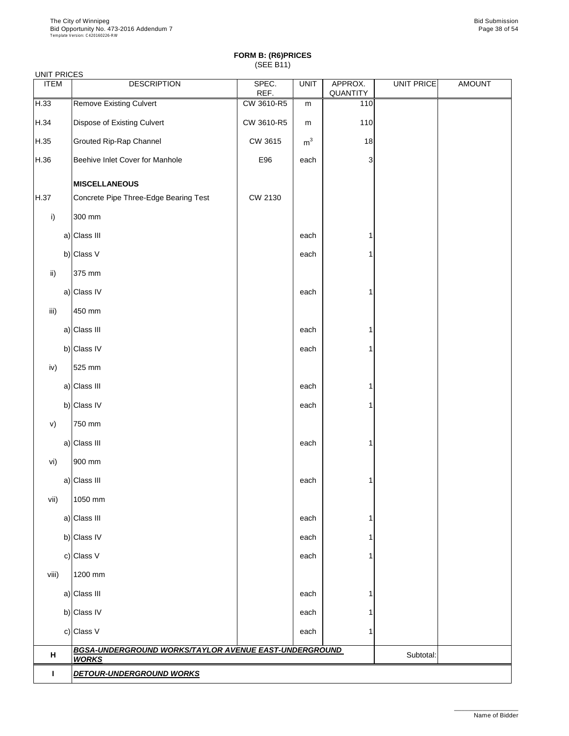**FORM B: (R6)PRICES**
(SEE B11)

UNIT PRICES

| ITEM | DESCRIPTION | SPEC. REF. | UNIT | APPROX. QUANTITY | UNIT PRICE | AMOUNT |
|---|---|---|---|---|---|---|
| H.33 | Remove Existing Culvert | CW 3610-R5 | m | 110 | | |
| H.34 | Dispose of Existing Culvert | CW 3610-R5 | m | 110 | | |
| H.35 | Grouted Rip-Rap Channel | CW 3615 | $m^3$ | 18 | | |
| H.36 | Beehive Inlet Cover for Manhole | E96 | each | 3 | | |
| | **MISCELLANEOUS** | | | | | |
| H.37 | Concrete Pipe Three-Edge Bearing Test | CW 2130 | | | | |
| i) | 300 mm | | | | | |
| a) | Class III | | each | 1 | | |
| b) | Class V | | each | 1 | | |
| ii) | 375 mm | | | | | |
| a) | Class IV | | each | 1 | | |
| iii) | 450 mm | | | | | |
| a) | Class III | | each | 1 | | |
| b) | Class IV | | each | 1 | | |
| iv) | 525 mm | | | | | |
| a) | Class III | | each | 1 | | |
| b) | Class IV | | each | 1 | | |
| v) | 750 mm | | | | | |
| a) | Class III | | each | 1 | | |
| vi) | 900 mm | | | | | |
| a) | Class III | | each | 1 | | |
| vii) | 1050 mm | | | | | |
| a) | Class III | | each | 1 | | |
| b) | Class IV | | each | 1 | | |
| c) | Class V | | each | 1 | | |
| viii) | 1200 mm | | | | | |
| a) | Class III | | each | 1 | | |
| b) | Class IV | | each | 1 | | |
| c) | Class V | | each | 1 | | |
| **H** | ***BGSA-UNDERGROUND WORKS/TAYLOR AVENUE EAST-UNDERGROUND WORKS*** | | | | Subtotal: | |
| **I** | ***DETOUR-UNDERGROUND WORKS*** | | | | | |

Name of Bidder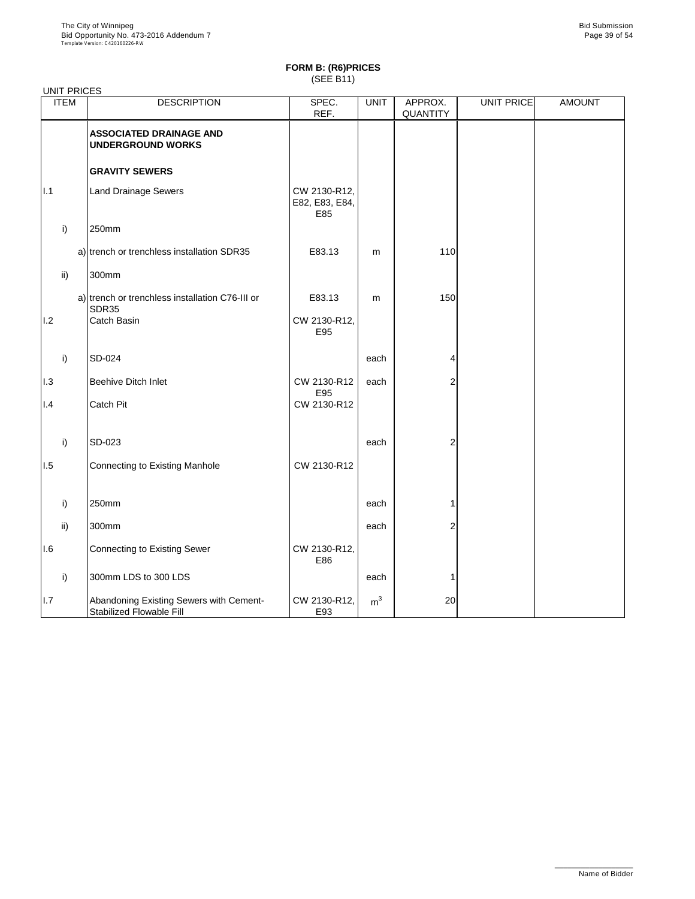**FORM B: (R6)PRICES**
(SEE B11)

UNIT PRICES

| ITEM | | DESCRIPTION | SPEC. REF. | UNIT | APPROX. QUANTITY | UNIT PRICE | AMOUNT |
|---|---|---|---|---|---|---|---|
| | | **ASSOCIATED DRAINAGE AND UNDERGROUND WORKS** | | | | | |
| | | **GRAVITY SEWERS** | | | | | |
| I.1 | | Land Drainage Sewers | CW 2130-R12, E82, E83, E84, E85 | | | | |
| | i) | 250mm | | | | | |
| | a) | trench or trenchless installation SDR35 | E83.13 | m | 110 | | |
| | ii) | 300mm | | | | | |
| | a) | trench or trenchless installation C76-III or SDR35 | E83.13 | m | 150 | | |
| I.2 | | Catch Basin | CW 2130-R12, E95 | | | | |
| | i) | SD-024 | | each | 4 | | |
| I.3 | | Beehive Ditch Inlet | CW 2130-R12 E95 | each | 2 | | |
| I.4 | | Catch Pit | CW 2130-R12 | | | | |
| | i) | SD-023 | | each | 2 | | |
| I.5 | | Connecting to Existing Manhole | CW 2130-R12 | | | | |
| | i) | 250mm | | each | 1 | | |
| | ii) | 300mm | | each | 2 | | |
| I.6 | | Connecting to Existing Sewer | CW 2130-R12, E86 | | | | |
| | i) | 300mm LDS to 300 LDS | | each | 1 | | |
| I.7 | | Abandoning Existing Sewers with Cement-Stabilized Flowable Fill | CW 2130-R12, E93 | $m^3$ | 20 | | |

Name of Bidder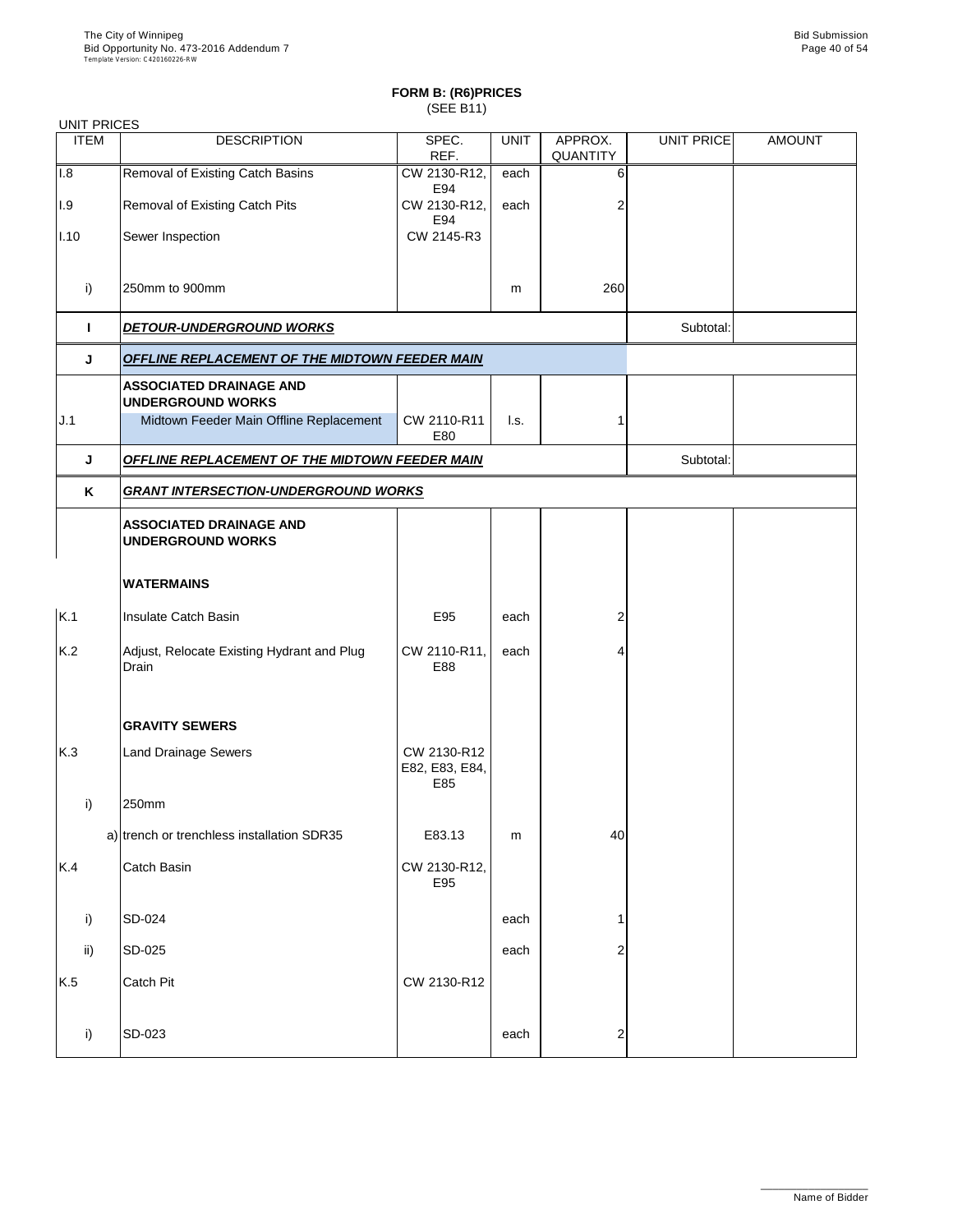# FORM B: (R6)PRICES

(SEE B11)

UNIT PRICES

| ITEM | DESCRIPTION | SPEC. REF. | UNIT | APPROX. QUANTITY | UNIT PRICE | AMOUNT |
|---|---|---|---|---|---|---|
| I.8 | Removal of Existing Catch Basins | CW 2130-R12, E94 | each | 6 | | |
| I.9 | Removal of Existing Catch Pits | CW 2130-R12, E94 | each | 2 | | |
| I.10 | Sewer Inspection | CW 2145-R3 | | | | |
| i) | 250mm to 900mm | | m | 260 | | |
| **I** | ***DETOUR-UNDERGROUND WORKS*** | | | | Subtotal: | |
| **J** | ***OFFLINE REPLACEMENT OF THE MIDTOWN FEEDER MAIN*** | | | | | |
| | **ASSOCIATED DRAINAGE AND UNDERGROUND WORKS** | | | | | |
| J.1 | Midtown Feeder Main Offline Replacement | CW 2110-R11 E80 | l.s. | 1 | | |
| **J** | ***OFFLINE REPLACEMENT OF THE MIDTOWN FEEDER MAIN*** | | | | Subtotal: | |
| **K** | ***GRANT INTERSECTION-UNDERGROUND WORKS*** | | | | | |
| | **ASSOCIATED DRAINAGE AND UNDERGROUND WORKS** | | | | | |
| | **WATERMAINS** | | | | | |
| K.1 | Insulate Catch Basin | E95 | each | 2 | | |
| K.2 | Adjust, Relocate Existing Hydrant and Plug Drain | CW 2110-R11, E88 | each | 4 | | |
| | **GRAVITY SEWERS** | | | | | |
| K.3 | Land Drainage Sewers | CW 2130-R12 E82, E83, E84, E85 | | | | |
| i) | 250mm | | | | | |
| | a) trench or trenchless installation SDR35 | E83.13 | m | 40 | | |
| K.4 | Catch Basin | CW 2130-R12, E95 | | | | |
| i) | SD-024 | | each | 1 | | |
| ii) | SD-025 | | each | 2 | | |
| K.5 | Catch Pit | CW 2130-R12 | | | | |
| i) | SD-023 | | each | 2 | | |

Name of Bidder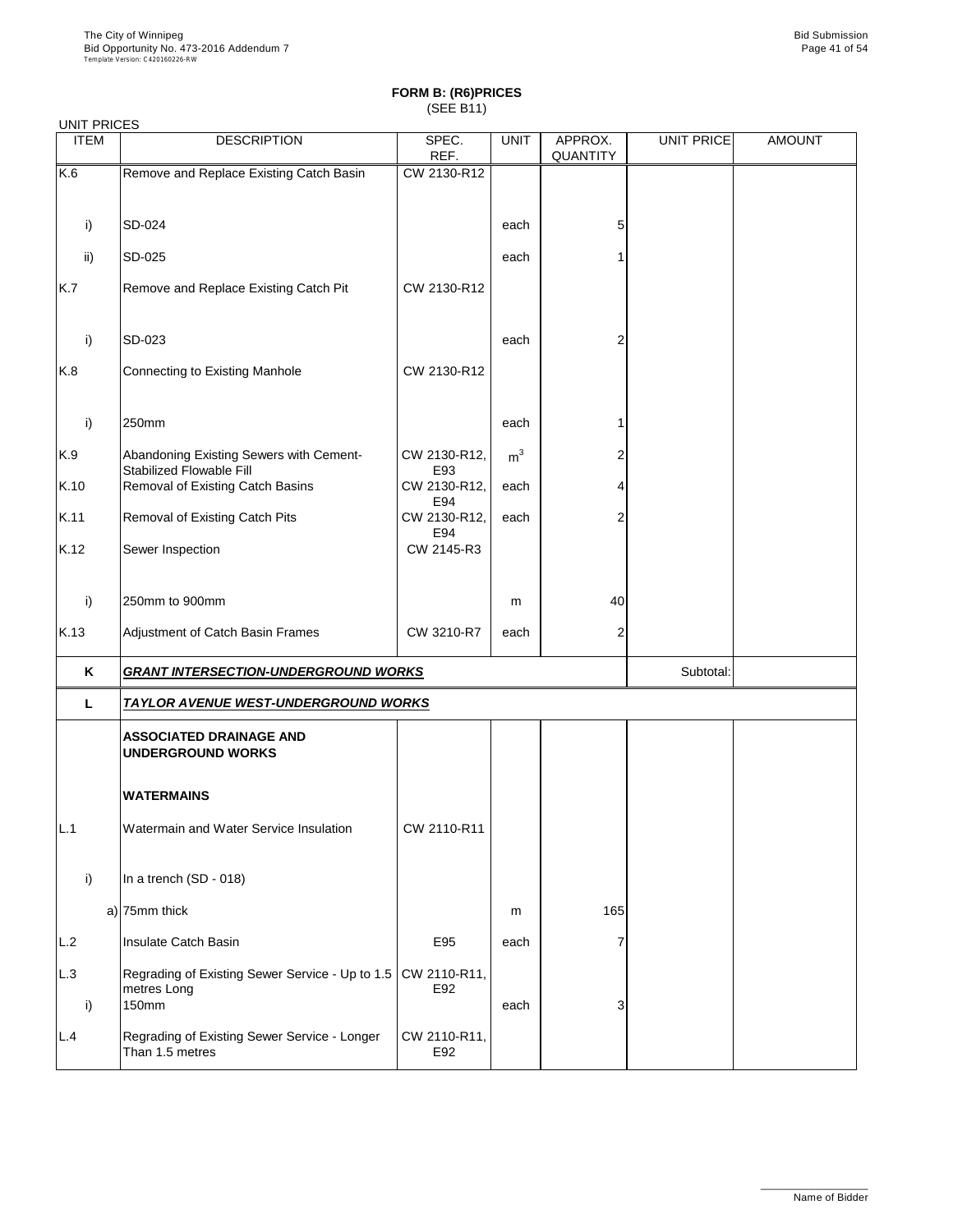# FORM B: (R6)PRICES
(SEE B11)

UNIT PRICES

| ITEM | DESCRIPTION | SPEC. REF. | UNIT | APPROX. QUANTITY | UNIT PRICE | AMOUNT |
|---|---|---|---|---|---|---|
| K.6 | Remove and Replace Existing Catch Basin | CW 2130-R12 | | | | |
| i) | SD-024 | | each | 5 | | |
| ii) | SD-025 | | each | 1 | | |
| K.7 | Remove and Replace Existing Catch Pit | CW 2130-R12 | | | | |
| i) | SD-023 | | each | 2 | | |
| K.8 | Connecting to Existing Manhole | CW 2130-R12 | | | | |
| i) | 250mm | | each | 1 | | |
| K.9 | Abandoning Existing Sewers with Cement-Stabilized Flowable Fill | CW 2130-R12, E93 | $m^3$ | 2 | | |
| K.10 | Removal of Existing Catch Basins | CW 2130-R12, E94 | each | 4 | | |
| K.11 | Removal of Existing Catch Pits | CW 2130-R12, E94 | each | 2 | | |
| K.12 | Sewer Inspection | CW 2145-R3 | | | | |
| i) | 250mm to 900mm | | m | 40 | | |
| K.13 | Adjustment of Catch Basin Frames | CW 3210-R7 | each | 2 | | |
| **K** | ***GRANT INTERSECTION-UNDERGROUND WORKS*** | | | | Subtotal: | |
| **L** | ***TAYLOR AVENUE WEST-UNDERGROUND WORKS*** | | | | | |
| | **ASSOCIATED DRAINAGE AND UNDERGROUND WORKS** | | | | | |
| | **WATERMAINS** | | | | | |
| L.1 | Watermain and Water Service Insulation | CW 2110-R11 | | | | |
| i) | In a trench (SD - 018) | | | | | |
| a) | 75mm thick | | m | 165 | | |
| L.2 | Insulate Catch Basin | E95 | each | 7 | | |
| L.3 | Regrading of Existing Sewer Service - Up to 1.5 metres Long | CW 2110-R11, E92 | | | | |
| i) | 150mm | | each | 3 | | |
| L.4 | Regrading of Existing Sewer Service - Longer Than 1.5 metres | CW 2110-R11, E92 | | | | |

Name of Bidder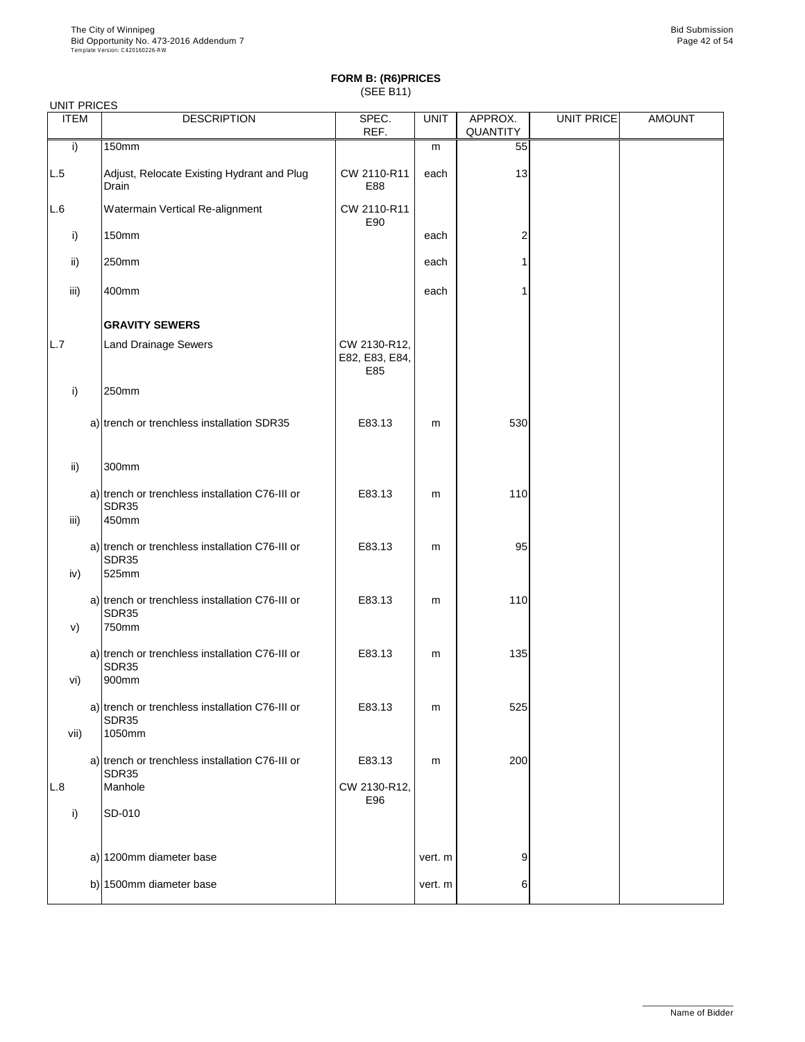**FORM B: (R6)PRICES**
(SEE B11)

UNIT PRICES

| ITEM | | DESCRIPTION | SPEC. REF. | UNIT | APPROX. QUANTITY | UNIT PRICE | AMOUNT |
|---|---|---|---|---|---|---|---|
| i) | | 150mm | | m | 55 | | |
| L.5 | | Adjust, Relocate Existing Hydrant and Plug Drain | CW 2110-R11 E88 | each | 13 | | |
| L.6 | | Watermain Vertical Re-alignment | CW 2110-R11 E90 | | | | |
| i) | | 150mm | | each | 2 | | |
| ii) | | 250mm | | each | 1 | | |
| iii) | | 400mm | | each | 1 | | |
| | | **GRAVITY SEWERS** | | | | | |
| L.7 | | Land Drainage Sewers | CW 2130-R12, E82, E83, E84, E85 | | | | |
| i) | | 250mm | | | | | |
| | a) | trench or trenchless installation SDR35 | E83.13 | m | 530 | | |
| ii) | | 300mm | | | | | |
| | a) | trench or trenchless installation C76-III or SDR35 | E83.13 | m | 110 | | |
| iii) | | 450mm | | | | | |
| | a) | trench or trenchless installation C76-III or SDR35 | E83.13 | m | 95 | | |
| iv) | | 525mm | | | | | |
| | a) | trench or trenchless installation C76-III or SDR35 | E83.13 | m | 110 | | |
| v) | | 750mm | | | | | |
| | a) | trench or trenchless installation C76-III or SDR35 | E83.13 | m | 135 | | |
| vi) | | 900mm | | | | | |
| | a) | trench or trenchless installation C76-III or SDR35 | E83.13 | m | 525 | | |
| vii) | | 1050mm | | | | | |
| | a) | trench or trenchless installation C76-III or SDR35 | E83.13 | m | 200 | | |
| L.8 | | Manhole | CW 2130-R12, E96 | | | | |
| i) | | SD-010 | | | | | |
| | a) | 1200mm diameter base | | vert. m | 9 | | |
| | b) | 1500mm diameter base | | vert. m | 6 | | |

Name of Bidder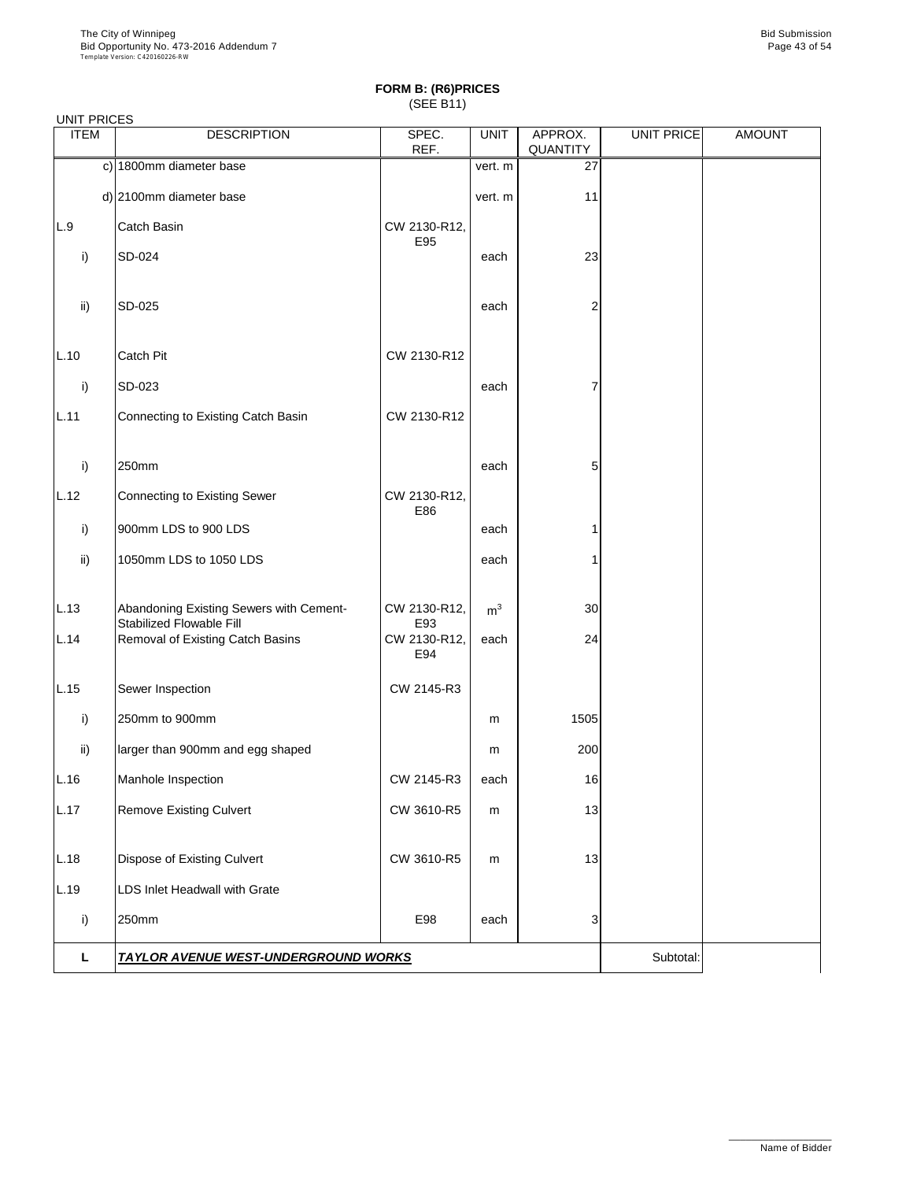# FORM B: (R6)PRICES

(SEE B11)

UNIT PRICES

| ITEM | DESCRIPTION | SPEC. REF. | UNIT | APPROX. QUANTITY | UNIT PRICE | AMOUNT |
|---|---|---|---|---|---|---|
| c) | 1800mm diameter base | | vert. m | 27 | | |
| d) | 2100mm diameter base | | vert. m | 11 | | |
| L.9 | Catch Basin | CW 2130-R12, E95 | | | | |
| i) | SD-024 | | each | 23 | | |
| ii) | SD-025 | | each | 2 | | |
| L.10 | Catch Pit | CW 2130-R12 | | | | |
| i) | SD-023 | | each | 7 | | |
| L.11 | Connecting to Existing Catch Basin | CW 2130-R12 | | | | |
| i) | 250mm | | each | 5 | | |
| L.12 | Connecting to Existing Sewer | CW 2130-R12, E86 | | | | |
| i) | 900mm LDS to 900 LDS | | each | 1 | | |
| ii) | 1050mm LDS to 1050 LDS | | each | 1 | | |
| L.13 | Abandoning Existing Sewers with Cement-Stabilized Flowable Fill | CW 2130-R12, E93 | $m^3$ | 30 | | |
| L.14 | Removal of Existing Catch Basins | CW 2130-R12, E94 | each | 24 | | |
| L.15 | Sewer Inspection | CW 2145-R3 | | | | |
| i) | 250mm to 900mm | | m | 1505 | | |
| ii) | larger than 900mm and egg shaped | | m | 200 | | |
| L.16 | Manhole Inspection | CW 2145-R3 | each | 16 | | |
| L.17 | Remove Existing Culvert | CW 3610-R5 | m | 13 | | |
| L.18 | Dispose of Existing Culvert | CW 3610-R5 | m | 13 | | |
| L.19 | LDS Inlet Headwall with Grate | | | | | |
| i) | 250mm | E98 | each | 3 | | |
| **L** | ***TAYLOR AVENUE WEST-UNDERGROUND WORKS*** | | | | Subtotal: | |

Name of Bidder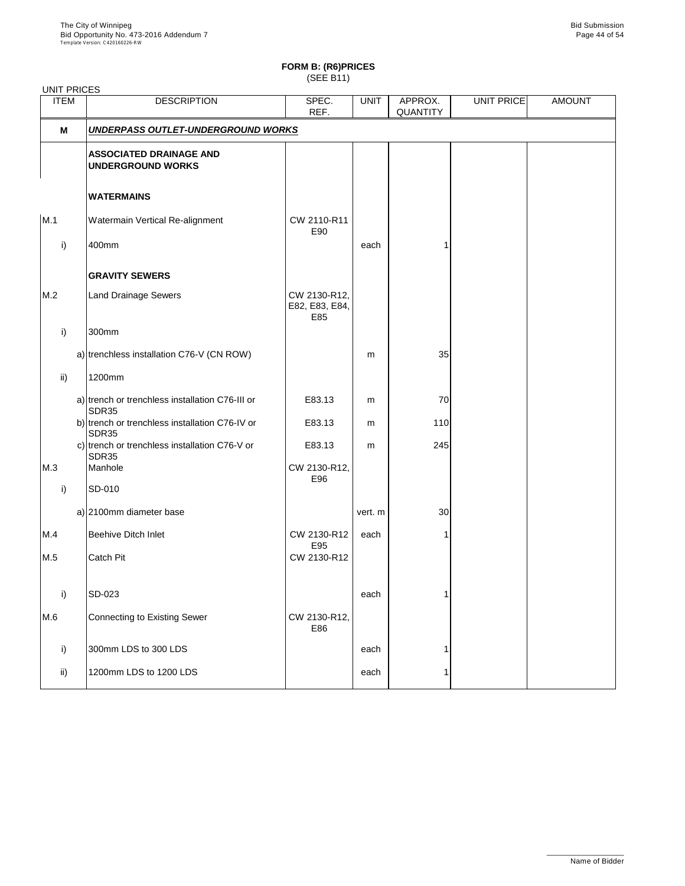**FORM B: (R6)PRICES**
(SEE B11)

UNIT PRICES

| ITEM | | DESCRIPTION | SPEC. REF. | UNIT | APPROX. QUANTITY | UNIT PRICE | AMOUNT |
|---|---|---|---|---|---|---|---|
| **M** | | ***UNDERPASS OUTLET-UNDERGROUND WORKS*** | | | | | |
| | | **ASSOCIATED DRAINAGE AND UNDERGROUND WORKS** | | | | | |
| | | **WATERMAINS** | | | | | |
| M.1 | | Watermain Vertical Re-alignment | CW 2110-R11 E90 | | | | |
| i) | | 400mm | | each | 1 | | |
| | | **GRAVITY SEWERS** | | | | | |
| M.2 | | Land Drainage Sewers | CW 2130-R12, E82, E83, E84, E85 | | | | |
| i) | | 300mm | | | | | |
| | a) | trenchless installation C76-V (CN ROW) | | m | 35 | | |
| ii) | | 1200mm | | | | | |
| | a) | trench or trenchless installation C76-III or SDR35 | E83.13 | m | 70 | | |
| | b) | trench or trenchless installation C76-IV or SDR35 | E83.13 | m | 110 | | |
| | c) | trench or trenchless installation C76-V or SDR35 | E83.13 | m | 245 | | |
| M.3 | | Manhole | CW 2130-R12, E96 | | | | |
| i) | | SD-010 | | | | | |
| | a) | 2100mm diameter base | | vert. m | 30 | | |
| M.4 | | Beehive Ditch Inlet | CW 2130-R12 E95 | each | 1 | | |
| M.5 | | Catch Pit | CW 2130-R12 | | | | |
| i) | | SD-023 | | each | 1 | | |
| M.6 | | Connecting to Existing Sewer | CW 2130-R12, E86 | | | | |
| i) | | 300mm LDS to 300 LDS | | each | 1 | | |
| ii) | | 1200mm LDS to 1200 LDS | | each | 1 | | |

Name of Bidder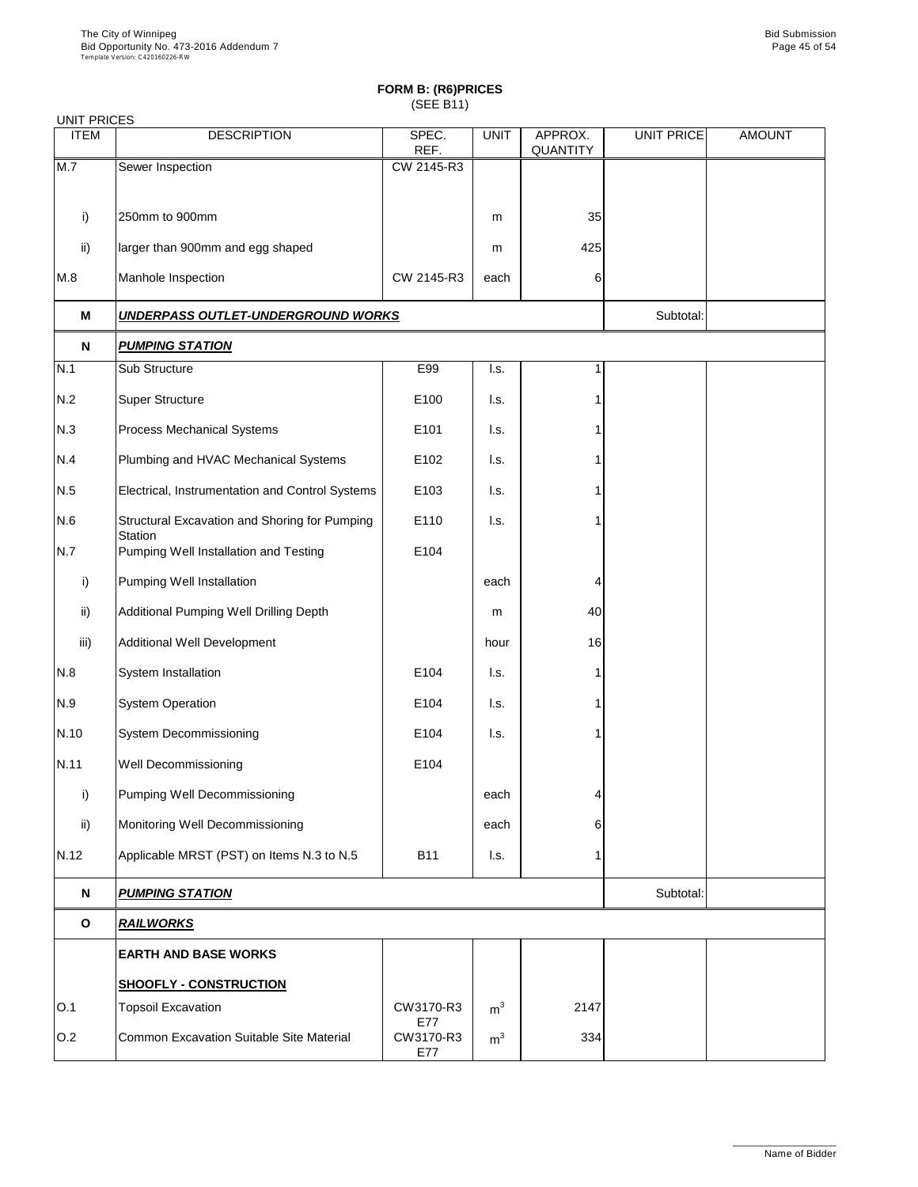**FORM B: (R6)PRICES**
(SEE B11)

UNIT PRICES

| ITEM | DESCRIPTION | SPEC. REF. | UNIT | APPROX. QUANTITY | UNIT PRICE | AMOUNT |
|---|---|---|---|---|---|---|
| M.7 | Sewer Inspection | CW 2145-R3 | | | | |
| i) | 250mm to 900mm | | m | 35 | | |
| ii) | larger than 900mm and egg shaped | | m | 425 | | |
| M.8 | Manhole Inspection | CW 2145-R3 | each | 6 | | |
| **M** | ***UNDERPASS OUTLET-UNDERGROUND WORKS*** | | | | Subtotal: | |
| **N** | ***PUMPING STATION*** | | | | | |
| N.1 | Sub Structure | E99 | l.s. | 1 | | |
| N.2 | Super Structure | E100 | l.s. | 1 | | |
| N.3 | Process Mechanical Systems | E101 | l.s. | 1 | | |
| N.4 | Plumbing and HVAC Mechanical Systems | E102 | l.s. | 1 | | |
| N.5 | Electrical, Instrumentation and Control Systems | E103 | l.s. | 1 | | |
| N.6 | Structural Excavation and Shoring for Pumping Station | E110 | l.s. | 1 | | |
| N.7 | Pumping Well Installation and Testing | E104 | | | | |
| i) | Pumping Well Installation | | each | 4 | | |
| ii) | Additional Pumping Well Drilling Depth | | m | 40 | | |
| iii) | Additional Well Development | | hour | 16 | | |
| N.8 | System Installation | E104 | l.s. | 1 | | |
| N.9 | System Operation | E104 | l.s. | 1 | | |
| N.10 | System Decommissioning | E104 | l.s. | 1 | | |
| N.11 | Well Decommissioning | E104 | | | | |
| i) | Pumping Well Decommissioning | | each | 4 | | |
| ii) | Monitoring Well Decommissioning | | each | 6 | | |
| N.12 | Applicable MRST (PST) on Items N.3 to N.5 | B11 | l.s. | 1 | | |
| **N** | ***PUMPING STATION*** | | | | Subtotal: | |
| **O** | ***RAILWORKS*** | | | | | |
| | **EARTH AND BASE WORKS** | | | | | |
| | **SHOOFLY - CONSTRUCTION** | | | | | |
| O.1 | Topsoil Excavation | CW3170-R3 E77 | $m^3$ | 2147 | | |
| O.2 | Common Excavation Suitable Site Material | CW3170-R3 E77 | $m^3$ | 334 | | |

Name of Bidder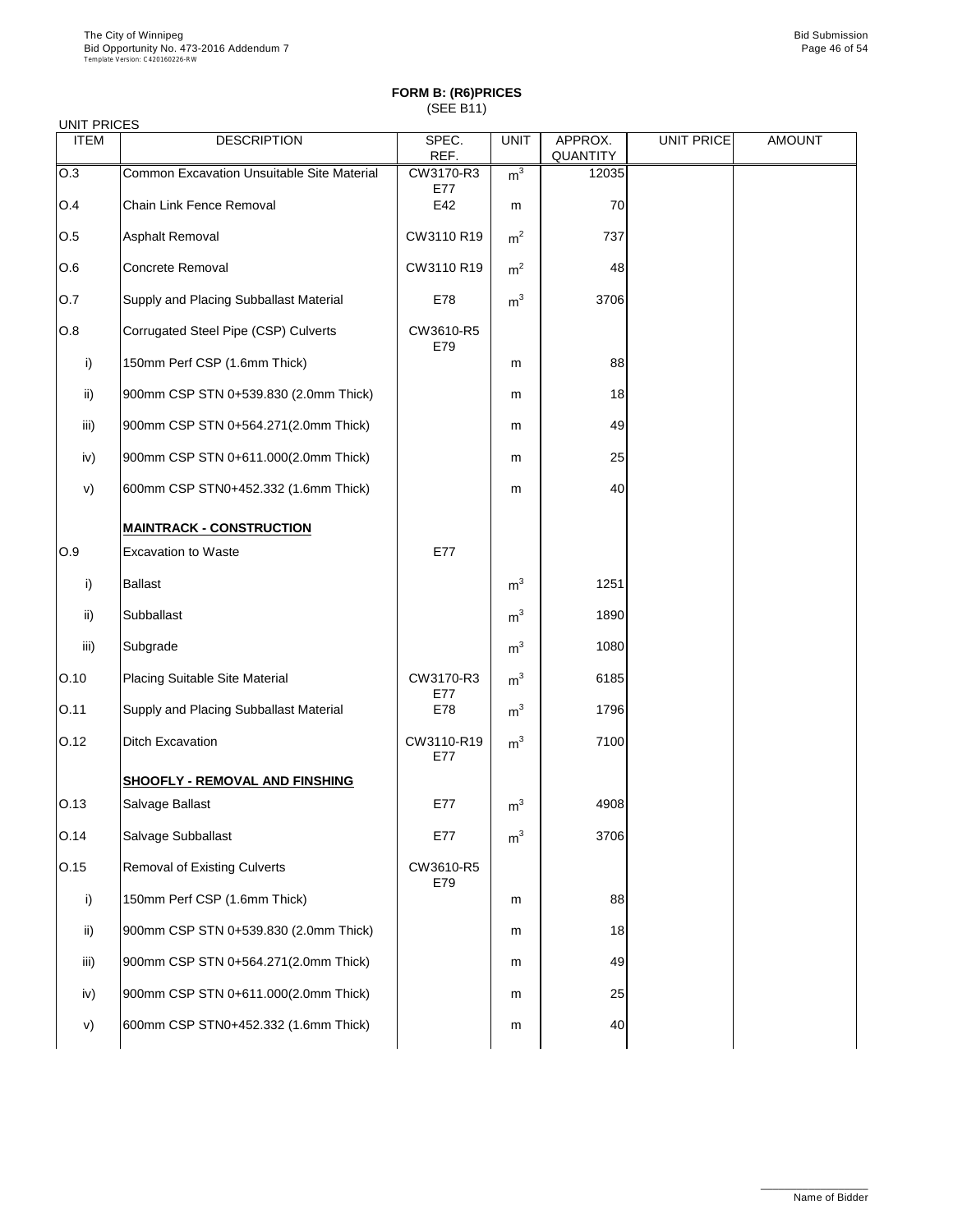## FORM B: (R6)PRICES

(SEE B11)

UNIT PRICES

| ITEM | DESCRIPTION | SPEC. REF. | UNIT | APPROX. QUANTITY | UNIT PRICE | AMOUNT |
|---|---|---|---|---|---|---|
| O.3 | Common Excavation Unsuitable Site Material | CW3170-R3 E77 | $m^3$ | 12035 | | |
| O.4 | Chain Link Fence Removal | E42 | m | 70 | | |
| O.5 | Asphalt Removal | CW3110 R19 | $m^2$ | 737 | | |
| O.6 | Concrete Removal | CW3110 R19 | $m^2$ | 48 | | |
| O.7 | Supply and Placing Subballast Material | E78 | $m^3$ | 3706 | | |
| O.8 | Corrugated Steel Pipe (CSP) Culverts | CW3610-R5 E79 | | | | |
| i) | 150mm Perf CSP (1.6mm Thick) | | m | 88 | | |
| ii) | 900mm CSP STN 0+539.830 (2.0mm Thick) | | m | 18 | | |
| iii) | 900mm CSP STN 0+564.271(2.0mm Thick) | | m | 49 | | |
| iv) | 900mm CSP STN 0+611.000(2.0mm Thick) | | m | 25 | | |
| v) | 600mm CSP STN0+452.332 (1.6mm Thick) | | m | 40 | | |
| | **MAINTRACK - CONSTRUCTION** | | | | | |
| O.9 | Excavation to Waste | E77 | | | | |
| i) | Ballast | | $m^3$ | 1251 | | |
| ii) | Subballast | | $m^3$ | 1890 | | |
| iii) | Subgrade | | $m^3$ | 1080 | | |
| O.10 | Placing Suitable Site Material | CW3170-R3 E77 | $m^3$ | 6185 | | |
| O.11 | Supply and Placing Subballast Material | E78 | $m^3$ | 1796 | | |
| O.12 | Ditch Excavation | CW3110-R19 E77 | $m^3$ | 7100 | | |
| | **SHOOFLY - REMOVAL AND FINSHING** | | | | | |
| O.13 | Salvage Ballast | E77 | $m^3$ | 4908 | | |
| O.14 | Salvage Subballast | E77 | $m^3$ | 3706 | | |
| O.15 | Removal of Existing Culverts | CW3610-R5 E79 | | | | |
| i) | 150mm Perf CSP (1.6mm Thick) | | m | 88 | | |
| ii) | 900mm CSP STN 0+539.830 (2.0mm Thick) | | m | 18 | | |
| iii) | 900mm CSP STN 0+564.271(2.0mm Thick) | | m | 49 | | |
| iv) | 900mm CSP STN 0+611.000(2.0mm Thick) | | m | 25 | | |
| v) | 600mm CSP STN0+452.332 (1.6mm Thick) | | m | 40 | | |

Name of Bidder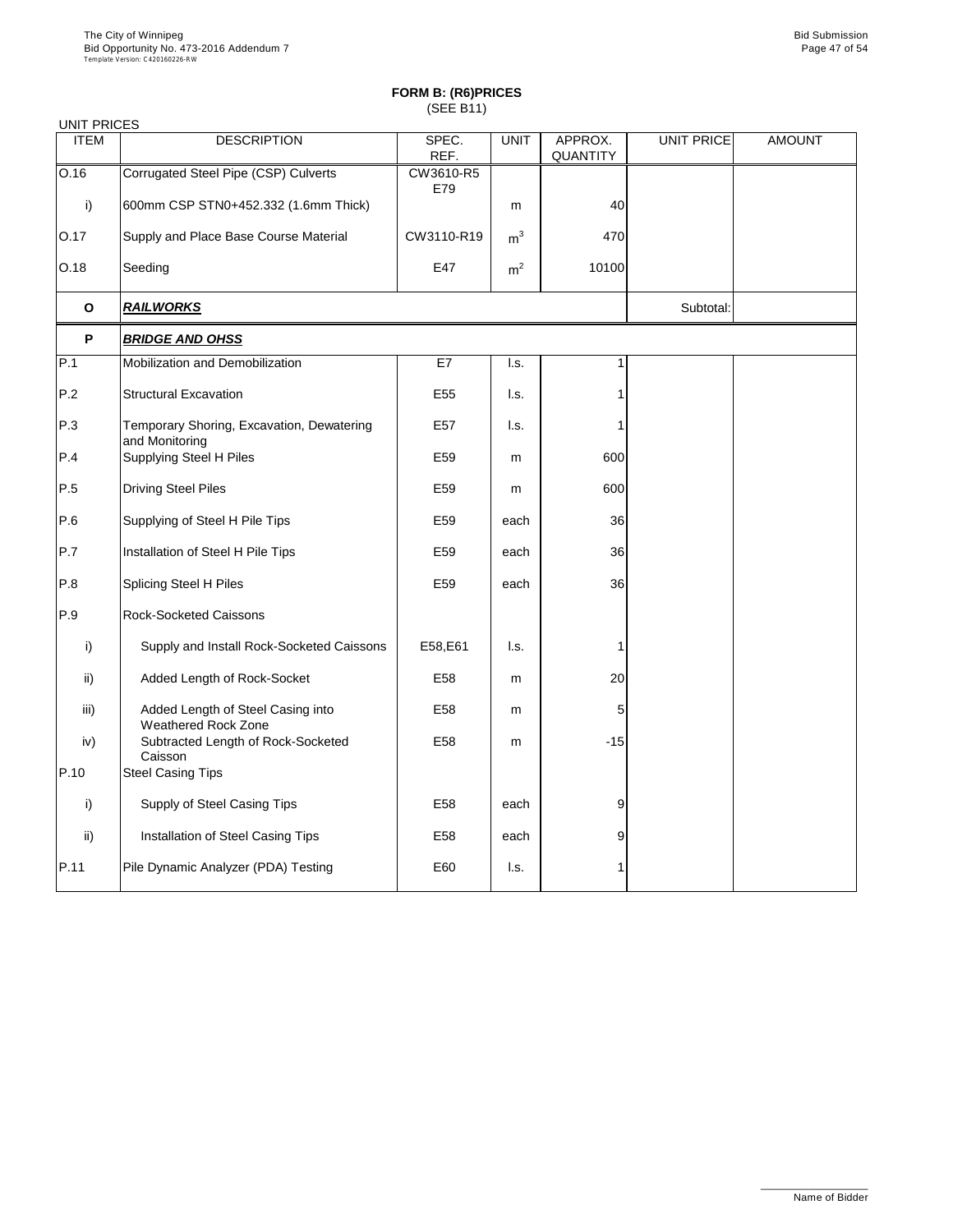## FORM B: (R6)PRICES
(SEE B11)

UNIT PRICES

| ITEM | DESCRIPTION | SPEC. REF. | UNIT | APPROX. QUANTITY | UNIT PRICE | AMOUNT |
|---|---|---|---|---|---|---|
| O.16 | Corrugated Steel Pipe (CSP) Culverts | CW3610-R5 E79 | | | | |
| i) | 600mm CSP STN0+452.332 (1.6mm Thick) | | m | 40 | | |
| O.17 | Supply and Place Base Course Material | CW3110-R19 | $m^3$ | 470 | | |
| O.18 | Seeding | E47 | $m^2$ | 10100 | | |
| **O** | ***RAILWORKS*** | | | | Subtotal: | |
| **P** | ***BRIDGE AND OHSS*** | | | | | |
| P.1 | Mobilization and Demobilization | E7 | l.s. | 1 | | |
| P.2 | Structural Excavation | E55 | l.s. | 1 | | |
| P.3 | Temporary Shoring, Excavation, Dewatering and Monitoring | E57 | l.s. | 1 | | |
| P.4 | Supplying Steel H Piles | E59 | m | 600 | | |
| P.5 | Driving Steel Piles | E59 | m | 600 | | |
| P.6 | Supplying of Steel H Pile Tips | E59 | each | 36 | | |
| P.7 | Installation of Steel H Pile Tips | E59 | each | 36 | | |
| P.8 | Splicing Steel H Piles | E59 | each | 36 | | |
| P.9 | Rock-Socketed Caissons | | | | | |
| i) | Supply and Install Rock-Socketed Caissons | E58,E61 | l.s. | 1 | | |
| ii) | Added Length of Rock-Socket | E58 | m | 20 | | |
| iii) | Added Length of Steel Casing into Weathered Rock Zone | E58 | m | 5 | | |
| iv) | Subtracted Length of Rock-Socketed Caisson | E58 | m | -15 | | |
| P.10 | Steel Casing Tips | | | | | |
| i) | Supply of Steel Casing Tips | E58 | each | 9 | | |
| ii) | Installation of Steel Casing Tips | E58 | each | 9 | | |
| P.11 | Pile Dynamic Analyzer (PDA) Testing | E60 | l.s. | 1 | | |

Name of Bidder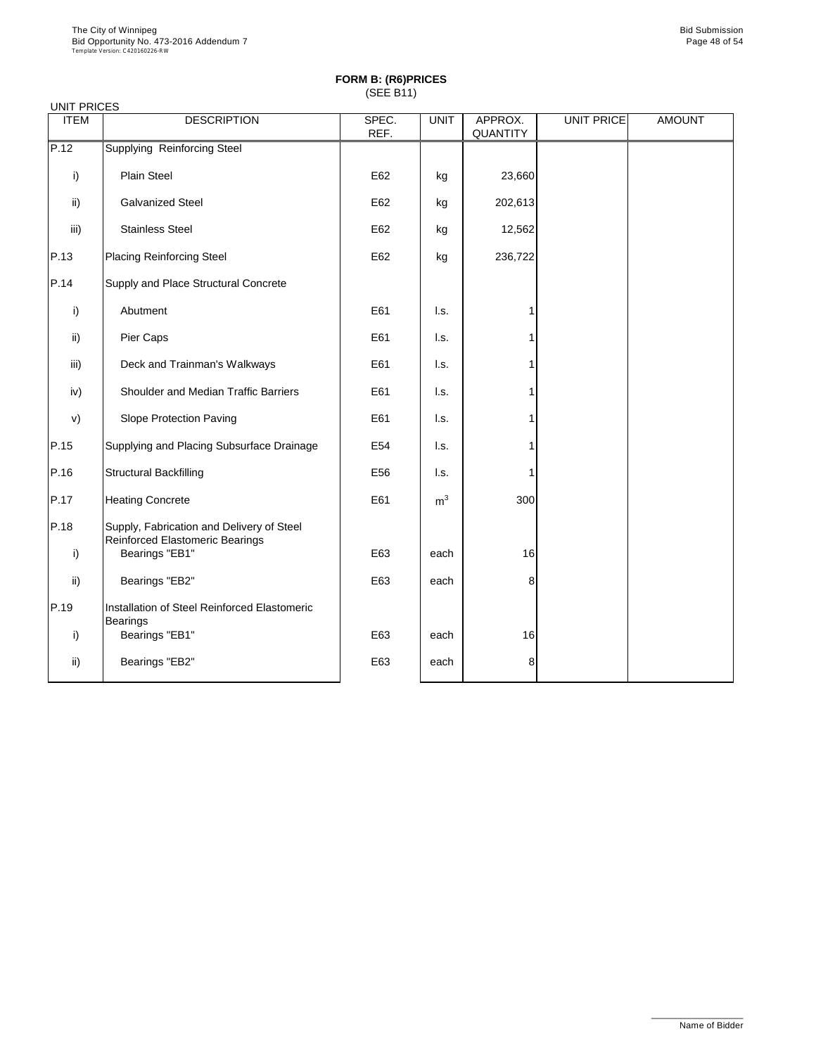**FORM B: (R6)PRICES**
(SEE B11)

UNIT PRICES

| ITEM | DESCRIPTION | SPEC. REF. | UNIT | APPROX. QUANTITY | UNIT PRICE | AMOUNT |
|---|---|---|---|---|---|---|
| P.12 | Supplying Reinforcing Steel | | | | | |
| i) | Plain Steel | E62 | kg | 23,660 | | |
| ii) | Galvanized Steel | E62 | kg | 202,613 | | |
| iii) | Stainless Steel | E62 | kg | 12,562 | | |
| P.13 | Placing Reinforcing Steel | E62 | kg | 236,722 | | |
| P.14 | Supply and Place Structural Concrete | | | | | |
| i) | Abutment | E61 | l.s. | 1 | | |
| ii) | Pier Caps | E61 | l.s. | 1 | | |
| iii) | Deck and Trainman's Walkways | E61 | l.s. | 1 | | |
| iv) | Shoulder and Median Traffic Barriers | E61 | l.s. | 1 | | |
| v) | Slope Protection Paving | E61 | l.s. | 1 | | |
| P.15 | Supplying and Placing Subsurface Drainage | E54 | l.s. | 1 | | |
| P.16 | Structural Backfilling | E56 | l.s. | 1 | | |
| P.17 | Heating Concrete | E61 | $m^3$ | 300 | | |
| P.18 | Supply, Fabrication and Delivery of Steel Reinforced Elastomeric Bearings | | | | | |
| i) | Bearings "EB1" | E63 | each | 16 | | |
| ii) | Bearings "EB2" | E63 | each | 8 | | |
| P.19 | Installation of Steel Reinforced Elastomeric Bearings | | | | | |
| i) | Bearings "EB1" | E63 | each | 16 | | |
| ii) | Bearings "EB2" | E63 | each | 8 | | |

Name of Bidder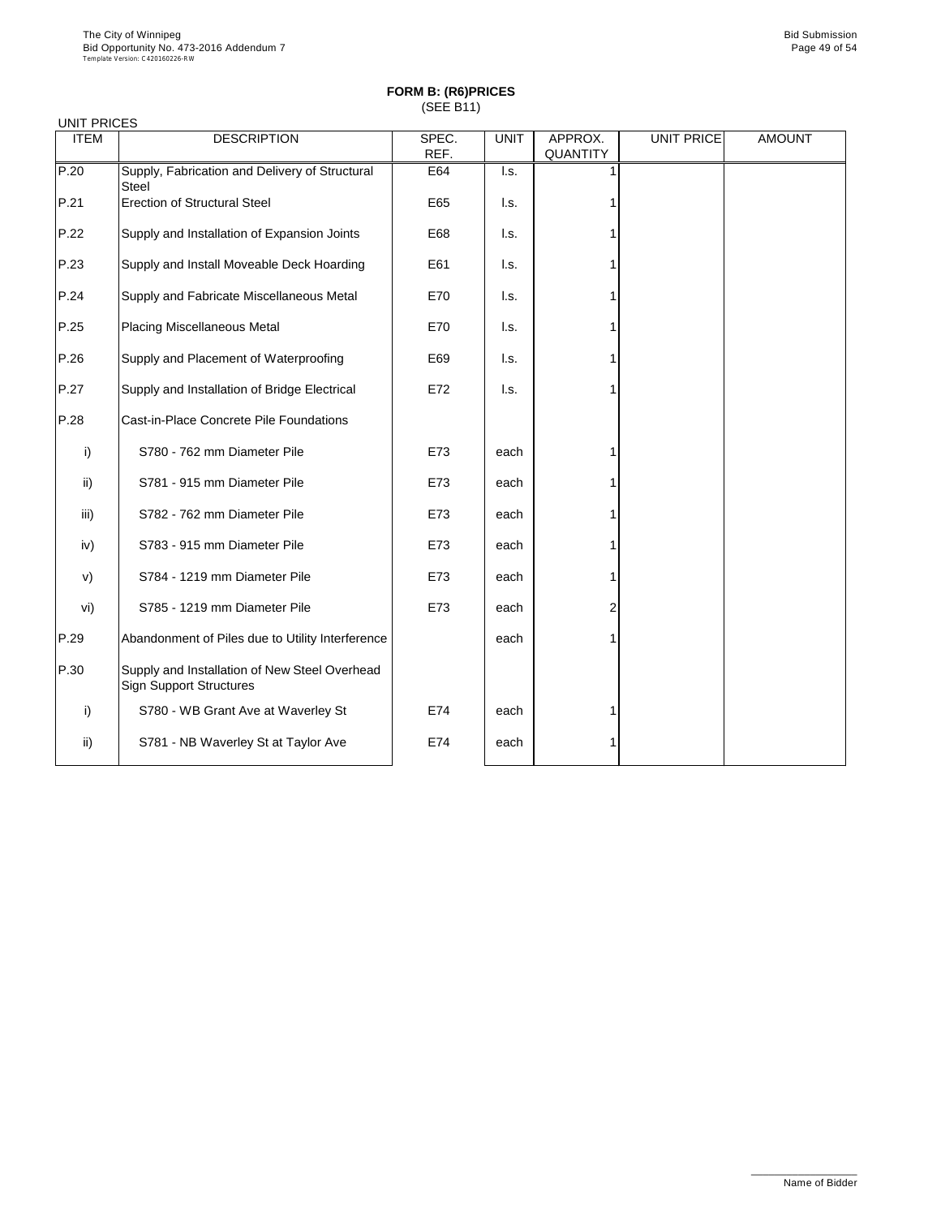**FORM B: (R6)PRICES**
(SEE B11)

UNIT PRICES

| ITEM | DESCRIPTION | SPEC. REF. | UNIT | APPROX. QUANTITY | UNIT PRICE | AMOUNT |
|---|---|---|---|---|---|---|
| P.20 | Supply, Fabrication and Delivery of Structural Steel | E64 | l.s. | 1 | | |
| P.21 | Erection of Structural Steel | E65 | l.s. | 1 | | |
| P.22 | Supply and Installation of Expansion Joints | E68 | l.s. | 1 | | |
| P.23 | Supply and Install Moveable Deck Hoarding | E61 | l.s. | 1 | | |
| P.24 | Supply and Fabricate Miscellaneous Metal | E70 | l.s. | 1 | | |
| P.25 | Placing Miscellaneous Metal | E70 | l.s. | 1 | | |
| P.26 | Supply and Placement of Waterproofing | E69 | l.s. | 1 | | |
| P.27 | Supply and Installation of Bridge Electrical | E72 | l.s. | 1 | | |
| P.28 | Cast-in-Place Concrete Pile Foundations | | | | | |
| i) | S780 - 762 mm Diameter Pile | E73 | each | 1 | | |
| ii) | S781 - 915 mm Diameter Pile | E73 | each | 1 | | |
| iii) | S782 - 762 mm Diameter Pile | E73 | each | 1 | | |
| iv) | S783 - 915 mm Diameter Pile | E73 | each | 1 | | |
| v) | S784 - 1219 mm Diameter Pile | E73 | each | 1 | | |
| vi) | S785 - 1219 mm Diameter Pile | E73 | each | 2 | | |
| P.29 | Abandonment of Piles due to Utility Interference | | each | 1 | | |
| P.30 | Supply and Installation of New Steel Overhead Sign Support Structures | | | | | |
| i) | S780 - WB Grant Ave at Waverley St | E74 | each | 1 | | |
| ii) | S781 - NB Waverley St at Taylor Ave | E74 | each | 1 | | |

Name of Bidder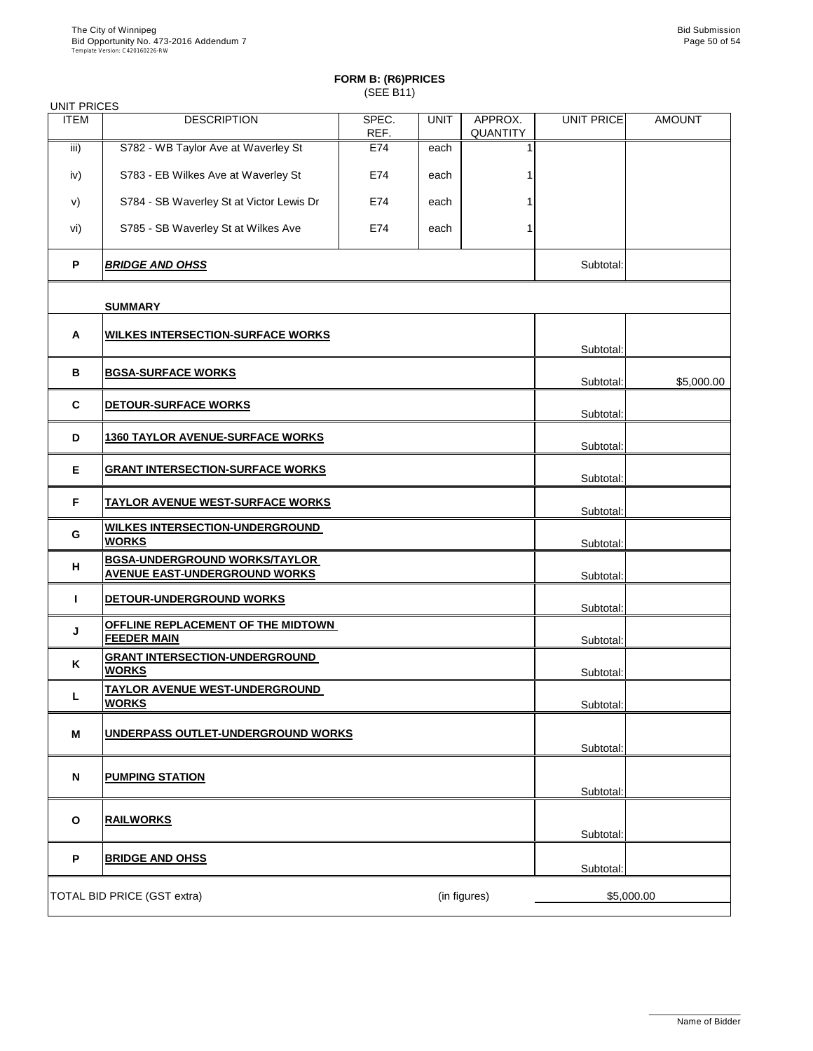## FORM B: (R6)PRICES
(SEE B11)

UNIT PRICES

| ITEM | DESCRIPTION | SPEC. REF. | UNIT | APPROX. QUANTITY | UNIT PRICE | AMOUNT |
|---|---|---|---|---|---|---|
| iii) | S782 - WB Taylor Ave at Waverley St | E74 | each | 1 | | |
| iv) | S783 - EB Wilkes Ave at Waverley St | E74 | each | 1 | | |
| v) | S784 - SB Waverley St at Victor Lewis Dr | E74 | each | 1 | | |
| vi) | S785 - SB Waverley St at Wilkes Ave | E74 | each | 1 | | |
| **P** | ***BRIDGE AND OHSS*** | | | | Subtotal: | |
| | **SUMMARY** | | | | | |
| **A** | **WILKES INTERSECTION-SURFACE WORKS** | | | | Subtotal: | |
| **B** | **BGSA-SURFACE WORKS** | | | | Subtotal: | $5,000.00 |
| **C** | **DETOUR-SURFACE WORKS** | | | | Subtotal: | |
| **D** | **1360 TAYLOR AVENUE-SURFACE WORKS** | | | | Subtotal: | |
| **E** | **GRANT INTERSECTION-SURFACE WORKS** | | | | Subtotal: | |
| **F** | **TAYLOR AVENUE WEST-SURFACE WORKS** | | | | Subtotal: | |
| **G** | **WILKES INTERSECTION-UNDERGROUND WORKS** | | | | Subtotal: | |
| **H** | **BGSA-UNDERGROUND WORKS/TAYLOR AVENUE EAST-UNDERGROUND WORKS** | | | | Subtotal: | |
| **I** | **DETOUR-UNDERGROUND WORKS** | | | | Subtotal: | |
| **J** | **OFFLINE REPLACEMENT OF THE MIDTOWN FEEDER MAIN** | | | | Subtotal: | |
| **K** | **GRANT INTERSECTION-UNDERGROUND WORKS** | | | | Subtotal: | |
| **L** | **TAYLOR AVENUE WEST-UNDERGROUND WORKS** | | | | Subtotal: | |
| **M** | **UNDERPASS OUTLET-UNDERGROUND WORKS** | | | | Subtotal: | |
| **N** | **PUMPING STATION** | | | | Subtotal: | |
| **O** | **RAILWORKS** | | | | Subtotal: | |
| **P** | **BRIDGE AND OHSS** | | | | Subtotal: | |

TOTAL BID PRICE (GST extra) (in figures) $5,000.00

_______________
Name of Bidder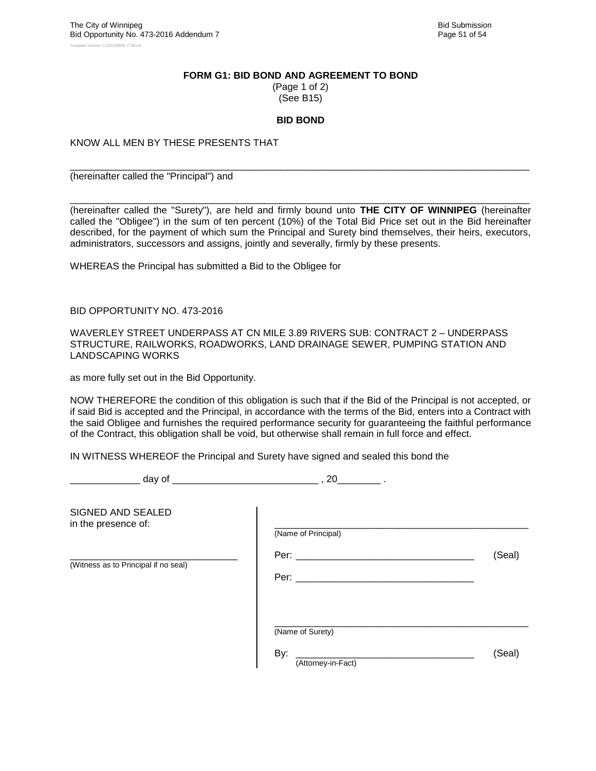**FORM G1: BID BOND AND AGREEMENT TO BOND**
(Page 1 of 2)
(See B15)

**BID BOND**

KNOW ALL MEN BY THESE PRESENTS THAT

_______________________________________________________________________________

(hereinafter called the "Principal") and

_______________________________________________________________________________

(hereinafter called the "Surety"), are held and firmly bound unto **THE CITY OF WINNIPEG** (hereinafter called the "Obligee") in the sum of ten percent (10%) of the Total Bid Price set out in the Bid hereinafter described, for the payment of which sum the Principal and Surety bind themselves, their heirs, executors, administrators, successors and assigns, jointly and severally, firmly by these presents.

WHEREAS the Principal has submitted a Bid to the Obligee for

BID OPPORTUNITY NO. 473-2016

WAVERLEY STREET UNDERPASS AT CN MILE 3.89 RIVERS SUB: CONTRACT 2 – UNDERPASS STRUCTURE, RAILWORKS, ROADWORKS, LAND DRAINAGE SEWER, PUMPING STATION AND LANDSCAPING WORKS

as more fully set out in the Bid Opportunity.

NOW THEREFORE the condition of this obligation is such that if the Bid of the Principal is not accepted, or if said Bid is accepted and the Principal, in accordance with the terms of the Bid, enters into a Contract with the said Obligee and furnishes the required performance security for guaranteeing the faithful performance of the Contract, this obligation shall be void, but otherwise shall remain in full force and effect.

IN WITNESS WHEREOF the Principal and Surety have signed and sealed this bond the

_____________ day of ___________________________ , 20________ .

SIGNED AND SEALED
in the presence of:

_________________________________
(Witness as to Principal if no seal)

__________________________________________________
(Name of Principal)

Per: _________________________________ (Seal)

Per: _________________________________

__________________________________________________
(Name of Surety)

By: _________________________________ (Seal)
(Attorney-in-Fact)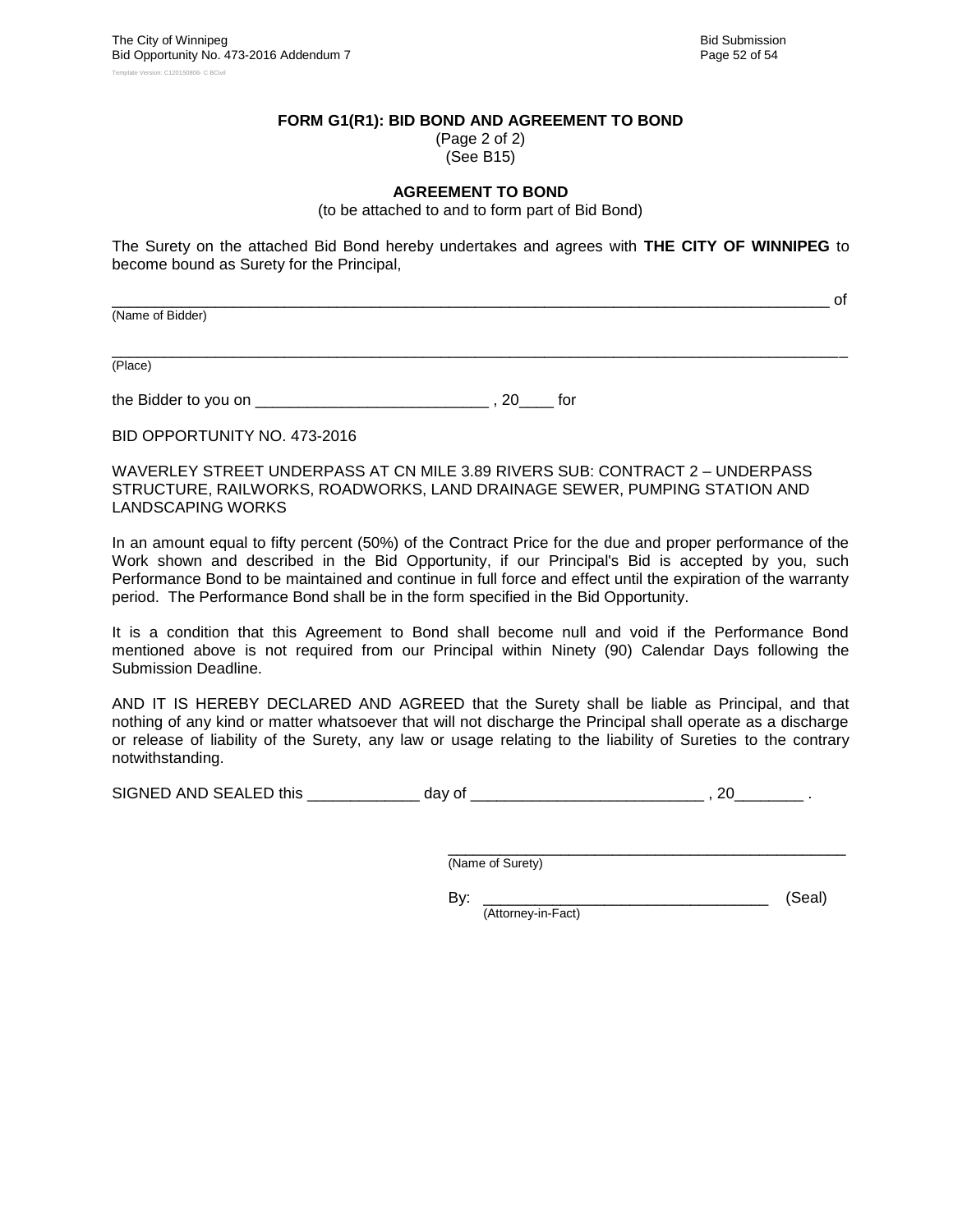**FORM G1(R1): BID BOND AND AGREEMENT TO BOND**
(Page 2 of 2)
(See B15)

**AGREEMENT TO BOND**
(to be attached to and to form part of Bid Bond)

The Surety on the attached Bid Bond hereby undertakes and agrees with **THE CITY OF WINNIPEG** to become bound as Surety for the Principal,

_________________________________________________________________________________ of
(Name of Bidder)

__________________________________________________________________________________
(Place)

the Bidder to you on ___________________________ , 20____ for

BID OPPORTUNITY NO. 473-2016

WAVERLEY STREET UNDERPASS AT CN MILE 3.89 RIVERS SUB: CONTRACT 2 – UNDERPASS STRUCTURE, RAILWORKS, ROADWORKS, LAND DRAINAGE SEWER, PUMPING STATION AND LANDSCAPING WORKS

In an amount equal to fifty percent (50%) of the Contract Price for the due and proper performance of the Work shown and described in the Bid Opportunity, if our Principal's Bid is accepted by you, such Performance Bond to be maintained and continue in full force and effect until the expiration of the warranty period. The Performance Bond shall be in the form specified in the Bid Opportunity.

It is a condition that this Agreement to Bond shall become null and void if the Performance Bond mentioned above is not required from our Principal within Ninety (90) Calendar Days following the Submission Deadline.

AND IT IS HEREBY DECLARED AND AGREED that the Surety shall be liable as Principal, and that nothing of any kind or matter whatsoever that will not discharge the Principal shall operate as a discharge or release of liability of the Surety, any law or usage relating to the liability of Sureties to the contrary notwithstanding.

SIGNED AND SEALED this _____________ day of ___________________________ , 20________ .

_________________________________________________
(Name of Surety)

By: _________________________________ (Seal)
(Attorney-in-Fact)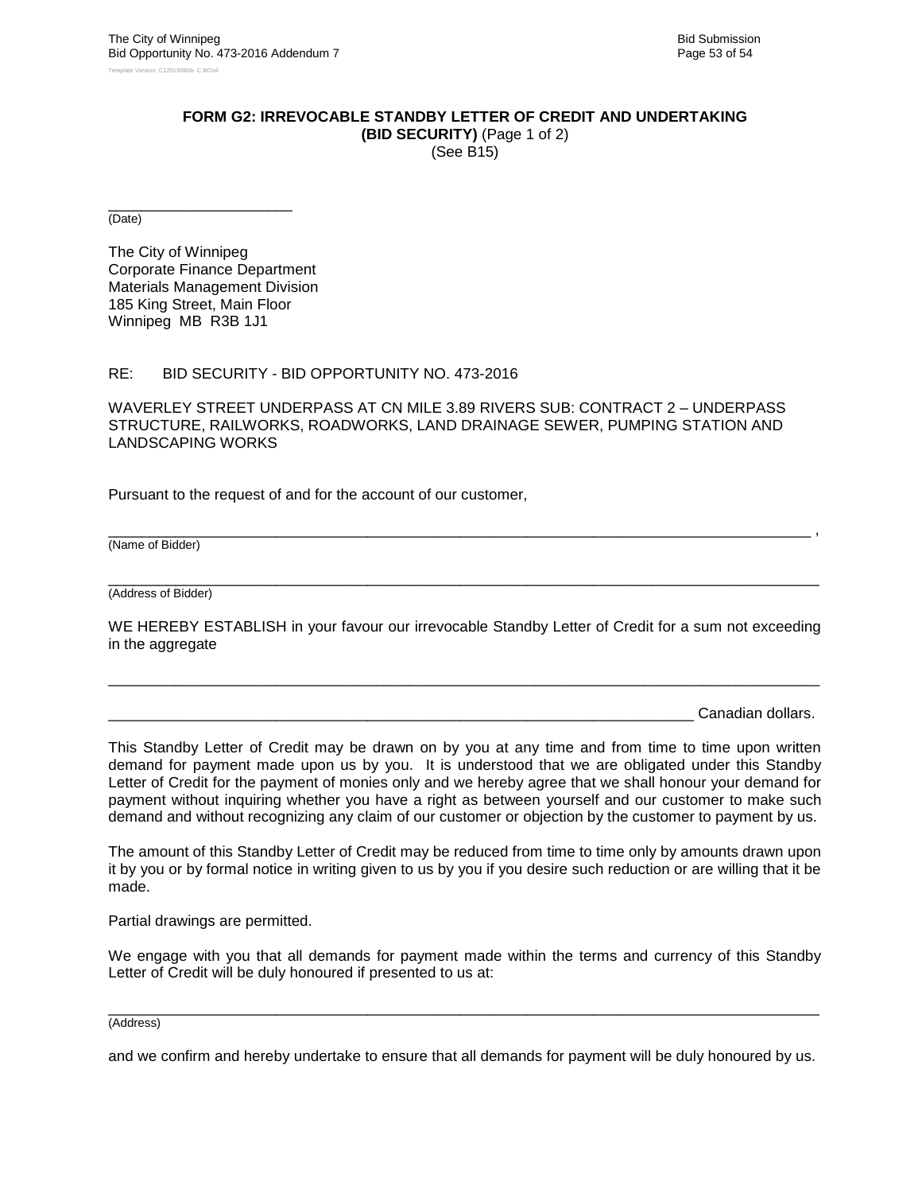**FORM G2: IRREVOCABLE STANDBY LETTER OF CREDIT AND UNDERTAKING**
**(BID SECURITY)** (Page 1 of 2)
(See B15)

______________________
(Date)

The City of Winnipeg
Corporate Finance Department
Materials Management Division
185 King Street, Main Floor
Winnipeg MB R3B 1J1

RE: BID SECURITY - BID OPPORTUNITY NO. 473-2016

WAVERLEY STREET UNDERPASS AT CN MILE 3.89 RIVERS SUB: CONTRACT 2 – UNDERPASS STRUCTURE, RAILWORKS, ROADWORKS, LAND DRAINAGE SEWER, PUMPING STATION AND LANDSCAPING WORKS

Pursuant to the request of and for the account of our customer,

________________________________________________________________________________ ,
(Name of Bidder)

________________________________________________________________________________
(Address of Bidder)

WE HEREBY ESTABLISH in your favour our irrevocable Standby Letter of Credit for a sum not exceeding in the aggregate

________________________________________________________________________________

_____________________________________________________________________ Canadian dollars.

This Standby Letter of Credit may be drawn on by you at any time and from time to time upon written demand for payment made upon us by you. It is understood that we are obligated under this Standby Letter of Credit for the payment of monies only and we hereby agree that we shall honour your demand for payment without inquiring whether you have a right as between yourself and our customer to make such demand and without recognizing any claim of our customer or objection by the customer to payment by us.

The amount of this Standby Letter of Credit may be reduced from time to time only by amounts drawn upon it by you or by formal notice in writing given to us by you if you desire such reduction or are willing that it be made.

Partial drawings are permitted.

We engage with you that all demands for payment made within the terms and currency of this Standby Letter of Credit will be duly honoured if presented to us at:

________________________________________________________________________________
(Address)

and we confirm and hereby undertake to ensure that all demands for payment will be duly honoured by us.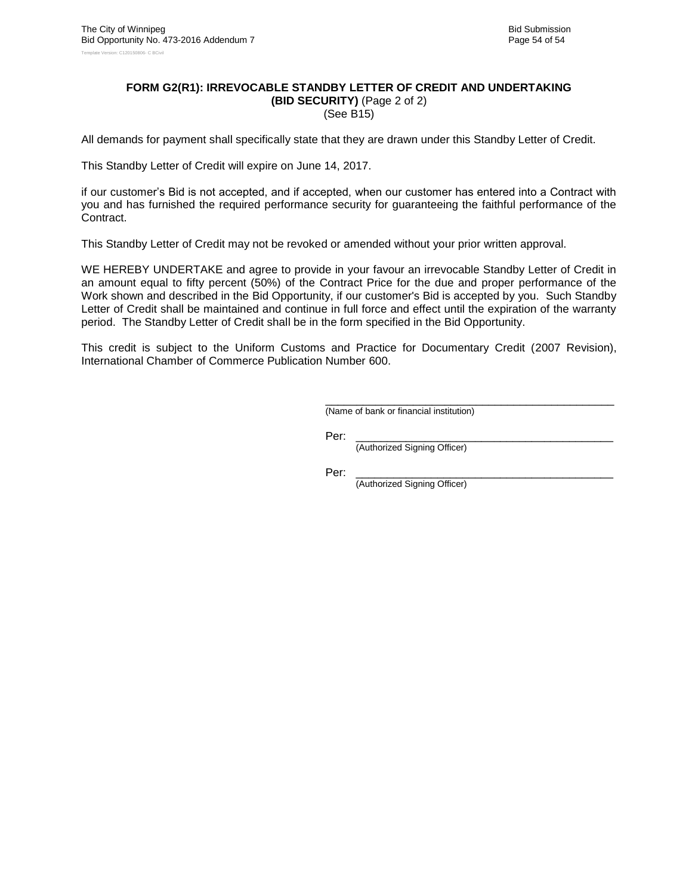**FORM G2(R1): IRREVOCABLE STANDBY LETTER OF CREDIT AND UNDERTAKING (BID SECURITY)** (Page 2 of 2)
(See B15)

All demands for payment shall specifically state that they are drawn under this Standby Letter of Credit.

This Standby Letter of Credit will expire on June 14, 2017.

if our customer's Bid is not accepted, and if accepted, when our customer has entered into a Contract with you and has furnished the required performance security for guaranteeing the faithful performance of the Contract.

This Standby Letter of Credit may not be revoked or amended without your prior written approval.

WE HEREBY UNDERTAKE and agree to provide in your favour an irrevocable Standby Letter of Credit in an amount equal to fifty percent (50%) of the Contract Price for the due and proper performance of the Work shown and described in the Bid Opportunity, if our customer's Bid is accepted by you. Such Standby Letter of Credit shall be maintained and continue in full force and effect until the expiration of the warranty period. The Standby Letter of Credit shall be in the form specified in the Bid Opportunity.

This credit is subject to the Uniform Customs and Practice for Documentary Credit (2007 Revision), International Chamber of Commerce Publication Number 600.

\_\_\_\_\_\_\_\_\_\_\_\_\_\_\_\_\_\_\_\_\_\_\_\_\_\_\_\_\_\_\_\_\_\_\_\_\_\_\_\_\_\_\_\_
(Name of bank or financial institution)

Per: \_\_\_\_\_\_\_\_\_\_\_\_\_\_\_\_\_\_\_\_\_\_\_\_\_\_\_\_\_\_\_\_\_\_\_\_\_\_\_\_
(Authorized Signing Officer)

Per: \_\_\_\_\_\_\_\_\_\_\_\_\_\_\_\_\_\_\_\_\_\_\_\_\_\_\_\_\_\_\_\_\_\_\_\_\_\_\_\_
(Authorized Signing Officer)